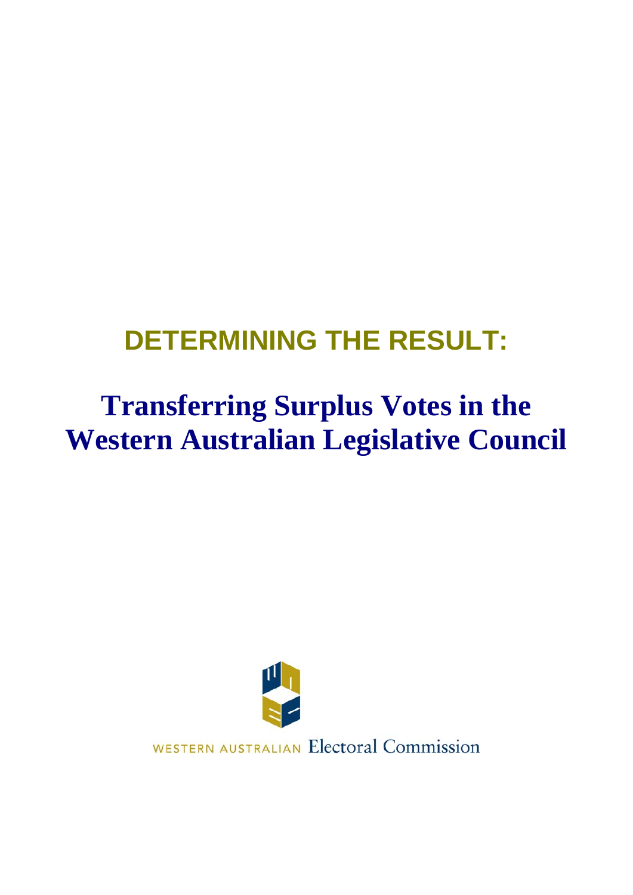# DETERMINING THE RESULT:

## Transferring Surplus Votes in the Western Australian Legislative Council

WESTERN AUSTRALIAN Electoral Commission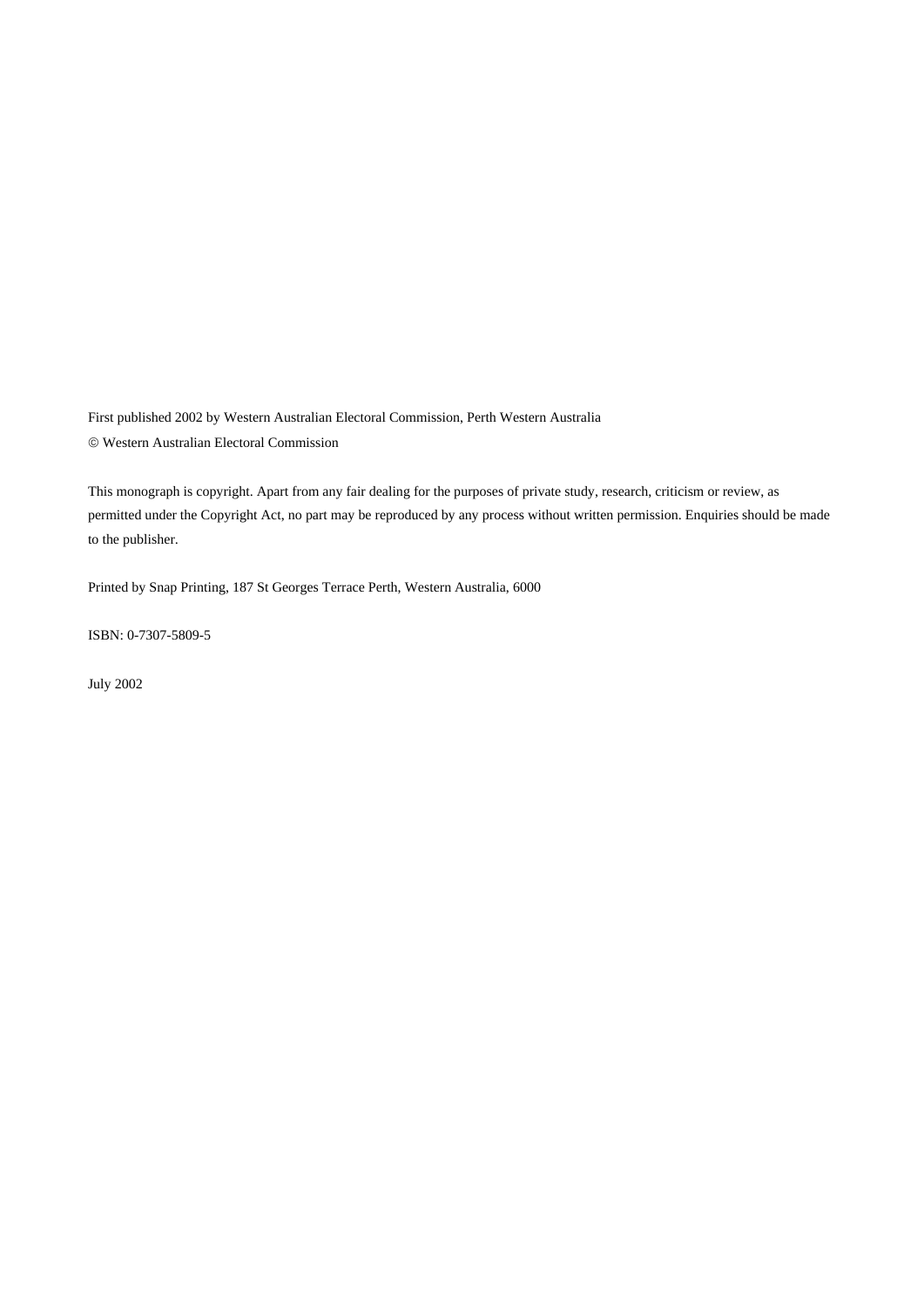First published 2002 by Western Australian Electoral Commission, Perth Western Australia

© Western Australian Electoral Commission

This monograph is copyright. Apart from any fair dealing for the purposes of private study, research, criticism or review, as permitted under the Copyright Act, no part may be reproduced by any process without written permission. Enquiries should be made to the publisher.

Printed by Snap Printing, 187 St Georges Terrace Perth, Western Australia, 6000

ISBN: 0-7307-5809-5

July 2002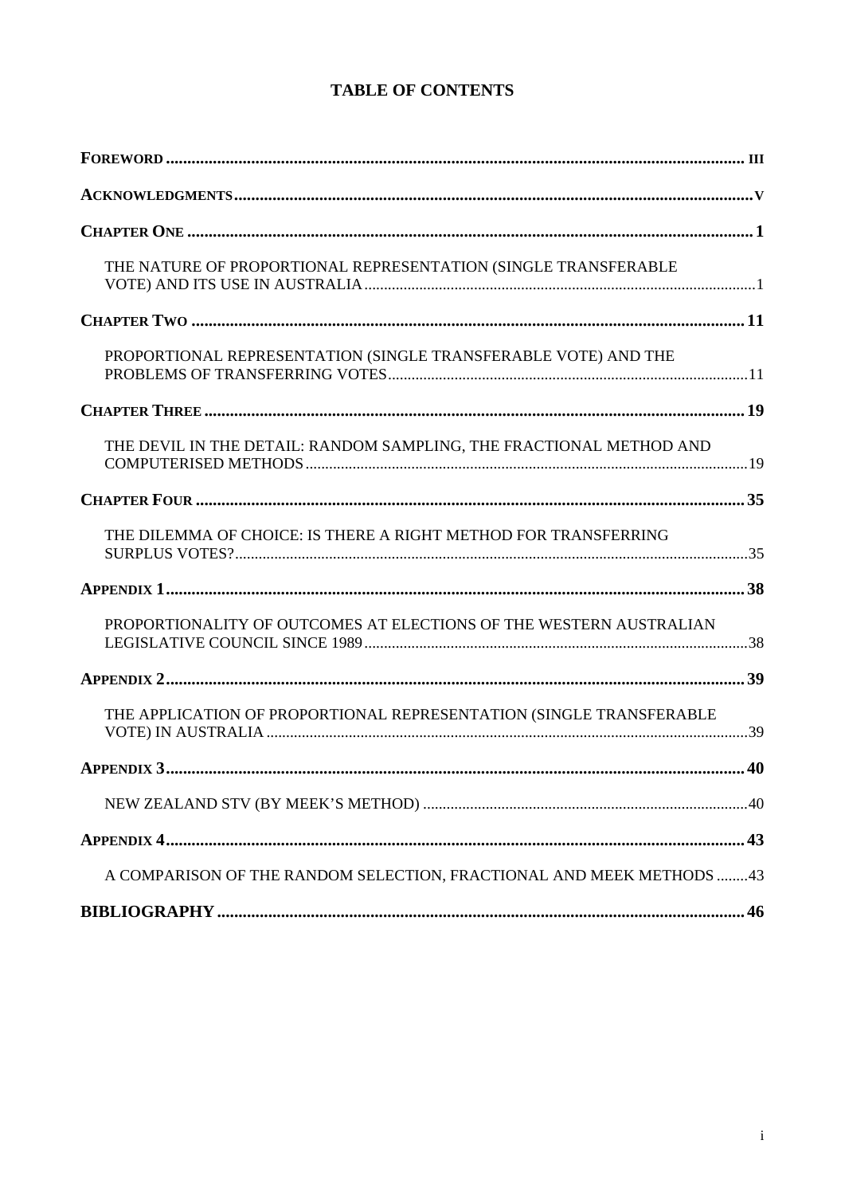# TABLE OF CONTENTS

**FOREWORD** ..... III

**ACKNOWLEDGMENTS** ..... V

**CHAPTER ONE** ..... 1

THE NATURE OF PROPORTIONAL REPRESENTATION (SINGLE TRANSFERABLE VOTE) AND ITS USE IN AUSTRALIA ..... 1

**CHAPTER TWO** ..... 11

PROPORTIONAL REPRESENTATION (SINGLE TRANSFERABLE VOTE) AND THE PROBLEMS OF TRANSFERRING VOTES ..... 11

**CHAPTER THREE** ..... 19

THE DEVIL IN THE DETAIL: RANDOM SAMPLING, THE FRACTIONAL METHOD AND COMPUTERISED METHODS ..... 19

**CHAPTER FOUR** ..... 35

THE DILEMMA OF CHOICE: IS THERE A RIGHT METHOD FOR TRANSFERRING SURPLUS VOTES? ..... 35

**APPENDIX 1** ..... 38

PROPORTIONALITY OF OUTCOMES AT ELECTIONS OF THE WESTERN AUSTRALIAN LEGISLATIVE COUNCIL SINCE 1989 ..... 38

**APPENDIX 2** ..... 39

THE APPLICATION OF PROPORTIONAL REPRESENTATION (SINGLE TRANSFERABLE VOTE) IN AUSTRALIA ..... 39

**APPENDIX 3** ..... 40

NEW ZEALAND STV (BY MEEK'S METHOD) ..... 40

**APPENDIX 4** ..... 43

A COMPARISON OF THE RANDOM SELECTION, FRACTIONAL AND MEEK METHODS ..... 43

**BIBLIOGRAPHY** ..... 46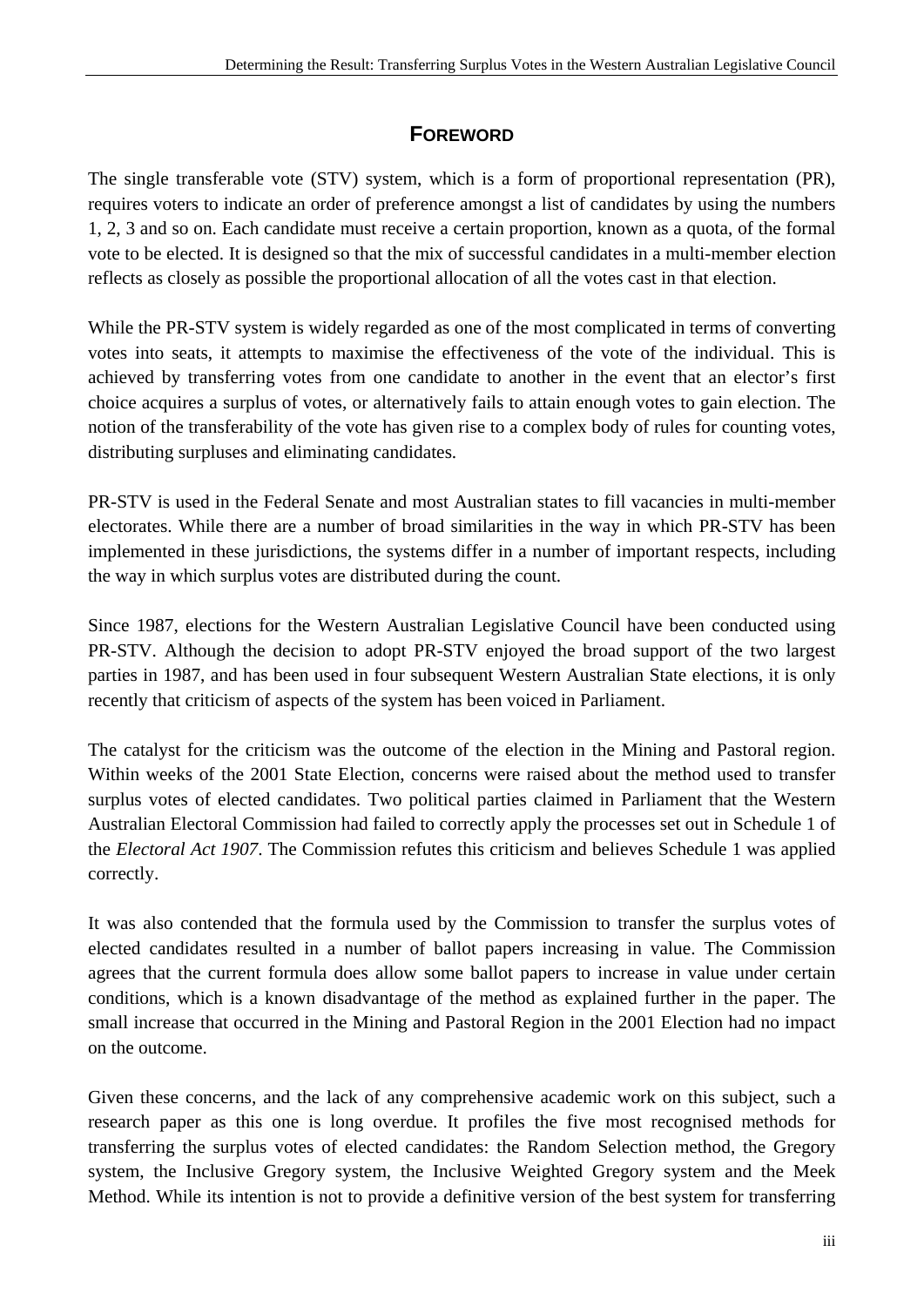## FOREWORD

The single transferable vote (STV) system, which is a form of proportional representation (PR), requires voters to indicate an order of preference amongst a list of candidates by using the numbers 1, 2, 3 and so on. Each candidate must receive a certain proportion, known as a quota, of the formal vote to be elected. It is designed so that the mix of successful candidates in a multi-member election reflects as closely as possible the proportional allocation of all the votes cast in that election.

While the PR-STV system is widely regarded as one of the most complicated in terms of converting votes into seats, it attempts to maximise the effectiveness of the vote of the individual. This is achieved by transferring votes from one candidate to another in the event that an elector's first choice acquires a surplus of votes, or alternatively fails to attain enough votes to gain election. The notion of the transferability of the vote has given rise to a complex body of rules for counting votes, distributing surpluses and eliminating candidates.

PR-STV is used in the Federal Senate and most Australian states to fill vacancies in multi-member electorates. While there are a number of broad similarities in the way in which PR-STV has been implemented in these jurisdictions, the systems differ in a number of important respects, including the way in which surplus votes are distributed during the count.

Since 1987, elections for the Western Australian Legislative Council have been conducted using PR-STV. Although the decision to adopt PR-STV enjoyed the broad support of the two largest parties in 1987, and has been used in four subsequent Western Australian State elections, it is only recently that criticism of aspects of the system has been voiced in Parliament.

The catalyst for the criticism was the outcome of the election in the Mining and Pastoral region. Within weeks of the 2001 State Election, concerns were raised about the method used to transfer surplus votes of elected candidates. Two political parties claimed in Parliament that the Western Australian Electoral Commission had failed to correctly apply the processes set out in Schedule 1 of the *Electoral Act 1907*. The Commission refutes this criticism and believes Schedule 1 was applied correctly.

It was also contended that the formula used by the Commission to transfer the surplus votes of elected candidates resulted in a number of ballot papers increasing in value. The Commission agrees that the current formula does allow some ballot papers to increase in value under certain conditions, which is a known disadvantage of the method as explained further in the paper. The small increase that occurred in the Mining and Pastoral Region in the 2001 Election had no impact on the outcome.

Given these concerns, and the lack of any comprehensive academic work on this subject, such a research paper as this one is long overdue. It profiles the five most recognised methods for transferring the surplus votes of elected candidates: the Random Selection method, the Gregory system, the Inclusive Gregory system, the Inclusive Weighted Gregory system and the Meek Method. While its intention is not to provide a definitive version of the best system for transferring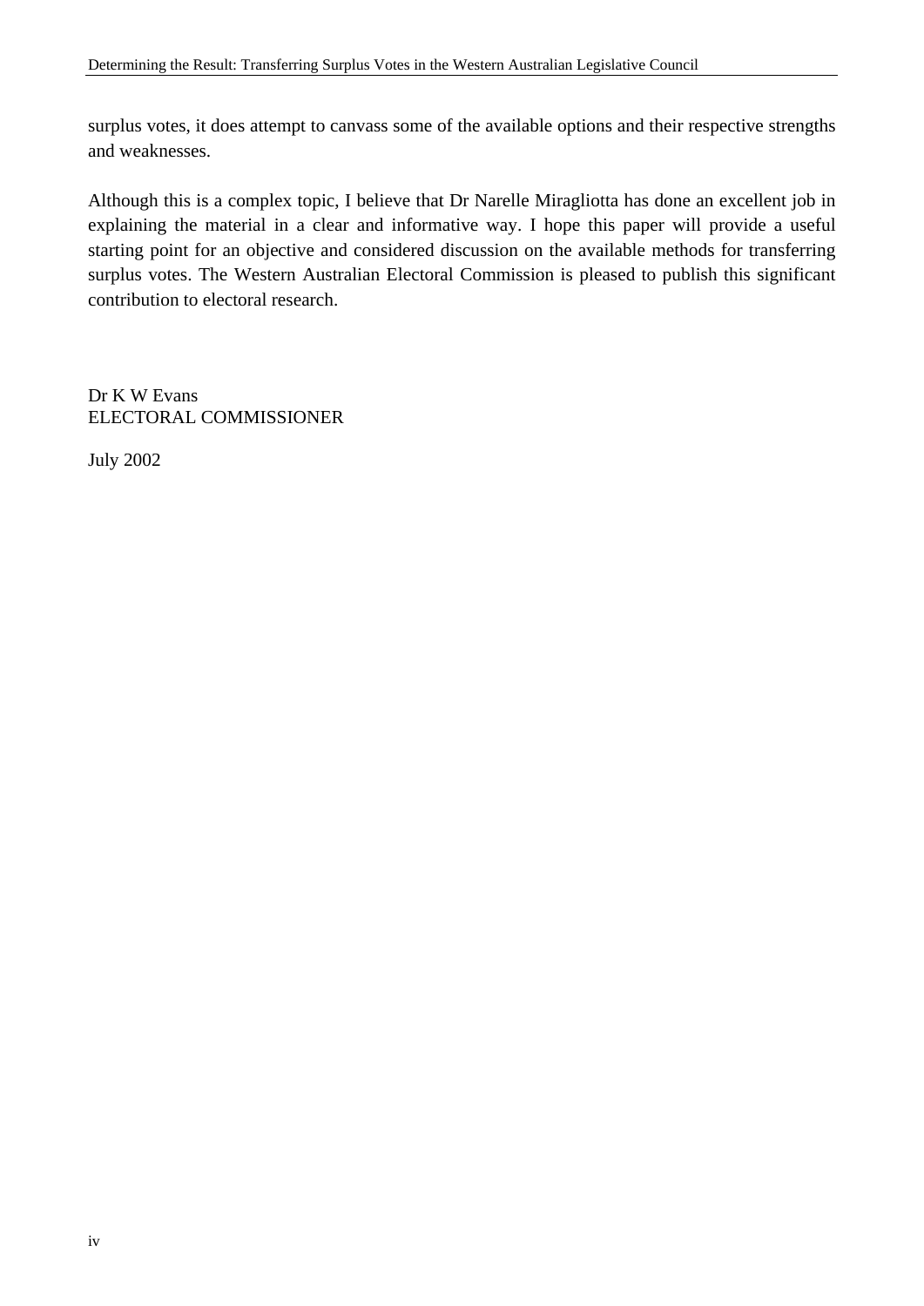surplus votes, it does attempt to canvass some of the available options and their respective strengths and weaknesses.

Although this is a complex topic, I believe that Dr Narelle Miragliotta has done an excellent job in explaining the material in a clear and informative way. I hope this paper will provide a useful starting point for an objective and considered discussion on the available methods for transferring surplus votes. The Western Australian Electoral Commission is pleased to publish this significant contribution to electoral research.

Dr K W Evans
ELECTORAL COMMISSIONER

July 2002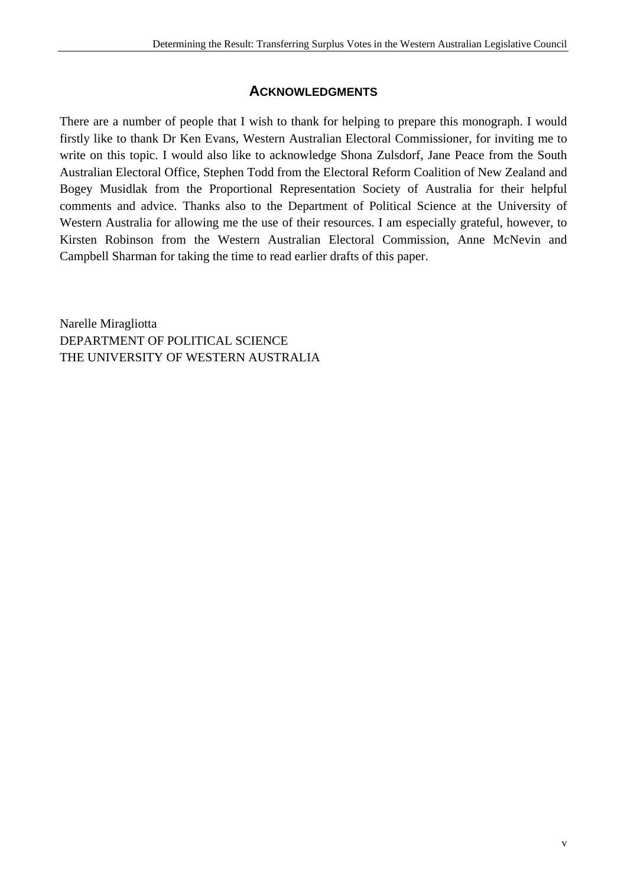## ACKNOWLEDGMENTS

There are a number of people that I wish to thank for helping to prepare this monograph. I would firstly like to thank Dr Ken Evans, Western Australian Electoral Commissioner, for inviting me to write on this topic. I would also like to acknowledge Shona Zulsdorf, Jane Peace from the South Australian Electoral Office, Stephen Todd from the Electoral Reform Coalition of New Zealand and Bogey Musidlak from the Proportional Representation Society of Australia for their helpful comments and advice. Thanks also to the Department of Political Science at the University of Western Australia for allowing me the use of their resources. I am especially grateful, however, to Kirsten Robinson from the Western Australian Electoral Commission, Anne McNevin and Campbell Sharman for taking the time to read earlier drafts of this paper.

Narelle Miragliotta
DEPARTMENT OF POLITICAL SCIENCE
THE UNIVERSITY OF WESTERN AUSTRALIA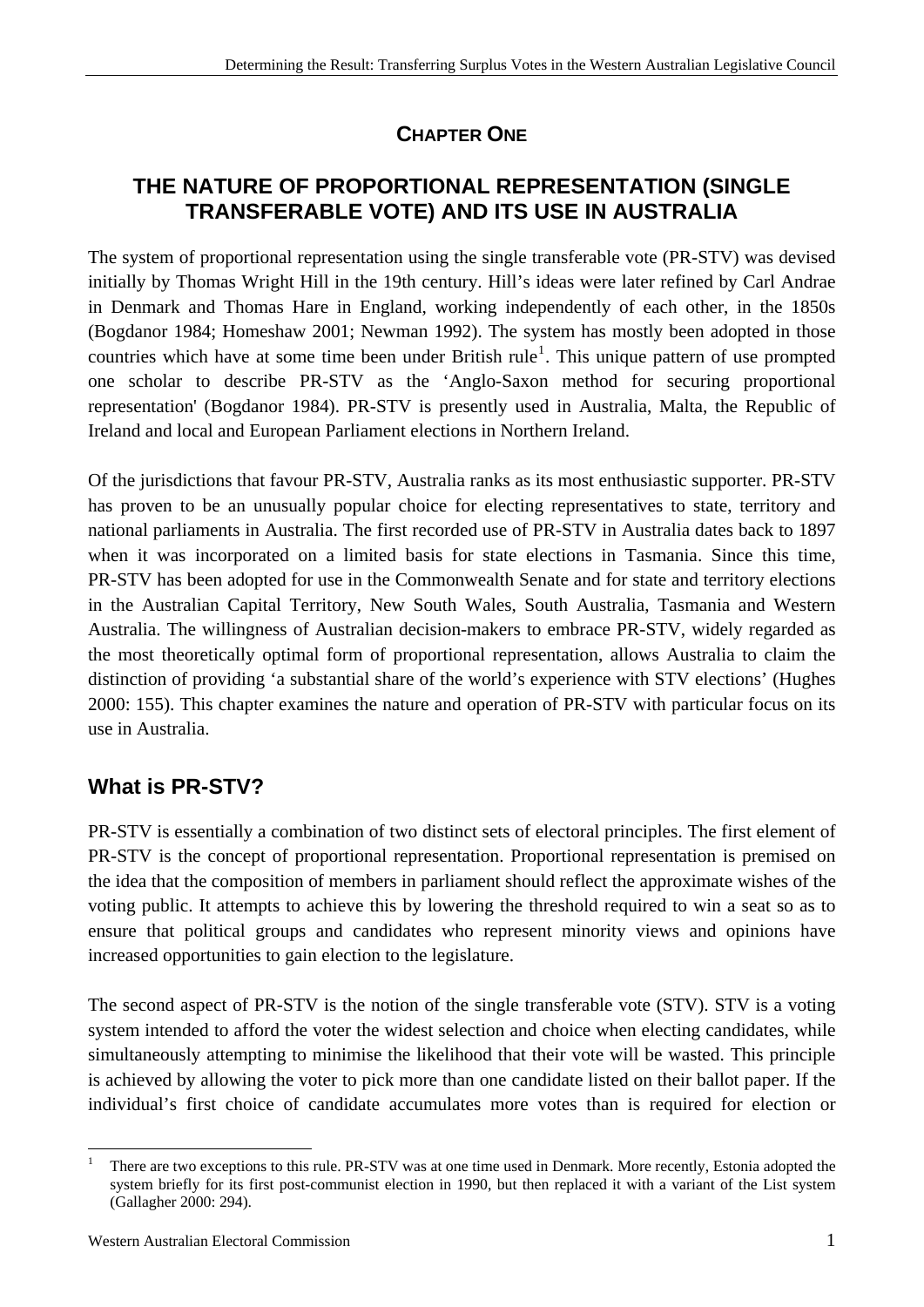# CHAPTER ONE

# THE NATURE OF PROPORTIONAL REPRESENTATION (SINGLE TRANSFERABLE VOTE) AND ITS USE IN AUSTRALIA

The system of proportional representation using the single transferable vote (PR-STV) was devised initially by Thomas Wright Hill in the 19th century. Hill's ideas were later refined by Carl Andrae in Denmark and Thomas Hare in England, working independently of each other, in the 1850s (Bogdanor 1984; Homeshaw 2001; Newman 1992). The system has mostly been adopted in those countries which have at some time been under British rule[1]. This unique pattern of use prompted one scholar to describe PR-STV as the 'Anglo-Saxon method for securing proportional representation' (Bogdanor 1984). PR-STV is presently used in Australia, Malta, the Republic of Ireland and local and European Parliament elections in Northern Ireland.

Of the jurisdictions that favour PR-STV, Australia ranks as its most enthusiastic supporter. PR-STV has proven to be an unusually popular choice for electing representatives to state, territory and national parliaments in Australia. The first recorded use of PR-STV in Australia dates back to 1897 when it was incorporated on a limited basis for state elections in Tasmania. Since this time, PR-STV has been adopted for use in the Commonwealth Senate and for state and territory elections in the Australian Capital Territory, New South Wales, South Australia, Tasmania and Western Australia. The willingness of Australian decision-makers to embrace PR-STV, widely regarded as the most theoretically optimal form of proportional representation, allows Australia to claim the distinction of providing 'a substantial share of the world's experience with STV elections' (Hughes 2000: 155). This chapter examines the nature and operation of PR-STV with particular focus on its use in Australia.

## What is PR-STV?

PR-STV is essentially a combination of two distinct sets of electoral principles. The first element of PR-STV is the concept of proportional representation. Proportional representation is premised on the idea that the composition of members in parliament should reflect the approximate wishes of the voting public. It attempts to achieve this by lowering the threshold required to win a seat so as to ensure that political groups and candidates who represent minority views and opinions have increased opportunities to gain election to the legislature.

The second aspect of PR-STV is the notion of the single transferable vote (STV). STV is a voting system intended to afford the voter the widest selection and choice when electing candidates, while simultaneously attempting to minimise the likelihood that their vote will be wasted. This principle is achieved by allowing the voter to pick more than one candidate listed on their ballot paper. If the individual's first choice of candidate accumulates more votes than is required for election or

---

[1] There are two exceptions to this rule. PR-STV was at one time used in Denmark. More recently, Estonia adopted the system briefly for its first post-communist election in 1990, but then replaced it with a variant of the List system (Gallagher 2000: 294).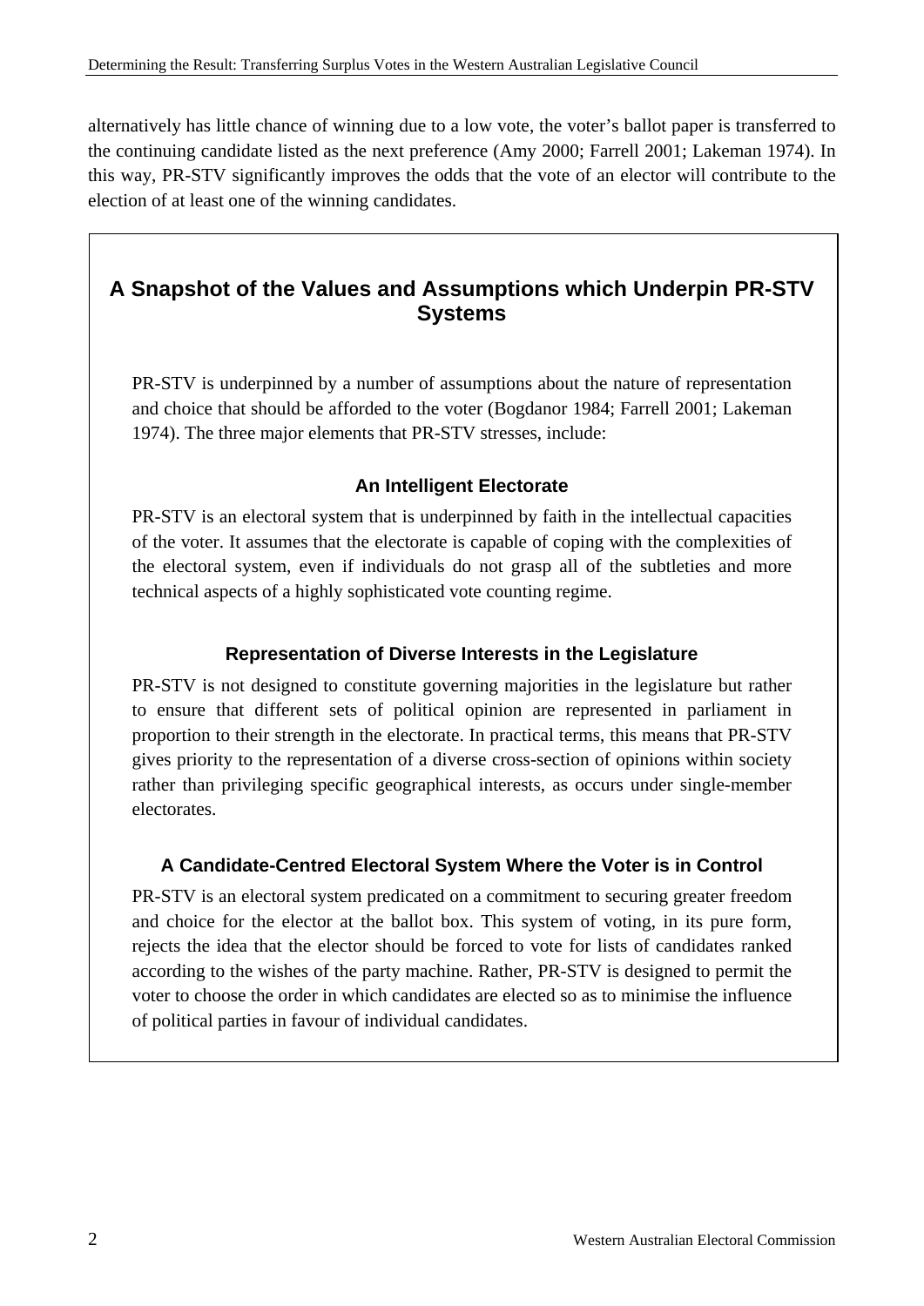alternatively has little chance of winning due to a low vote, the voter's ballot paper is transferred to the continuing candidate listed as the next preference (Amy 2000; Farrell 2001; Lakeman 1974). In this way, PR-STV significantly improves the odds that the vote of an elector will contribute to the election of at least one of the winning candidates.

## A Snapshot of the Values and Assumptions which Underpin PR-STV Systems

PR-STV is underpinned by a number of assumptions about the nature of representation and choice that should be afforded to the voter (Bogdanor 1984; Farrell 2001; Lakeman 1974). The three major elements that PR-STV stresses, include:

### An Intelligent Electorate

PR-STV is an electoral system that is underpinned by faith in the intellectual capacities of the voter. It assumes that the electorate is capable of coping with the complexities of the electoral system, even if individuals do not grasp all of the subtleties and more technical aspects of a highly sophisticated vote counting regime.

### Representation of Diverse Interests in the Legislature

PR-STV is not designed to constitute governing majorities in the legislature but rather to ensure that different sets of political opinion are represented in parliament in proportion to their strength in the electorate. In practical terms, this means that PR-STV gives priority to the representation of a diverse cross-section of opinions within society rather than privileging specific geographical interests, as occurs under single-member electorates.

### A Candidate-Centred Electoral System Where the Voter is in Control

PR-STV is an electoral system predicated on a commitment to securing greater freedom and choice for the elector at the ballot box. This system of voting, in its pure form, rejects the idea that the elector should be forced to vote for lists of candidates ranked according to the wishes of the party machine. Rather, PR-STV is designed to permit the voter to choose the order in which candidates are elected so as to minimise the influence of political parties in favour of individual candidates.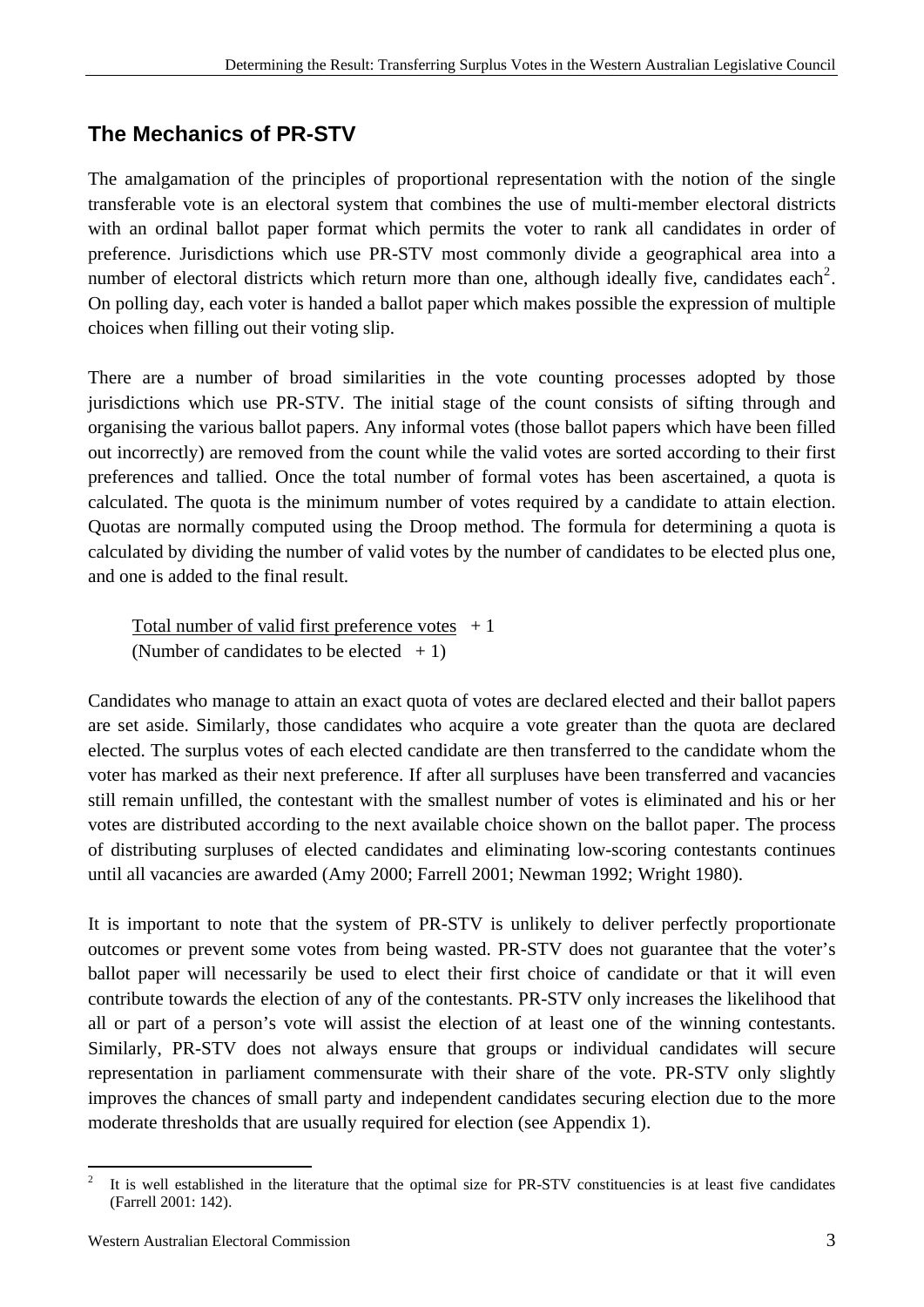## The Mechanics of PR-STV

The amalgamation of the principles of proportional representation with the notion of the single transferable vote is an electoral system that combines the use of multi-member electoral districts with an ordinal ballot paper format which permits the voter to rank all candidates in order of preference. Jurisdictions which use PR-STV most commonly divide a geographical area into a number of electoral districts which return more than one, although ideally five, candidates each[2]. On polling day, each voter is handed a ballot paper which makes possible the expression of multiple choices when filling out their voting slip.

There are a number of broad similarities in the vote counting processes adopted by those jurisdictions which use PR-STV. The initial stage of the count consists of sifting through and organising the various ballot papers. Any informal votes (those ballot papers which have been filled out incorrectly) are removed from the count while the valid votes are sorted according to their first preferences and tallied. Once the total number of formal votes has been ascertained, a quota is calculated. The quota is the minimum number of votes required by a candidate to attain election. Quotas are normally computed using the Droop method. The formula for determining a quota is calculated by dividing the number of valid votes by the number of candidates to be elected plus one, and one is added to the final result.

$$\frac{\text{Total number of valid first preference votes}}{(\text{Number of candidates to be elected } + 1)} + 1$$

Candidates who manage to attain an exact quota of votes are declared elected and their ballot papers are set aside. Similarly, those candidates who acquire a vote greater than the quota are declared elected. The surplus votes of each elected candidate are then transferred to the candidate whom the voter has marked as their next preference. If after all surpluses have been transferred and vacancies still remain unfilled, the contestant with the smallest number of votes is eliminated and his or her votes are distributed according to the next available choice shown on the ballot paper. The process of distributing surpluses of elected candidates and eliminating low-scoring contestants continues until all vacancies are awarded (Amy 2000; Farrell 2001; Newman 1992; Wright 1980).

It is important to note that the system of PR-STV is unlikely to deliver perfectly proportionate outcomes or prevent some votes from being wasted. PR-STV does not guarantee that the voter's ballot paper will necessarily be used to elect their first choice of candidate or that it will even contribute towards the election of any of the contestants. PR-STV only increases the likelihood that all or part of a person's vote will assist the election of at least one of the winning contestants. Similarly, PR-STV does not always ensure that groups or individual candidates will secure representation in parliament commensurate with their share of the vote. PR-STV only slightly improves the chances of small party and independent candidates securing election due to the more moderate thresholds that are usually required for election (see Appendix 1).

---

[2] It is well established in the literature that the optimal size for PR-STV constituencies is at least five candidates (Farrell 2001: 142).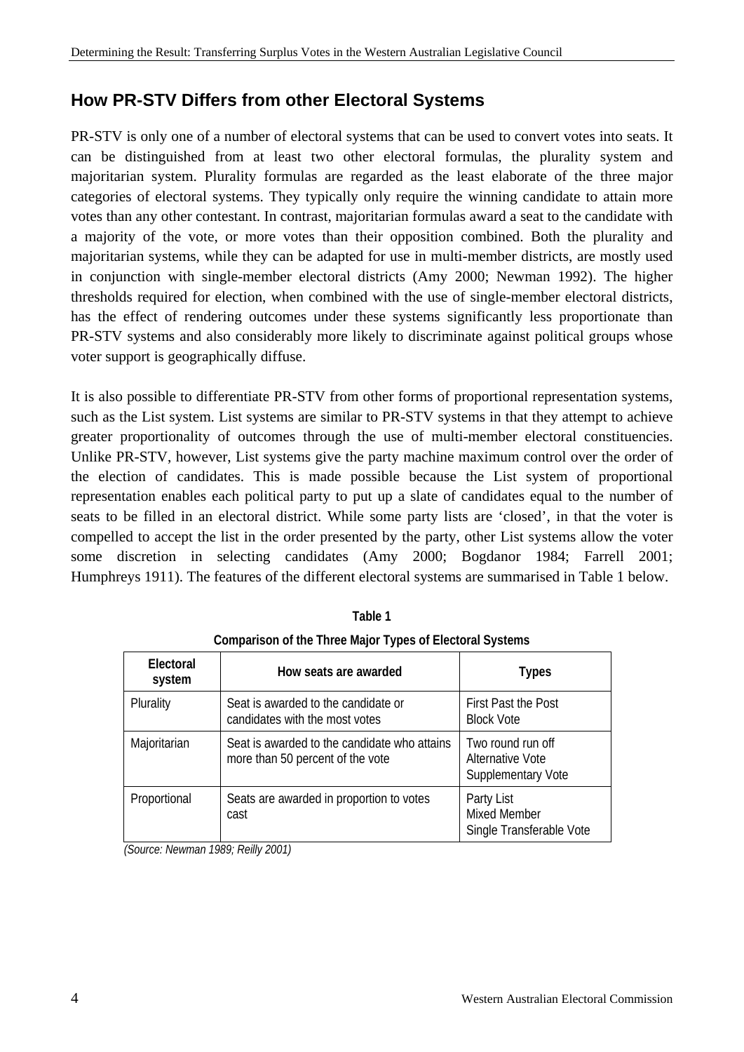## How PR-STV Differs from other Electoral Systems

PR-STV is only one of a number of electoral systems that can be used to convert votes into seats. It can be distinguished from at least two other electoral formulas, the plurality system and majoritarian system. Plurality formulas are regarded as the least elaborate of the three major categories of electoral systems. They typically only require the winning candidate to attain more votes than any other contestant. In contrast, majoritarian formulas award a seat to the candidate with a majority of the vote, or more votes than their opposition combined. Both the plurality and majoritarian systems, while they can be adapted for use in multi-member districts, are mostly used in conjunction with single-member electoral districts (Amy 2000; Newman 1992). The higher thresholds required for election, when combined with the use of single-member electoral districts, has the effect of rendering outcomes under these systems significantly less proportionate than PR-STV systems and also considerably more likely to discriminate against political groups whose voter support is geographically diffuse.

It is also possible to differentiate PR-STV from other forms of proportional representation systems, such as the List system. List systems are similar to PR-STV systems in that they attempt to achieve greater proportionality of outcomes through the use of multi-member electoral constituencies. Unlike PR-STV, however, List systems give the party machine maximum control over the order of the election of candidates. This is made possible because the List system of proportional representation enables each political party to put up a slate of candidates equal to the number of seats to be filled in an electoral district. While some party lists are 'closed', in that the voter is compelled to accept the list in the order presented by the party, other List systems allow the voter some discretion in selecting candidates (Amy 2000; Bogdanor 1984; Farrell 2001; Humphreys 1911). The features of the different electoral systems are summarised in Table 1 below.

**Table 1**

**Comparison of the Three Major Types of Electoral Systems**

| Electoral system | How seats are awarded | Types |
|---|---|---|
| Plurality | Seat is awarded to the candidate or candidates with the most votes | First Past the Post<br>Block Vote |
| Majoritarian | Seat is awarded to the candidate who attains more than 50 percent of the vote | Two round run off<br>Alternative Vote<br>Supplementary Vote |
| Proportional | Seats are awarded in proportion to votes cast | Party List<br>Mixed Member<br>Single Transferable Vote |

*(Source: Newman 1989; Reilly 2001)*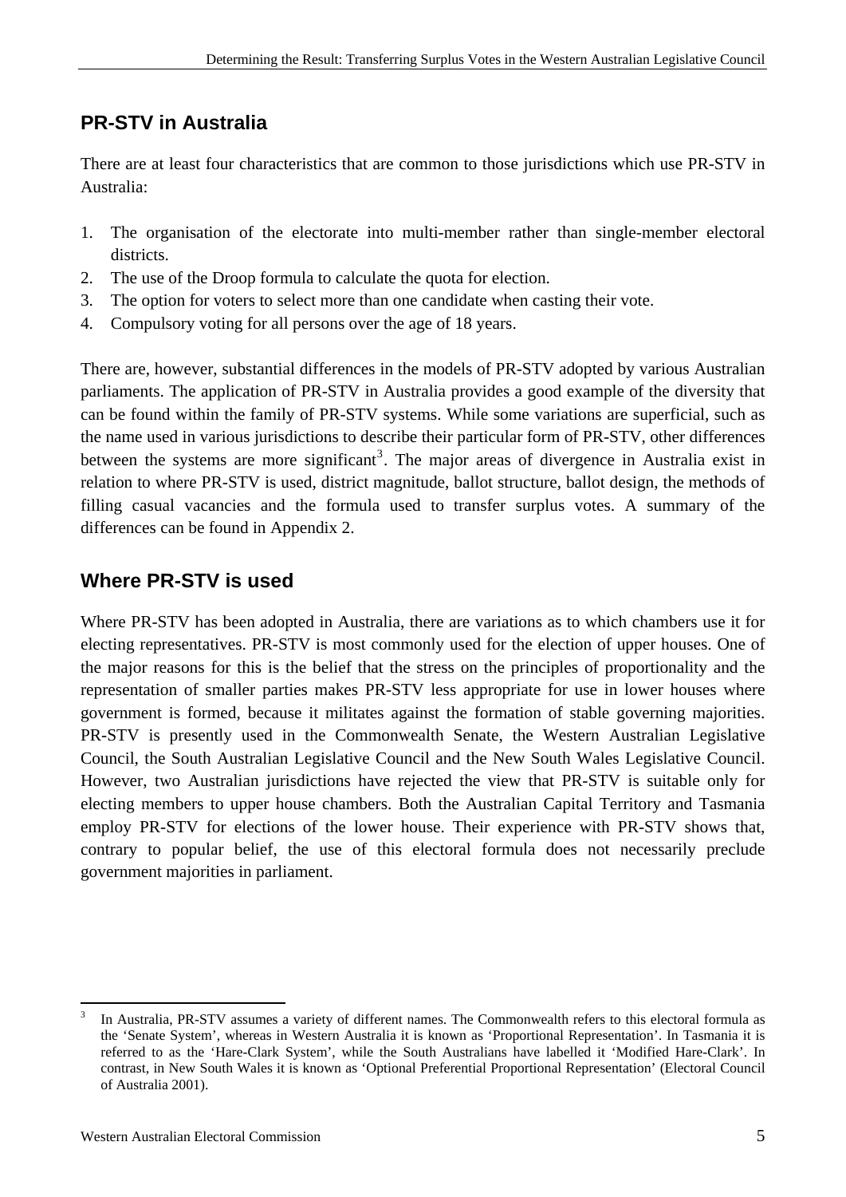## PR-STV in Australia

There are at least four characteristics that are common to those jurisdictions which use PR-STV in Australia:

1. The organisation of the electorate into multi-member rather than single-member electoral districts.
2. The use of the Droop formula to calculate the quota for election.
3. The option for voters to select more than one candidate when casting their vote.
4. Compulsory voting for all persons over the age of 18 years.

There are, however, substantial differences in the models of PR-STV adopted by various Australian parliaments. The application of PR-STV in Australia provides a good example of the diversity that can be found within the family of PR-STV systems. While some variations are superficial, such as the name used in various jurisdictions to describe their particular form of PR-STV, other differences between the systems are more significant[3]. The major areas of divergence in Australia exist in relation to where PR-STV is used, district magnitude, ballot structure, ballot design, the methods of filling casual vacancies and the formula used to transfer surplus votes. A summary of the differences can be found in Appendix 2.

## Where PR-STV is used

Where PR-STV has been adopted in Australia, there are variations as to which chambers use it for electing representatives. PR-STV is most commonly used for the election of upper houses. One of the major reasons for this is the belief that the stress on the principles of proportionality and the representation of smaller parties makes PR-STV less appropriate for use in lower houses where government is formed, because it militates against the formation of stable governing majorities. PR-STV is presently used in the Commonwealth Senate, the Western Australian Legislative Council, the South Australian Legislative Council and the New South Wales Legislative Council. However, two Australian jurisdictions have rejected the view that PR-STV is suitable only for electing members to upper house chambers. Both the Australian Capital Territory and Tasmania employ PR-STV for elections of the lower house. Their experience with PR-STV shows that, contrary to popular belief, the use of this electoral formula does not necessarily preclude government majorities in parliament.

---

[3] In Australia, PR-STV assumes a variety of different names. The Commonwealth refers to this electoral formula as the 'Senate System', whereas in Western Australia it is known as 'Proportional Representation'. In Tasmania it is referred to as the 'Hare-Clark System', while the South Australians have labelled it 'Modified Hare-Clark'. In contrast, in New South Wales it is known as 'Optional Preferential Proportional Representation' (Electoral Council of Australia 2001).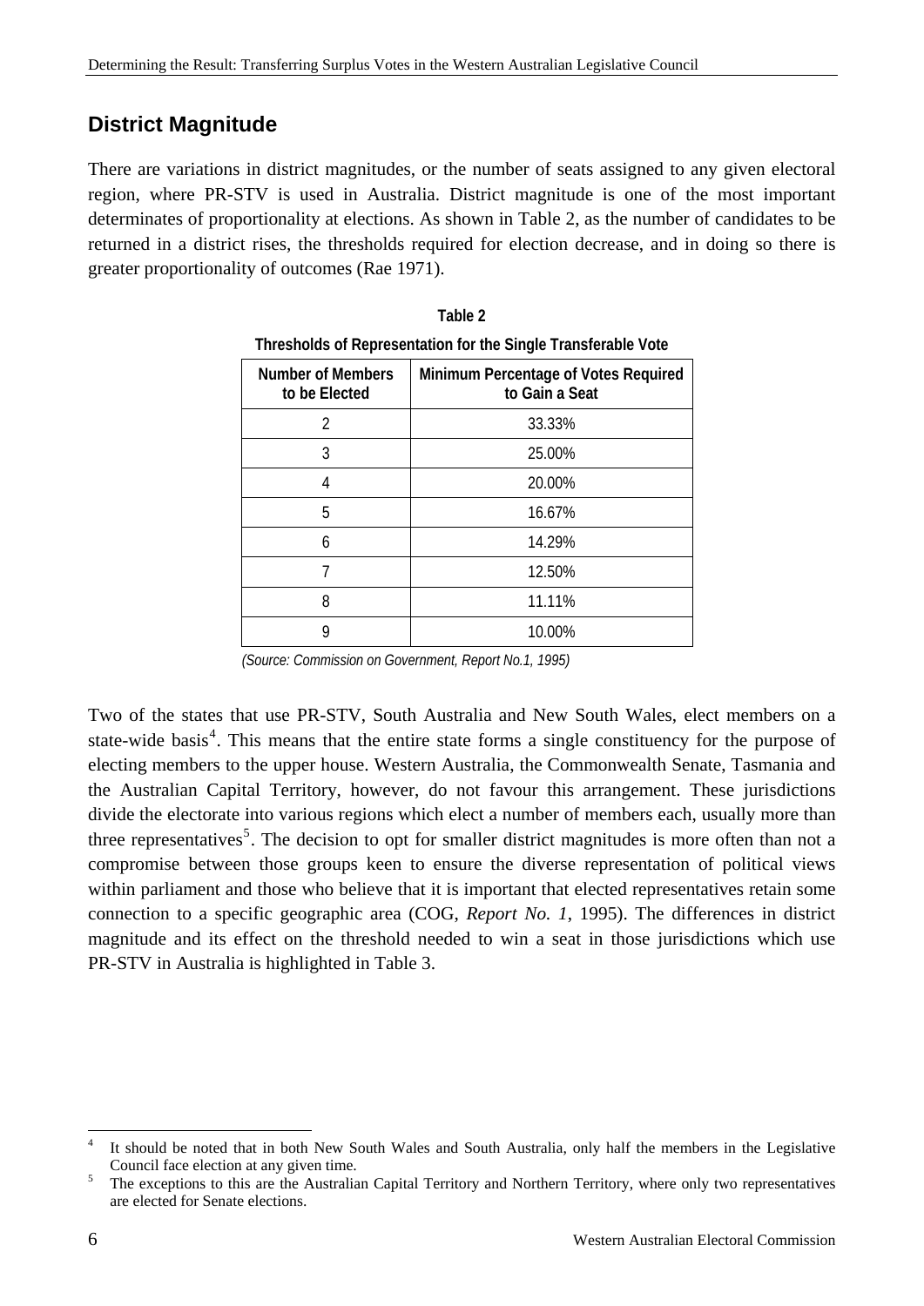## District Magnitude

There are variations in district magnitudes, or the number of seats assigned to any given electoral region, where PR-STV is used in Australia. District magnitude is one of the most important determinates of proportionality at elections. As shown in Table 2, as the number of candidates to be returned in a district rises, the thresholds required for election decrease, and in doing so there is greater proportionality of outcomes (Rae 1971).

**Table 2**

**Thresholds of Representation for the Single Transferable Vote**

| Number of Members to be Elected | Minimum Percentage of Votes Required to Gain a Seat |
|---|---|
| 2 | 33.33% |
| 3 | 25.00% |
| 4 | 20.00% |
| 5 | 16.67% |
| 6 | 14.29% |
| 7 | 12.50% |
| 8 | 11.11% |
| 9 | 10.00% |

*(Source: Commission on Government, Report No.1, 1995)*

Two of the states that use PR-STV, South Australia and New South Wales, elect members on a state-wide basis[4]. This means that the entire state forms a single constituency for the purpose of electing members to the upper house. Western Australia, the Commonwealth Senate, Tasmania and the Australian Capital Territory, however, do not favour this arrangement. These jurisdictions divide the electorate into various regions which elect a number of members each, usually more than three representatives[5]. The decision to opt for smaller district magnitudes is more often than not a compromise between those groups keen to ensure the diverse representation of political views within parliament and those who believe that it is important that elected representatives retain some connection to a specific geographic area (COG, *Report No. 1*, 1995). The differences in district magnitude and its effect on the threshold needed to win a seat in those jurisdictions which use PR-STV in Australia is highlighted in Table 3.

[4] It should be noted that in both New South Wales and South Australia, only half the members in the Legislative Council face election at any given time.

[5] The exceptions to this are the Australian Capital Territory and Northern Territory, where only two representatives are elected for Senate elections.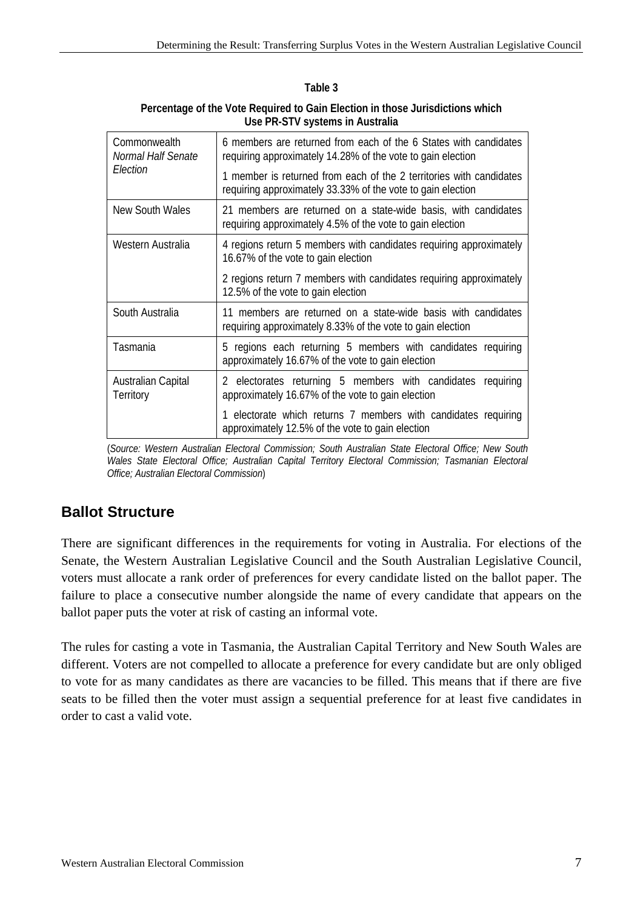**Table 3**

**Percentage of the Vote Required to Gain Election in those Jurisdictions which Use PR-STV systems in Australia**

| | |
|---|---|
| Commonwealth *Normal Half Senate Election* | 6 members are returned from each of the 6 States with candidates requiring approximately 14.28% of the vote to gain election<br>1 member is returned from each of the 2 territories with candidates requiring approximately 33.33% of the vote to gain election |
| New South Wales | 21 members are returned on a state-wide basis, with candidates requiring approximately 4.5% of the vote to gain election |
| Western Australia | 4 regions return 5 members with candidates requiring approximately 16.67% of the vote to gain election<br>2 regions return 7 members with candidates requiring approximately 12.5% of the vote to gain election |
| South Australia | 11 members are returned on a state-wide basis with candidates requiring approximately 8.33% of the vote to gain election |
| Tasmania | 5 regions each returning 5 members with candidates requiring approximately 16.67% of the vote to gain election |
| Australian Capital Territory | 2 electorates returning 5 members with candidates requiring approximately 16.67% of the vote to gain election<br>1 electorate which returns 7 members with candidates requiring approximately 12.5% of the vote to gain election |

(*Source: Western Australian Electoral Commission; South Australian State Electoral Office; New South Wales State Electoral Office; Australian Capital Territory Electoral Commission; Tasmanian Electoral Office; Australian Electoral Commission*)

## Ballot Structure

There are significant differences in the requirements for voting in Australia. For elections of the Senate, the Western Australian Legislative Council and the South Australian Legislative Council, voters must allocate a rank order of preferences for every candidate listed on the ballot paper. The failure to place a consecutive number alongside the name of every candidate that appears on the ballot paper puts the voter at risk of casting an informal vote.

The rules for casting a vote in Tasmania, the Australian Capital Territory and New South Wales are different. Voters are not compelled to allocate a preference for every candidate but are only obliged to vote for as many candidates as there are vacancies to be filled. This means that if there are five seats to be filled then the voter must assign a sequential preference for at least five candidates in order to cast a valid vote.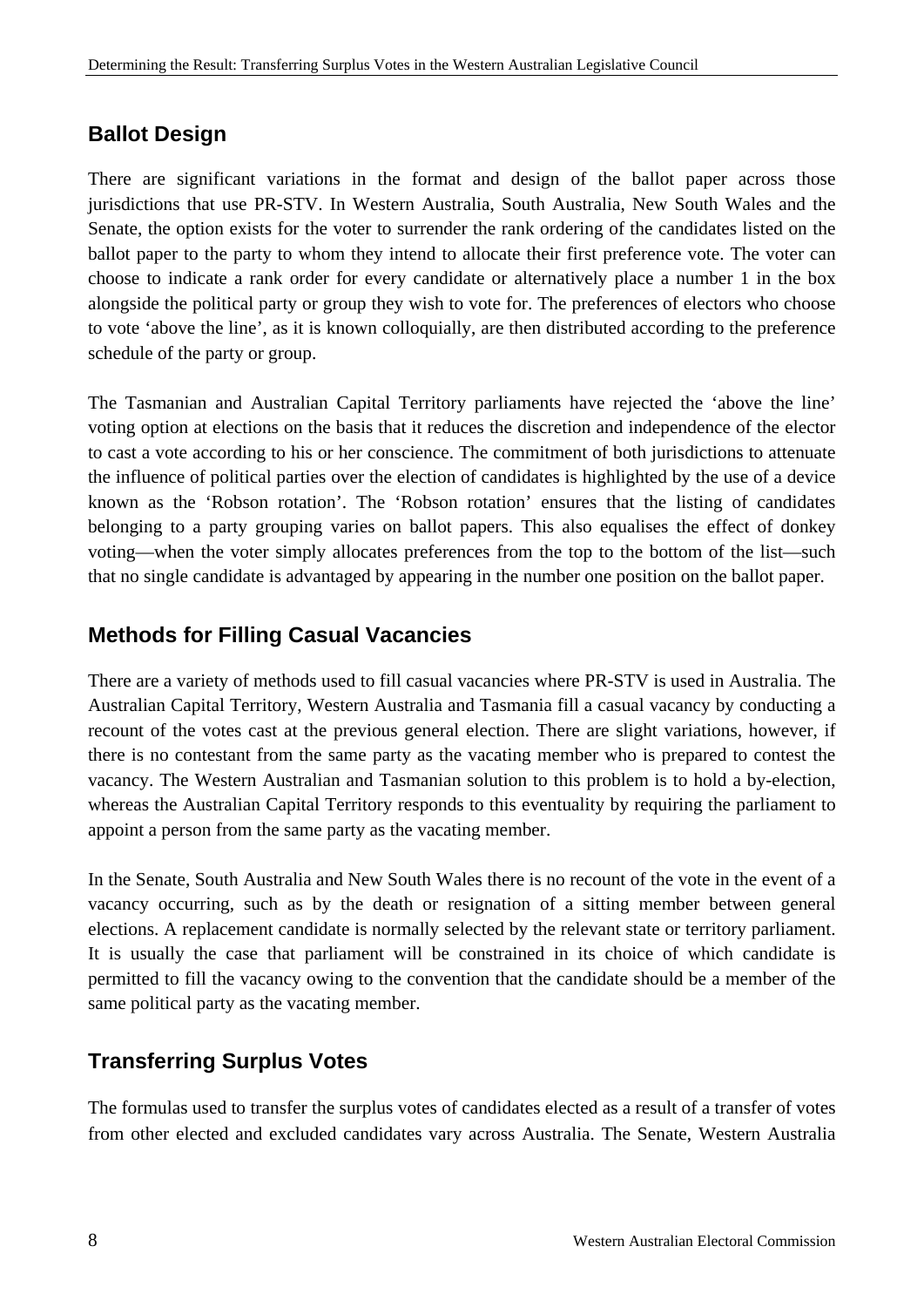## Ballot Design

There are significant variations in the format and design of the ballot paper across those jurisdictions that use PR-STV. In Western Australia, South Australia, New South Wales and the Senate, the option exists for the voter to surrender the rank ordering of the candidates listed on the ballot paper to the party to whom they intend to allocate their first preference vote. The voter can choose to indicate a rank order for every candidate or alternatively place a number 1 in the box alongside the political party or group they wish to vote for. The preferences of electors who choose to vote 'above the line', as it is known colloquially, are then distributed according to the preference schedule of the party or group.

The Tasmanian and Australian Capital Territory parliaments have rejected the 'above the line' voting option at elections on the basis that it reduces the discretion and independence of the elector to cast a vote according to his or her conscience. The commitment of both jurisdictions to attenuate the influence of political parties over the election of candidates is highlighted by the use of a device known as the 'Robson rotation'. The 'Robson rotation' ensures that the listing of candidates belonging to a party grouping varies on ballot papers. This also equalises the effect of donkey voting—when the voter simply allocates preferences from the top to the bottom of the list—such that no single candidate is advantaged by appearing in the number one position on the ballot paper.

## Methods for Filling Casual Vacancies

There are a variety of methods used to fill casual vacancies where PR-STV is used in Australia. The Australian Capital Territory, Western Australia and Tasmania fill a casual vacancy by conducting a recount of the votes cast at the previous general election. There are slight variations, however, if there is no contestant from the same party as the vacating member who is prepared to contest the vacancy. The Western Australian and Tasmanian solution to this problem is to hold a by-election, whereas the Australian Capital Territory responds to this eventuality by requiring the parliament to appoint a person from the same party as the vacating member.

In the Senate, South Australia and New South Wales there is no recount of the vote in the event of a vacancy occurring, such as by the death or resignation of a sitting member between general elections. A replacement candidate is normally selected by the relevant state or territory parliament. It is usually the case that parliament will be constrained in its choice of which candidate is permitted to fill the vacancy owing to the convention that the candidate should be a member of the same political party as the vacating member.

## Transferring Surplus Votes

The formulas used to transfer the surplus votes of candidates elected as a result of a transfer of votes from other elected and excluded candidates vary across Australia. The Senate, Western Australia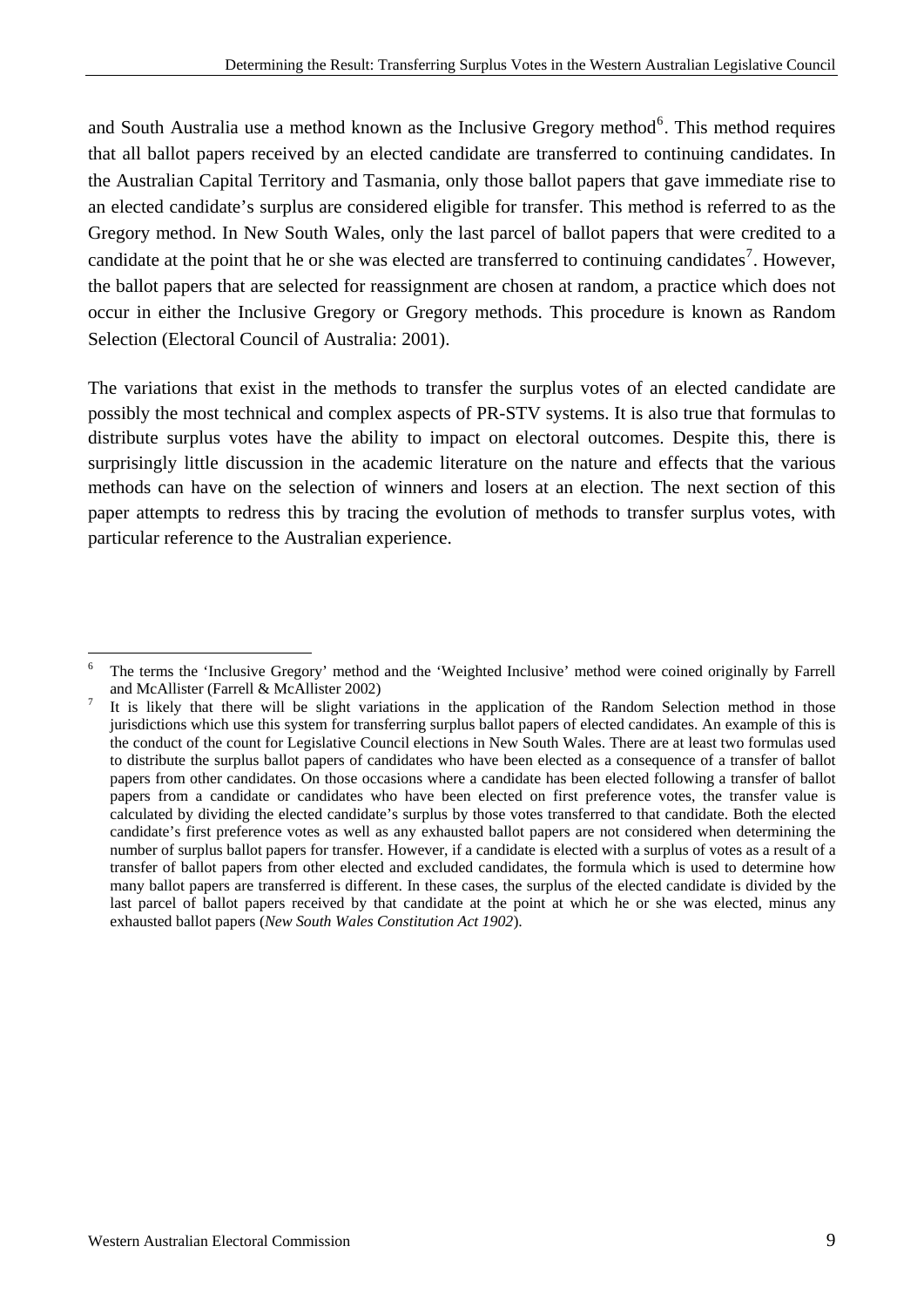and South Australia use a method known as the Inclusive Gregory method[6]. This method requires that all ballot papers received by an elected candidate are transferred to continuing candidates. In the Australian Capital Territory and Tasmania, only those ballot papers that gave immediate rise to an elected candidate's surplus are considered eligible for transfer. This method is referred to as the Gregory method. In New South Wales, only the last parcel of ballot papers that were credited to a candidate at the point that he or she was elected are transferred to continuing candidates[7]. However, the ballot papers that are selected for reassignment are chosen at random, a practice which does not occur in either the Inclusive Gregory or Gregory methods. This procedure is known as Random Selection (Electoral Council of Australia: 2001).

The variations that exist in the methods to transfer the surplus votes of an elected candidate are possibly the most technical and complex aspects of PR-STV systems. It is also true that formulas to distribute surplus votes have the ability to impact on electoral outcomes. Despite this, there is surprisingly little discussion in the academic literature on the nature and effects that the various methods can have on the selection of winners and losers at an election. The next section of this paper attempts to redress this by tracing the evolution of methods to transfer surplus votes, with particular reference to the Australian experience.

---

[6] The terms the 'Inclusive Gregory' method and the 'Weighted Inclusive' method were coined originally by Farrell and McAllister (Farrell & McAllister 2002)

[7] It is likely that there will be slight variations in the application of the Random Selection method in those jurisdictions which use this system for transferring surplus ballot papers of elected candidates. An example of this is the conduct of the count for Legislative Council elections in New South Wales. There are at least two formulas used to distribute the surplus ballot papers of candidates who have been elected as a consequence of a transfer of ballot papers from other candidates. On those occasions where a candidate has been elected following a transfer of ballot papers from a candidate or candidates who have been elected on first preference votes, the transfer value is calculated by dividing the elected candidate's surplus by those votes transferred to that candidate. Both the elected candidate's first preference votes as well as any exhausted ballot papers are not considered when determining the number of surplus ballot papers for transfer. However, if a candidate is elected with a surplus of votes as a result of a transfer of ballot papers from other elected and excluded candidates, the formula which is used to determine how many ballot papers are transferred is different. In these cases, the surplus of the elected candidate is divided by the last parcel of ballot papers received by that candidate at the point at which he or she was elected, minus any exhausted ballot papers (*New South Wales Constitution Act 1902*).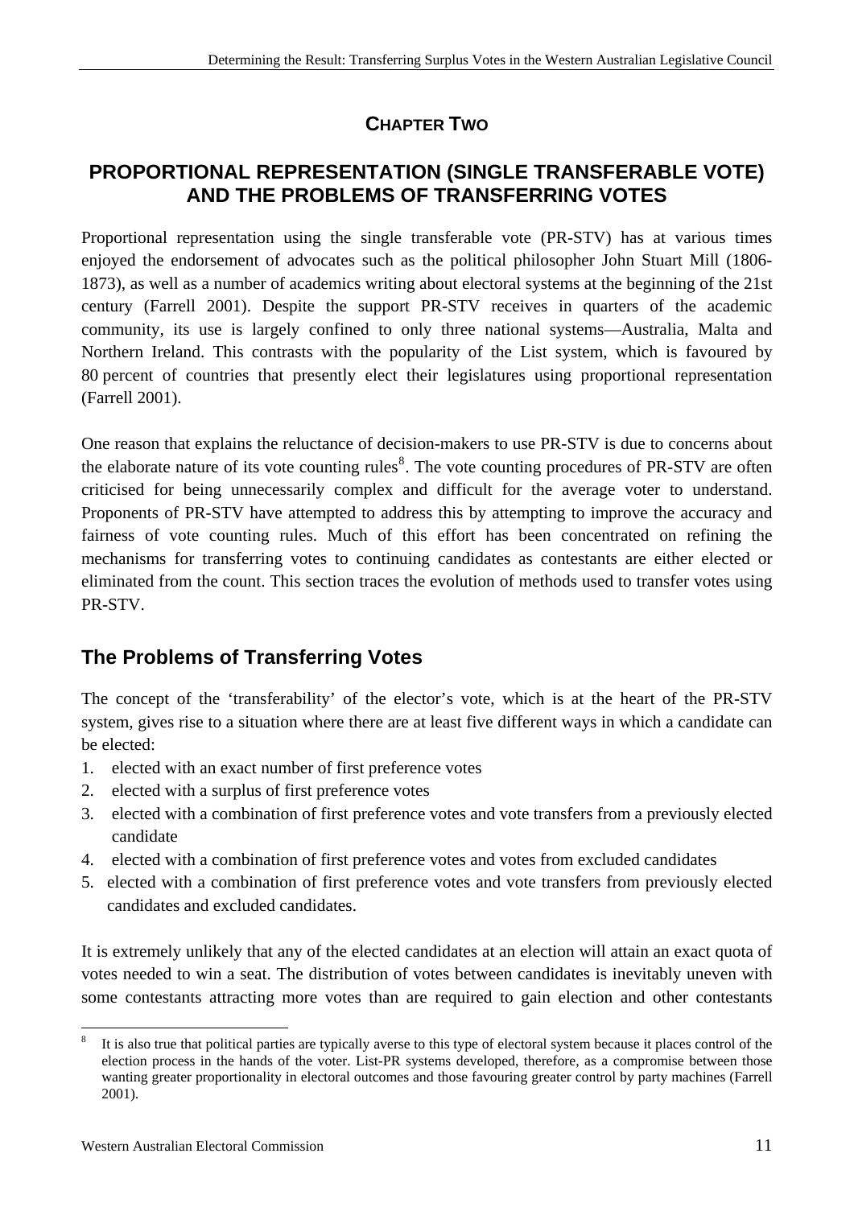# CHAPTER TWO

## PROPORTIONAL REPRESENTATION (SINGLE TRANSFERABLE VOTE) AND THE PROBLEMS OF TRANSFERRING VOTES

Proportional representation using the single transferable vote (PR-STV) has at various times enjoyed the endorsement of advocates such as the political philosopher John Stuart Mill (1806-1873), as well as a number of academics writing about electoral systems at the beginning of the 21st century (Farrell 2001). Despite the support PR-STV receives in quarters of the academic community, its use is largely confined to only three national systems—Australia, Malta and Northern Ireland. This contrasts with the popularity of the List system, which is favoured by 80 percent of countries that presently elect their legislatures using proportional representation (Farrell 2001).

One reason that explains the reluctance of decision-makers to use PR-STV is due to concerns about the elaborate nature of its vote counting rules[8]. The vote counting procedures of PR-STV are often criticised for being unnecessarily complex and difficult for the average voter to understand. Proponents of PR-STV have attempted to address this by attempting to improve the accuracy and fairness of vote counting rules. Much of this effort has been concentrated on refining the mechanisms for transferring votes to continuing candidates as contestants are either elected or eliminated from the count. This section traces the evolution of methods used to transfer votes using PR-STV.

## The Problems of Transferring Votes

The concept of the 'transferability' of the elector's vote, which is at the heart of the PR-STV system, gives rise to a situation where there are at least five different ways in which a candidate can be elected:

1. elected with an exact number of first preference votes
2. elected with a surplus of first preference votes
3. elected with a combination of first preference votes and vote transfers from a previously elected candidate
4. elected with a combination of first preference votes and votes from excluded candidates
5. elected with a combination of first preference votes and vote transfers from previously elected candidates and excluded candidates.

It is extremely unlikely that any of the elected candidates at an election will attain an exact quota of votes needed to win a seat. The distribution of votes between candidates is inevitably uneven with some contestants attracting more votes than are required to gain election and other contestants

---

[8] It is also true that political parties are typically averse to this type of electoral system because it places control of the election process in the hands of the voter. List-PR systems developed, therefore, as a compromise between those wanting greater proportionality in electoral outcomes and those favouring greater control by party machines (Farrell 2001).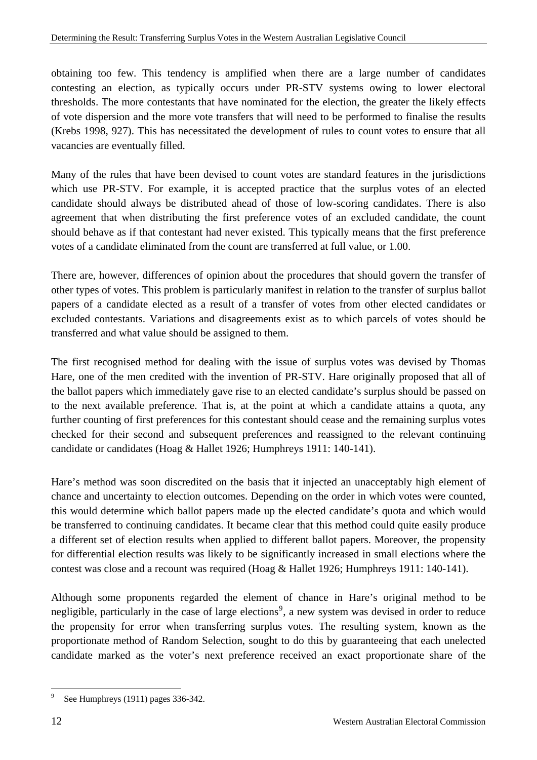obtaining too few. This tendency is amplified when there are a large number of candidates contesting an election, as typically occurs under PR-STV systems owing to lower electoral thresholds. The more contestants that have nominated for the election, the greater the likely effects of vote dispersion and the more vote transfers that will need to be performed to finalise the results (Krebs 1998, 927). This has necessitated the development of rules to count votes to ensure that all vacancies are eventually filled.

Many of the rules that have been devised to count votes are standard features in the jurisdictions which use PR-STV. For example, it is accepted practice that the surplus votes of an elected candidate should always be distributed ahead of those of low-scoring candidates. There is also agreement that when distributing the first preference votes of an excluded candidate, the count should behave as if that contestant had never existed. This typically means that the first preference votes of a candidate eliminated from the count are transferred at full value, or 1.00.

There are, however, differences of opinion about the procedures that should govern the transfer of other types of votes. This problem is particularly manifest in relation to the transfer of surplus ballot papers of a candidate elected as a result of a transfer of votes from other elected candidates or excluded contestants. Variations and disagreements exist as to which parcels of votes should be transferred and what value should be assigned to them.

The first recognised method for dealing with the issue of surplus votes was devised by Thomas Hare, one of the men credited with the invention of PR-STV. Hare originally proposed that all of the ballot papers which immediately gave rise to an elected candidate's surplus should be passed on to the next available preference. That is, at the point at which a candidate attains a quota, any further counting of first preferences for this contestant should cease and the remaining surplus votes checked for their second and subsequent preferences and reassigned to the relevant continuing candidate or candidates (Hoag & Hallet 1926; Humphreys 1911: 140-141).

Hare's method was soon discredited on the basis that it injected an unacceptably high element of chance and uncertainty to election outcomes. Depending on the order in which votes were counted, this would determine which ballot papers made up the elected candidate's quota and which would be transferred to continuing candidates. It became clear that this method could quite easily produce a different set of election results when applied to different ballot papers. Moreover, the propensity for differential election results was likely to be significantly increased in small elections where the contest was close and a recount was required (Hoag & Hallet 1926; Humphreys 1911: 140-141).

Although some proponents regarded the element of chance in Hare's original method to be negligible, particularly in the case of large elections[9], a new system was devised in order to reduce the propensity for error when transferring surplus votes. The resulting system, known as the proportionate method of Random Selection, sought to do this by guaranteeing that each unelected candidate marked as the voter's next preference received an exact proportionate share of the

[9] See Humphreys (1911) pages 336-342.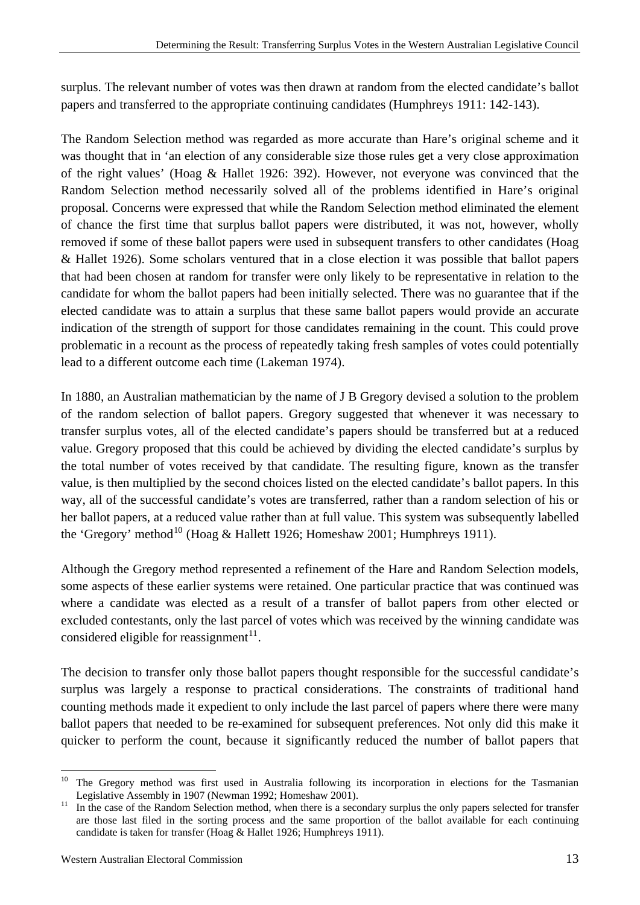surplus. The relevant number of votes was then drawn at random from the elected candidate's ballot papers and transferred to the appropriate continuing candidates (Humphreys 1911: 142-143).

The Random Selection method was regarded as more accurate than Hare's original scheme and it was thought that in 'an election of any considerable size those rules get a very close approximation of the right values' (Hoag & Hallet 1926: 392). However, not everyone was convinced that the Random Selection method necessarily solved all of the problems identified in Hare's original proposal. Concerns were expressed that while the Random Selection method eliminated the element of chance the first time that surplus ballot papers were distributed, it was not, however, wholly removed if some of these ballot papers were used in subsequent transfers to other candidates (Hoag & Hallet 1926). Some scholars ventured that in a close election it was possible that ballot papers that had been chosen at random for transfer were only likely to be representative in relation to the candidate for whom the ballot papers had been initially selected. There was no guarantee that if the elected candidate was to attain a surplus that these same ballot papers would provide an accurate indication of the strength of support for those candidates remaining in the count. This could prove problematic in a recount as the process of repeatedly taking fresh samples of votes could potentially lead to a different outcome each time (Lakeman 1974).

In 1880, an Australian mathematician by the name of J B Gregory devised a solution to the problem of the random selection of ballot papers. Gregory suggested that whenever it was necessary to transfer surplus votes, all of the elected candidate's papers should be transferred but at a reduced value. Gregory proposed that this could be achieved by dividing the elected candidate's surplus by the total number of votes received by that candidate. The resulting figure, known as the transfer value, is then multiplied by the second choices listed on the elected candidate's ballot papers. In this way, all of the successful candidate's votes are transferred, rather than a random selection of his or her ballot papers, at a reduced value rather than at full value. This system was subsequently labelled the 'Gregory' method[10] (Hoag & Hallett 1926; Homeshaw 2001; Humphreys 1911).

Although the Gregory method represented a refinement of the Hare and Random Selection models, some aspects of these earlier systems were retained. One particular practice that was continued was where a candidate was elected as a result of a transfer of ballot papers from other elected or excluded contestants, only the last parcel of votes which was received by the winning candidate was considered eligible for reassignment[11].

The decision to transfer only those ballot papers thought responsible for the successful candidate's surplus was largely a response to practical considerations. The constraints of traditional hand counting methods made it expedient to only include the last parcel of papers where there were many ballot papers that needed to be re-examined for subsequent preferences. Not only did this make it quicker to perform the count, because it significantly reduced the number of ballot papers that

---

[10] The Gregory method was first used in Australia following its incorporation in elections for the Tasmanian Legislative Assembly in 1907 (Newman 1992; Homeshaw 2001).

[11] In the case of the Random Selection method, when there is a secondary surplus the only papers selected for transfer are those last filed in the sorting process and the same proportion of the ballot available for each continuing candidate is taken for transfer (Hoag & Hallet 1926; Humphreys 1911).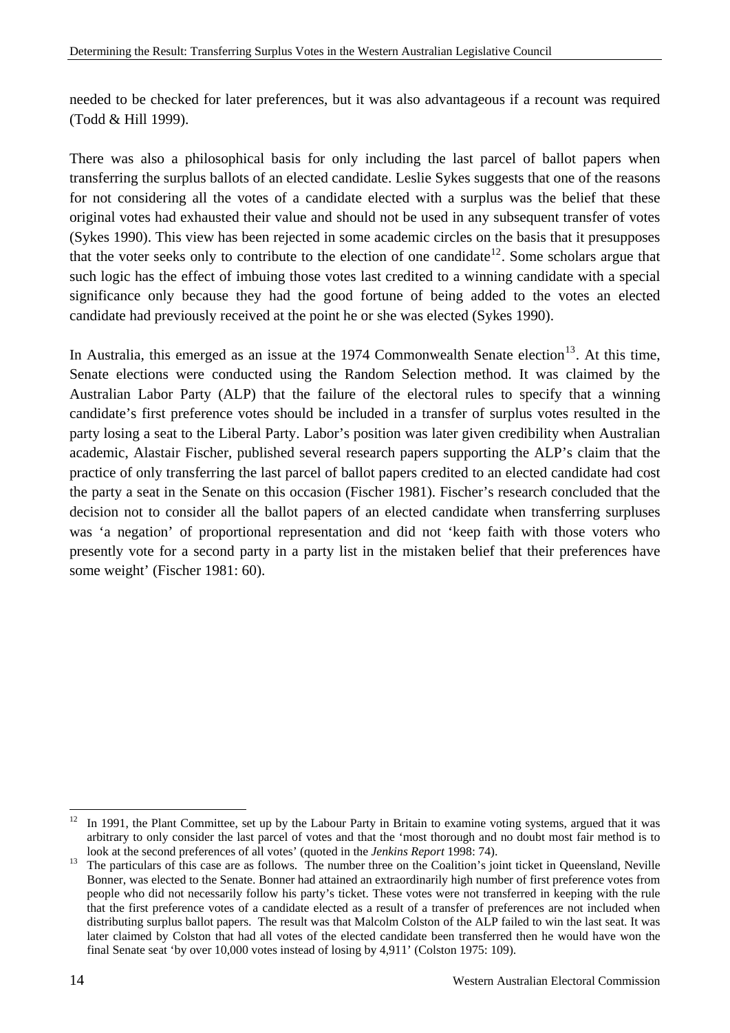needed to be checked for later preferences, but it was also advantageous if a recount was required (Todd & Hill 1999).

There was also a philosophical basis for only including the last parcel of ballot papers when transferring the surplus ballots of an elected candidate. Leslie Sykes suggests that one of the reasons for not considering all the votes of a candidate elected with a surplus was the belief that these original votes had exhausted their value and should not be used in any subsequent transfer of votes (Sykes 1990). This view has been rejected in some academic circles on the basis that it presupposes that the voter seeks only to contribute to the election of one candidate[12]. Some scholars argue that such logic has the effect of imbuing those votes last credited to a winning candidate with a special significance only because they had the good fortune of being added to the votes an elected candidate had previously received at the point he or she was elected (Sykes 1990).

In Australia, this emerged as an issue at the 1974 Commonwealth Senate election[13]. At this time, Senate elections were conducted using the Random Selection method. It was claimed by the Australian Labor Party (ALP) that the failure of the electoral rules to specify that a winning candidate's first preference votes should be included in a transfer of surplus votes resulted in the party losing a seat to the Liberal Party. Labor's position was later given credibility when Australian academic, Alastair Fischer, published several research papers supporting the ALP's claim that the practice of only transferring the last parcel of ballot papers credited to an elected candidate had cost the party a seat in the Senate on this occasion (Fischer 1981). Fischer's research concluded that the decision not to consider all the ballot papers of an elected candidate when transferring surpluses was 'a negation' of proportional representation and did not 'keep faith with those voters who presently vote for a second party in a party list in the mistaken belief that their preferences have some weight' (Fischer 1981: 60).

---

[12] In 1991, the Plant Committee, set up by the Labour Party in Britain to examine voting systems, argued that it was arbitrary to only consider the last parcel of votes and that the 'most thorough and no doubt most fair method is to look at the second preferences of all votes' (quoted in the *Jenkins Report* 1998: 74).

[13] The particulars of this case are as follows. The number three on the Coalition's joint ticket in Queensland, Neville Bonner, was elected to the Senate. Bonner had attained an extraordinarily high number of first preference votes from people who did not necessarily follow his party's ticket. These votes were not transferred in keeping with the rule that the first preference votes of a candidate elected as a result of a transfer of preferences are not included when distributing surplus ballot papers. The result was that Malcolm Colston of the ALP failed to win the last seat. It was later claimed by Colston that had all votes of the elected candidate been transferred then he would have won the final Senate seat 'by over 10,000 votes instead of losing by 4,911' (Colston 1975: 109).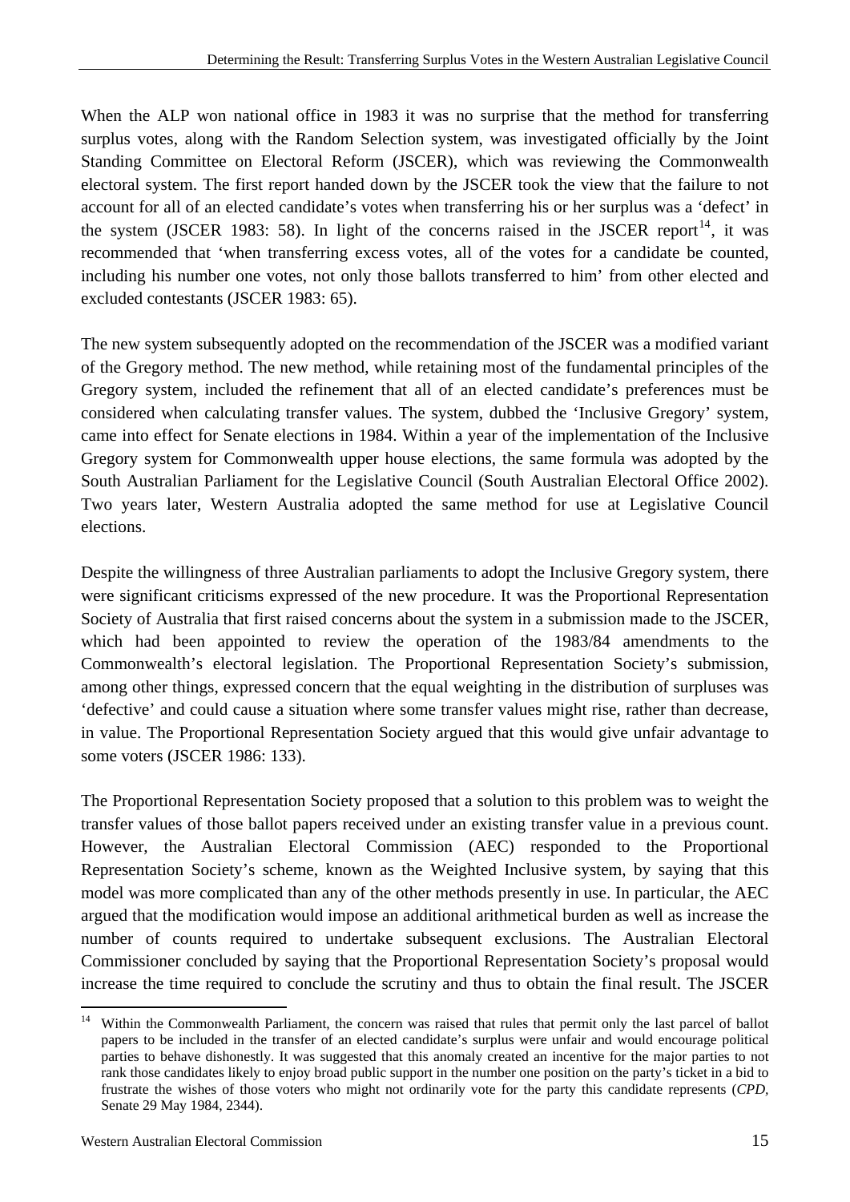When the ALP won national office in 1983 it was no surprise that the method for transferring surplus votes, along with the Random Selection system, was investigated officially by the Joint Standing Committee on Electoral Reform (JSCER), which was reviewing the Commonwealth electoral system. The first report handed down by the JSCER took the view that the failure to not account for all of an elected candidate's votes when transferring his or her surplus was a 'defect' in the system (JSCER 1983: 58). In light of the concerns raised in the JSCER report[14], it was recommended that 'when transferring excess votes, all of the votes for a candidate be counted, including his number one votes, not only those ballots transferred to him' from other elected and excluded contestants (JSCER 1983: 65).

The new system subsequently adopted on the recommendation of the JSCER was a modified variant of the Gregory method. The new method, while retaining most of the fundamental principles of the Gregory system, included the refinement that all of an elected candidate's preferences must be considered when calculating transfer values. The system, dubbed the 'Inclusive Gregory' system, came into effect for Senate elections in 1984. Within a year of the implementation of the Inclusive Gregory system for Commonwealth upper house elections, the same formula was adopted by the South Australian Parliament for the Legislative Council (South Australian Electoral Office 2002). Two years later, Western Australia adopted the same method for use at Legislative Council elections.

Despite the willingness of three Australian parliaments to adopt the Inclusive Gregory system, there were significant criticisms expressed of the new procedure. It was the Proportional Representation Society of Australia that first raised concerns about the system in a submission made to the JSCER, which had been appointed to review the operation of the 1983/84 amendments to the Commonwealth's electoral legislation. The Proportional Representation Society's submission, among other things, expressed concern that the equal weighting in the distribution of surpluses was 'defective' and could cause a situation where some transfer values might rise, rather than decrease, in value. The Proportional Representation Society argued that this would give unfair advantage to some voters (JSCER 1986: 133).

The Proportional Representation Society proposed that a solution to this problem was to weight the transfer values of those ballot papers received under an existing transfer value in a previous count. However, the Australian Electoral Commission (AEC) responded to the Proportional Representation Society's scheme, known as the Weighted Inclusive system, by saying that this model was more complicated than any of the other methods presently in use. In particular, the AEC argued that the modification would impose an additional arithmetical burden as well as increase the number of counts required to undertake subsequent exclusions. The Australian Electoral Commissioner concluded by saying that the Proportional Representation Society's proposal would increase the time required to conclude the scrutiny and thus to obtain the final result. The JSCER

[14] Within the Commonwealth Parliament, the concern was raised that rules that permit only the last parcel of ballot papers to be included in the transfer of an elected candidate's surplus were unfair and would encourage political parties to behave dishonestly. It was suggested that this anomaly created an incentive for the major parties to not rank those candidates likely to enjoy broad public support in the number one position on the party's ticket in a bid to frustrate the wishes of those voters who might not ordinarily vote for the party this candidate represents (*CPD*, Senate 29 May 1984, 2344).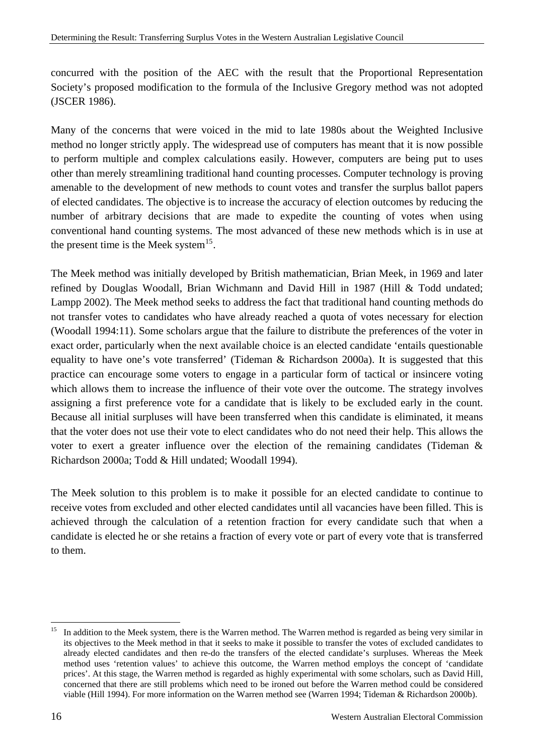concurred with the position of the AEC with the result that the Proportional Representation Society's proposed modification to the formula of the Inclusive Gregory method was not adopted (JSCER 1986).

Many of the concerns that were voiced in the mid to late 1980s about the Weighted Inclusive method no longer strictly apply. The widespread use of computers has meant that it is now possible to perform multiple and complex calculations easily. However, computers are being put to uses other than merely streamlining traditional hand counting processes. Computer technology is proving amenable to the development of new methods to count votes and transfer the surplus ballot papers of elected candidates. The objective is to increase the accuracy of election outcomes by reducing the number of arbitrary decisions that are made to expedite the counting of votes when using conventional hand counting systems. The most advanced of these new methods which is in use at the present time is the Meek system[15].

The Meek method was initially developed by British mathematician, Brian Meek, in 1969 and later refined by Douglas Woodall, Brian Wichmann and David Hill in 1987 (Hill & Todd undated; Lampp 2002). The Meek method seeks to address the fact that traditional hand counting methods do not transfer votes to candidates who have already reached a quota of votes necessary for election (Woodall 1994:11). Some scholars argue that the failure to distribute the preferences of the voter in exact order, particularly when the next available choice is an elected candidate 'entails questionable equality to have one's vote transferred' (Tideman & Richardson 2000a). It is suggested that this practice can encourage some voters to engage in a particular form of tactical or insincere voting which allows them to increase the influence of their vote over the outcome. The strategy involves assigning a first preference vote for a candidate that is likely to be excluded early in the count. Because all initial surpluses will have been transferred when this candidate is eliminated, it means that the voter does not use their vote to elect candidates who do not need their help. This allows the voter to exert a greater influence over the election of the remaining candidates (Tideman & Richardson 2000a; Todd & Hill undated; Woodall 1994).

The Meek solution to this problem is to make it possible for an elected candidate to continue to receive votes from excluded and other elected candidates until all vacancies have been filled. This is achieved through the calculation of a retention fraction for every candidate such that when a candidate is elected he or she retains a fraction of every vote or part of every vote that is transferred to them.

---

[15] In addition to the Meek system, there is the Warren method. The Warren method is regarded as being very similar in its objectives to the Meek method in that it seeks to make it possible to transfer the votes of excluded candidates to already elected candidates and then re-do the transfers of the elected candidate's surpluses. Whereas the Meek method uses 'retention values' to achieve this outcome, the Warren method employs the concept of 'candidate prices'. At this stage, the Warren method is regarded as highly experimental with some scholars, such as David Hill, concerned that there are still problems which need to be ironed out before the Warren method could be considered viable (Hill 1994). For more information on the Warren method see (Warren 1994; Tideman & Richardson 2000b).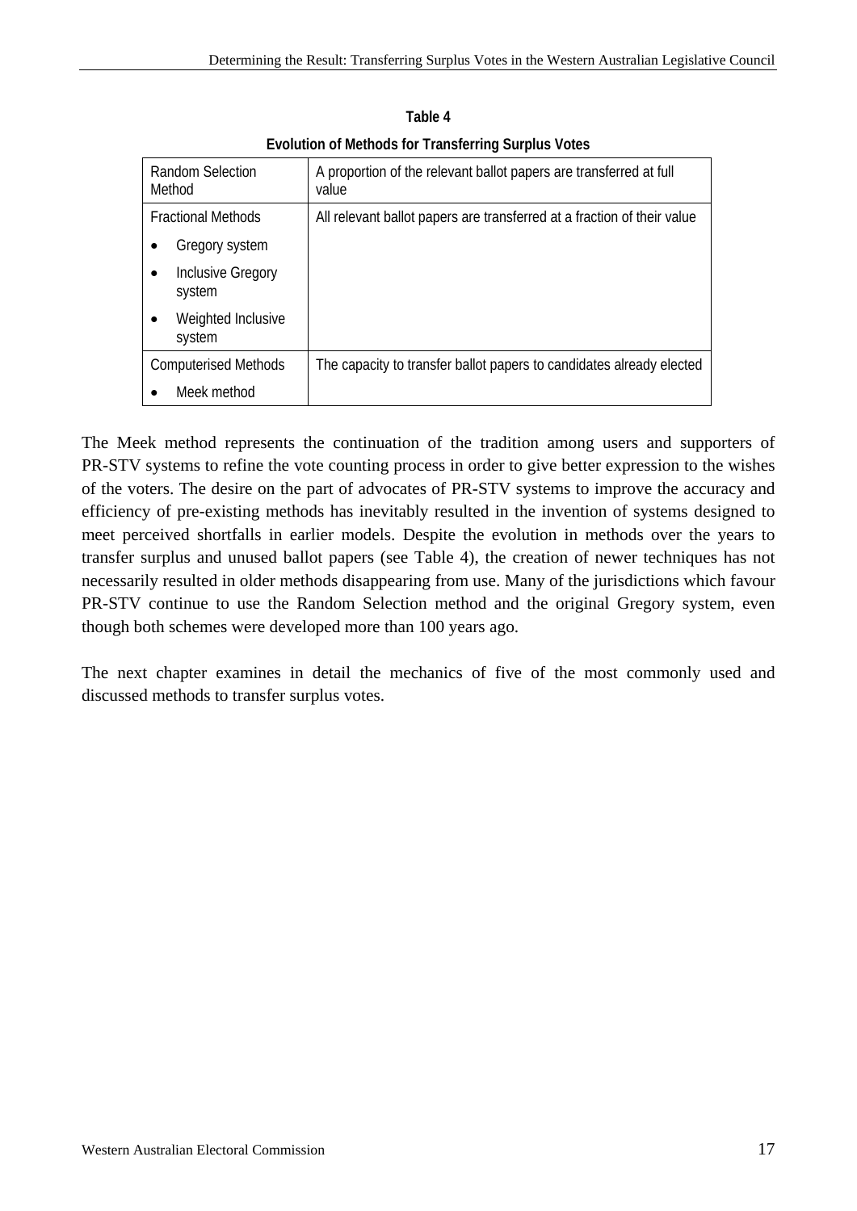**Table 4**

**Evolution of Methods for Transferring Surplus Votes**

| | |
|---|---|
| Random Selection Method | A proportion of the relevant ballot papers are transferred at full value |
| Fractional Methods<br>• Gregory system<br>• Inclusive Gregory system<br>• Weighted Inclusive system | All relevant ballot papers are transferred at a fraction of their value |
| Computerised Methods<br>• Meek method | The capacity to transfer ballot papers to candidates already elected |

The Meek method represents the continuation of the tradition among users and supporters of PR-STV systems to refine the vote counting process in order to give better expression to the wishes of the voters. The desire on the part of advocates of PR-STV systems to improve the accuracy and efficiency of pre-existing methods has inevitably resulted in the invention of systems designed to meet perceived shortfalls in earlier models. Despite the evolution in methods over the years to transfer surplus and unused ballot papers (see Table 4), the creation of newer techniques has not necessarily resulted in older methods disappearing from use. Many of the jurisdictions which favour PR-STV continue to use the Random Selection method and the original Gregory system, even though both schemes were developed more than 100 years ago.

The next chapter examines in detail the mechanics of five of the most commonly used and discussed methods to transfer surplus votes.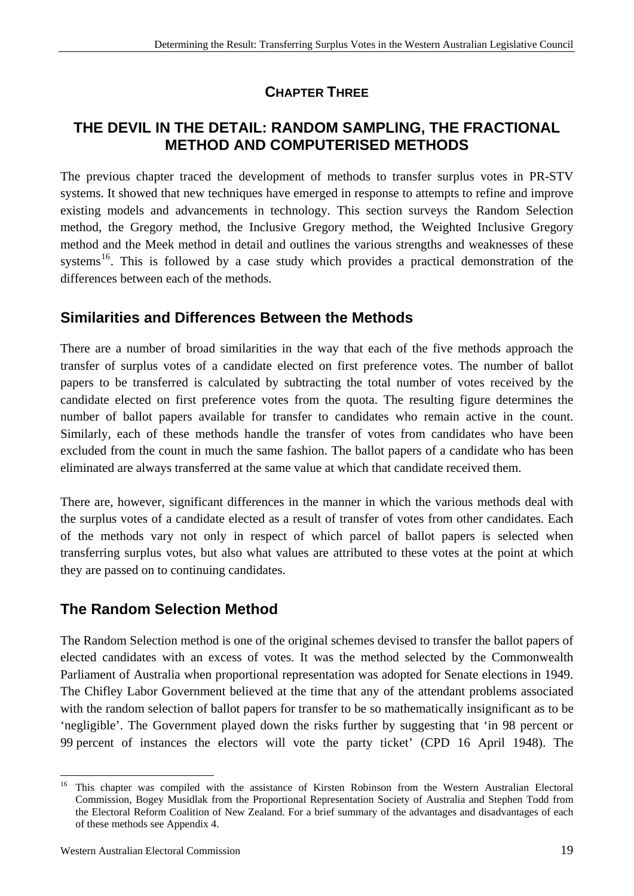## CHAPTER THREE

# THE DEVIL IN THE DETAIL: RANDOM SAMPLING, THE FRACTIONAL METHOD AND COMPUTERISED METHODS

The previous chapter traced the development of methods to transfer surplus votes in PR-STV systems. It showed that new techniques have emerged in response to attempts to refine and improve existing models and advancements in technology. This section surveys the Random Selection method, the Gregory method, the Inclusive Gregory method, the Weighted Inclusive Gregory method and the Meek method in detail and outlines the various strengths and weaknesses of these systems[16]. This is followed by a case study which provides a practical demonstration of the differences between each of the methods.

## Similarities and Differences Between the Methods

There are a number of broad similarities in the way that each of the five methods approach the transfer of surplus votes of a candidate elected on first preference votes. The number of ballot papers to be transferred is calculated by subtracting the total number of votes received by the candidate elected on first preference votes from the quota. The resulting figure determines the number of ballot papers available for transfer to candidates who remain active in the count. Similarly, each of these methods handle the transfer of votes from candidates who have been excluded from the count in much the same fashion. The ballot papers of a candidate who has been eliminated are always transferred at the same value at which that candidate received them.

There are, however, significant differences in the manner in which the various methods deal with the surplus votes of a candidate elected as a result of transfer of votes from other candidates. Each of the methods vary not only in respect of which parcel of ballot papers is selected when transferring surplus votes, but also what values are attributed to these votes at the point at which they are passed on to continuing candidates.

## The Random Selection Method

The Random Selection method is one of the original schemes devised to transfer the ballot papers of elected candidates with an excess of votes. It was the method selected by the Commonwealth Parliament of Australia when proportional representation was adopted for Senate elections in 1949. The Chifley Labor Government believed at the time that any of the attendant problems associated with the random selection of ballot papers for transfer to be so mathematically insignificant as to be 'negligible'. The Government played down the risks further by suggesting that 'in 98 percent or 99 percent of instances the electors will vote the party ticket' (CPD 16 April 1948). The

[16] This chapter was compiled with the assistance of Kirsten Robinson from the Western Australian Electoral Commission, Bogey Musidlak from the Proportional Representation Society of Australia and Stephen Todd from the Electoral Reform Coalition of New Zealand. For a brief summary of the advantages and disadvantages of each of these methods see Appendix 4.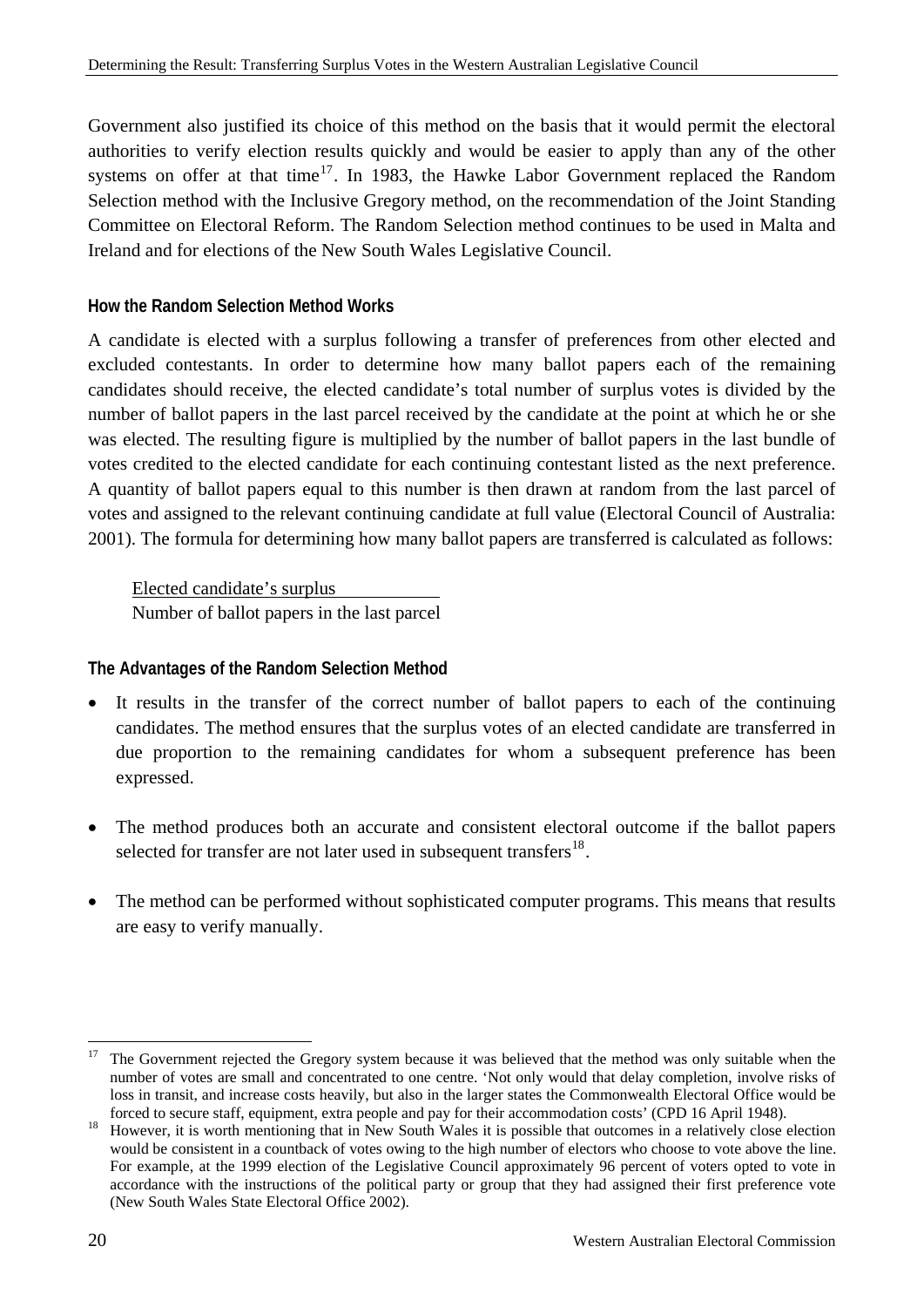Government also justified its choice of this method on the basis that it would permit the electoral authorities to verify election results quickly and would be easier to apply than any of the other systems on offer at that time[17]. In 1983, the Hawke Labor Government replaced the Random Selection method with the Inclusive Gregory method, on the recommendation of the Joint Standing Committee on Electoral Reform. The Random Selection method continues to be used in Malta and Ireland and for elections of the New South Wales Legislative Council.

#### How the Random Selection Method Works

A candidate is elected with a surplus following a transfer of preferences from other elected and excluded contestants. In order to determine how many ballot papers each of the remaining candidates should receive, the elected candidate's total number of surplus votes is divided by the number of ballot papers in the last parcel received by the candidate at the point at which he or she was elected. The resulting figure is multiplied by the number of ballot papers in the last bundle of votes credited to the elected candidate for each continuing contestant listed as the next preference. A quantity of ballot papers equal to this number is then drawn at random from the last parcel of votes and assigned to the relevant continuing candidate at full value (Electoral Council of Australia: 2001). The formula for determining how many ballot papers are transferred is calculated as follows:

$$\frac{\text{Elected candidate's surplus}}{\text{Number of ballot papers in the last parcel}}$$

#### The Advantages of the Random Selection Method

- It results in the transfer of the correct number of ballot papers to each of the continuing candidates. The method ensures that the surplus votes of an elected candidate are transferred in due proportion to the remaining candidates for whom a subsequent preference has been expressed.

- The method produces both an accurate and consistent electoral outcome if the ballot papers selected for transfer are not later used in subsequent transfers[18].

- The method can be performed without sophisticated computer programs. This means that results are easy to verify manually.

---

[17] The Government rejected the Gregory system because it was believed that the method was only suitable when the number of votes are small and concentrated to one centre. 'Not only would that delay completion, involve risks of loss in transit, and increase costs heavily, but also in the larger states the Commonwealth Electoral Office would be forced to secure staff, equipment, extra people and pay for their accommodation costs' (CPD 16 April 1948).

[18] However, it is worth mentioning that in New South Wales it is possible that outcomes in a relatively close election would be consistent in a countback of votes owing to the high number of electors who choose to vote above the line. For example, at the 1999 election of the Legislative Council approximately 96 percent of voters opted to vote in accordance with the instructions of the political party or group that they had assigned their first preference vote (New South Wales State Electoral Office 2002).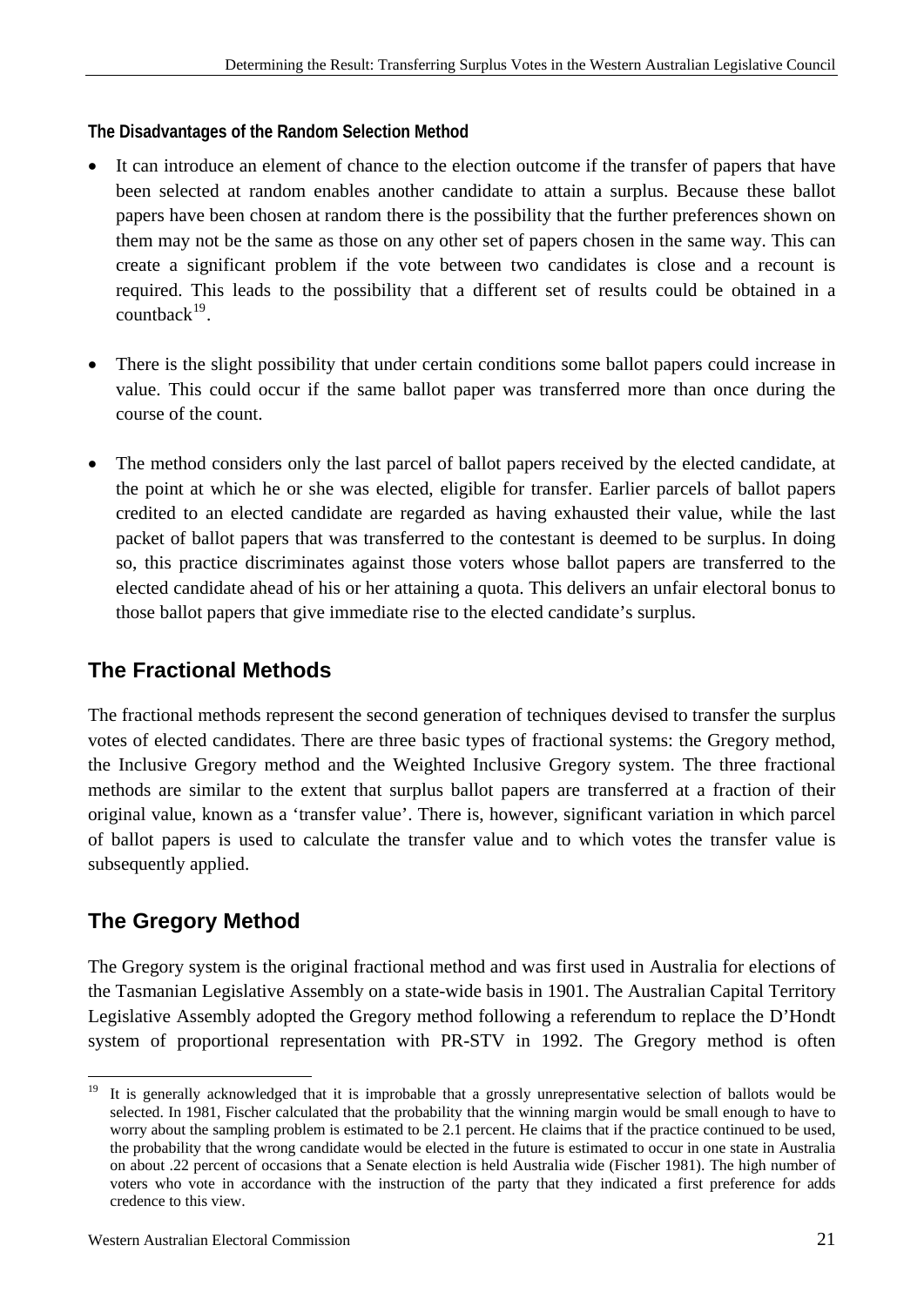#### The Disadvantages of the Random Selection Method

- It can introduce an element of chance to the election outcome if the transfer of papers that have been selected at random enables another candidate to attain a surplus. Because these ballot papers have been chosen at random there is the possibility that the further preferences shown on them may not be the same as those on any other set of papers chosen in the same way. This can create a significant problem if the vote between two candidates is close and a recount is required. This leads to the possibility that a different set of results could be obtained in a countback[19].

- There is the slight possibility that under certain conditions some ballot papers could increase in value. This could occur if the same ballot paper was transferred more than once during the course of the count.

- The method considers only the last parcel of ballot papers received by the elected candidate, at the point at which he or she was elected, eligible for transfer. Earlier parcels of ballot papers credited to an elected candidate are regarded as having exhausted their value, while the last packet of ballot papers that was transferred to the contestant is deemed to be surplus. In doing so, this practice discriminates against those voters whose ballot papers are transferred to the elected candidate ahead of his or her attaining a quota. This delivers an unfair electoral bonus to those ballot papers that give immediate rise to the elected candidate's surplus.

## The Fractional Methods

The fractional methods represent the second generation of techniques devised to transfer the surplus votes of elected candidates. There are three basic types of fractional systems: the Gregory method, the Inclusive Gregory method and the Weighted Inclusive Gregory system. The three fractional methods are similar to the extent that surplus ballot papers are transferred at a fraction of their original value, known as a 'transfer value'. There is, however, significant variation in which parcel of ballot papers is used to calculate the transfer value and to which votes the transfer value is subsequently applied.

## The Gregory Method

The Gregory system is the original fractional method and was first used in Australia for elections of the Tasmanian Legislative Assembly on a state-wide basis in 1901. The Australian Capital Territory Legislative Assembly adopted the Gregory method following a referendum to replace the D'Hondt system of proportional representation with PR-STV in 1992. The Gregory method is often

---

[19] It is generally acknowledged that it is improbable that a grossly unrepresentative selection of ballots would be selected. In 1981, Fischer calculated that the probability that the winning margin would be small enough to have to worry about the sampling problem is estimated to be 2.1 percent. He claims that if the practice continued to be used, the probability that the wrong candidate would be elected in the future is estimated to occur in one state in Australia on about .22 percent of occasions that a Senate election is held Australia wide (Fischer 1981). The high number of voters who vote in accordance with the instruction of the party that they indicated a first preference for adds credence to this view.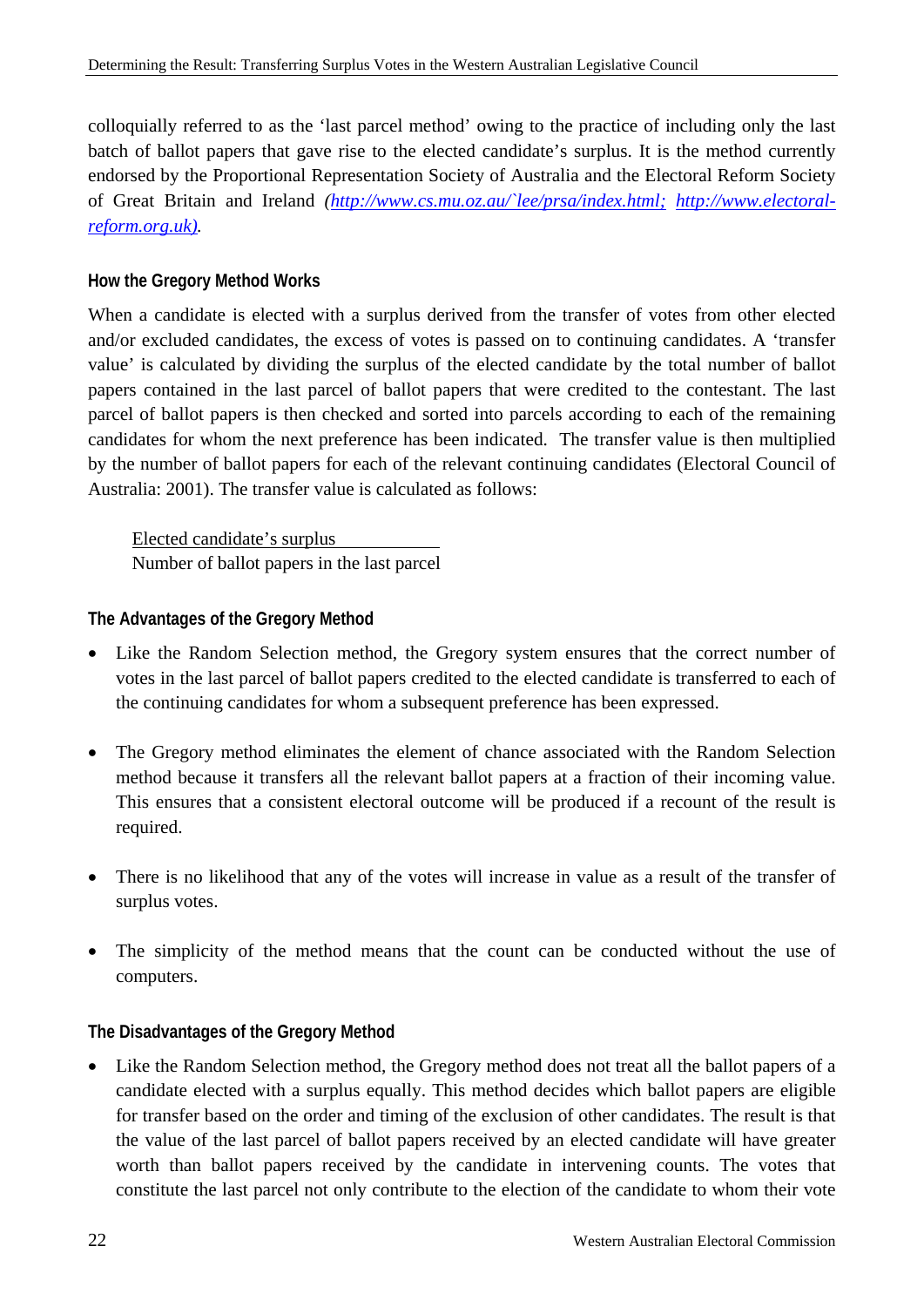colloquially referred to as the 'last parcel method' owing to the practice of including only the last batch of ballot papers that gave rise to the elected candidate's surplus. It is the method currently endorsed by the Proportional Representation Society of Australia and the Electoral Reform Society of Great Britain and Ireland *([http://www.cs.mu.oz.au/`lee/prsa/index.html](http://www.cs.mu.oz.au/`lee/prsa/index.html); [http://www.electoral-reform.org.uk](http://www.electoral-reform.org.uk))*.

### How the Gregory Method Works

When a candidate is elected with a surplus derived from the transfer of votes from other elected and/or excluded candidates, the excess of votes is passed on to continuing candidates. A 'transfer value' is calculated by dividing the surplus of the elected candidate by the total number of ballot papers contained in the last parcel of ballot papers that were credited to the contestant. The last parcel of ballot papers is then checked and sorted into parcels according to each of the remaining candidates for whom the next preference has been indicated. The transfer value is then multiplied by the number of ballot papers for each of the relevant continuing candidates (Electoral Council of Australia: 2001). The transfer value is calculated as follows:

$$\frac{\text{Elected candidate's surplus}}{\text{Number of ballot papers in the last parcel}}$$

### The Advantages of the Gregory Method

- Like the Random Selection method, the Gregory system ensures that the correct number of votes in the last parcel of ballot papers credited to the elected candidate is transferred to each of the continuing candidates for whom a subsequent preference has been expressed.

- The Gregory method eliminates the element of chance associated with the Random Selection method because it transfers all the relevant ballot papers at a fraction of their incoming value. This ensures that a consistent electoral outcome will be produced if a recount of the result is required.

- There is no likelihood that any of the votes will increase in value as a result of the transfer of surplus votes.

- The simplicity of the method means that the count can be conducted without the use of computers.

### The Disadvantages of the Gregory Method

- Like the Random Selection method, the Gregory method does not treat all the ballot papers of a candidate elected with a surplus equally. This method decides which ballot papers are eligible for transfer based on the order and timing of the exclusion of other candidates. The result is that the value of the last parcel of ballot papers received by an elected candidate will have greater worth than ballot papers received by the candidate in intervening counts. The votes that constitute the last parcel not only contribute to the election of the candidate to whom their vote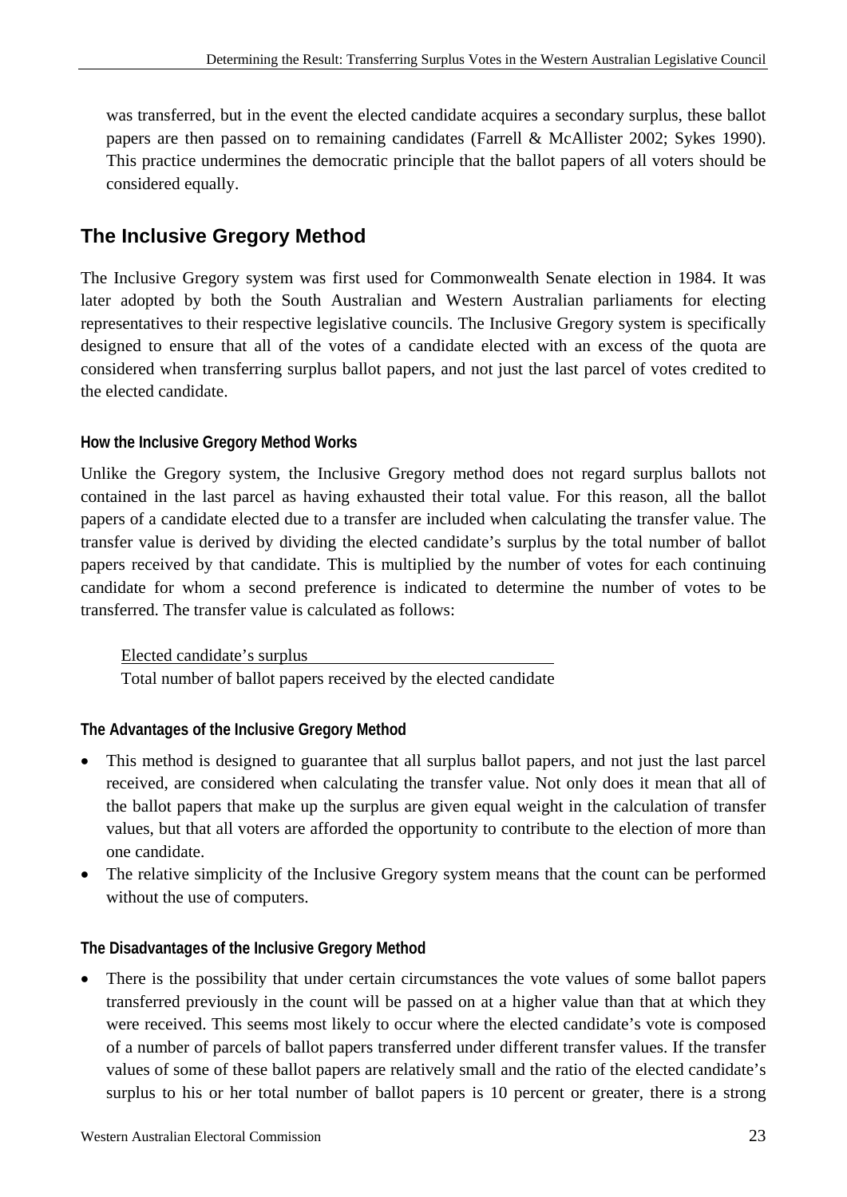was transferred, but in the event the elected candidate acquires a secondary surplus, these ballot papers are then passed on to remaining candidates (Farrell & McAllister 2002; Sykes 1990). This practice undermines the democratic principle that the ballot papers of all voters should be considered equally.

## The Inclusive Gregory Method

The Inclusive Gregory system was first used for Commonwealth Senate election in 1984. It was later adopted by both the South Australian and Western Australian parliaments for electing representatives to their respective legislative councils. The Inclusive Gregory system is specifically designed to ensure that all of the votes of a candidate elected with an excess of the quota are considered when transferring surplus ballot papers, and not just the last parcel of votes credited to the elected candidate.

### How the Inclusive Gregory Method Works

Unlike the Gregory system, the Inclusive Gregory method does not regard surplus ballots not contained in the last parcel as having exhausted their total value. For this reason, all the ballot papers of a candidate elected due to a transfer are included when calculating the transfer value. The transfer value is derived by dividing the elected candidate's surplus by the total number of ballot papers received by that candidate. This is multiplied by the number of votes for each continuing candidate for whom a second preference is indicated to determine the number of votes to be transferred. The transfer value is calculated as follows:

$$\frac{\text{Elected candidate's surplus}}{\text{Total number of ballot papers received by the elected candidate}}$$

### The Advantages of the Inclusive Gregory Method

- This method is designed to guarantee that all surplus ballot papers, and not just the last parcel received, are considered when calculating the transfer value. Not only does it mean that all of the ballot papers that make up the surplus are given equal weight in the calculation of transfer values, but that all voters are afforded the opportunity to contribute to the election of more than one candidate.
- The relative simplicity of the Inclusive Gregory system means that the count can be performed without the use of computers.

### The Disadvantages of the Inclusive Gregory Method

- There is the possibility that under certain circumstances the vote values of some ballot papers transferred previously in the count will be passed on at a higher value than that at which they were received. This seems most likely to occur where the elected candidate's vote is composed of a number of parcels of ballot papers transferred under different transfer values. If the transfer values of some of these ballot papers are relatively small and the ratio of the elected candidate's surplus to his or her total number of ballot papers is 10 percent or greater, there is a strong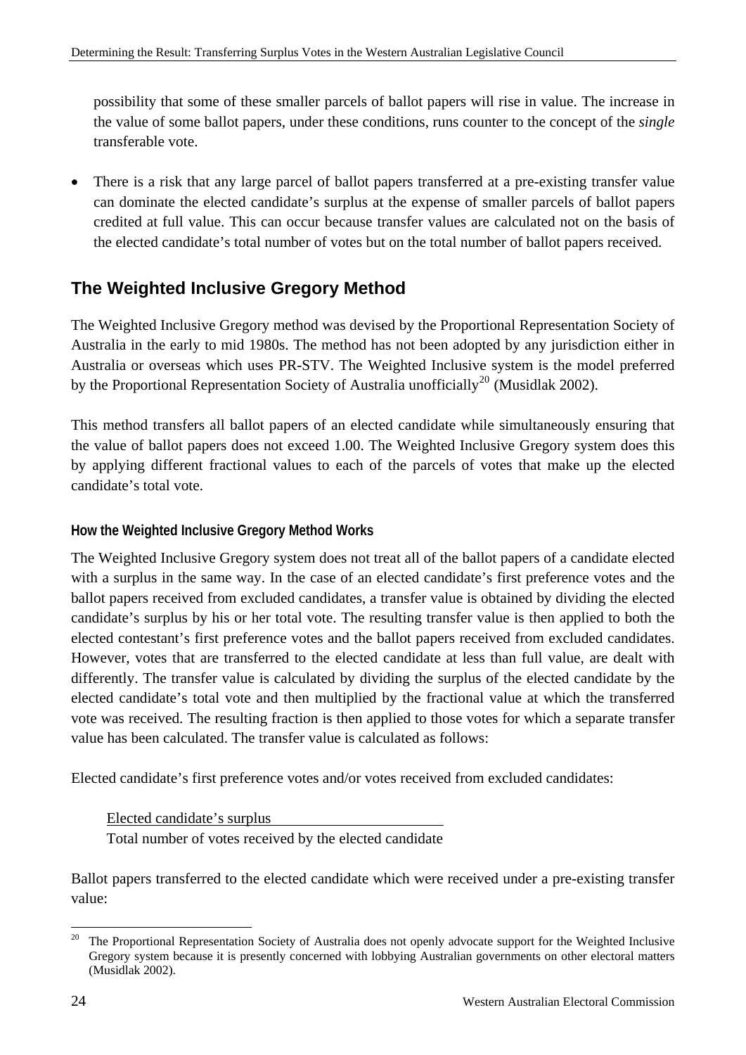possibility that some of these smaller parcels of ballot papers will rise in value. The increase in the value of some ballot papers, under these conditions, runs counter to the concept of the *single* transferable vote.

- There is a risk that any large parcel of ballot papers transferred at a pre-existing transfer value can dominate the elected candidate's surplus at the expense of smaller parcels of ballot papers credited at full value. This can occur because transfer values are calculated not on the basis of the elected candidate's total number of votes but on the total number of ballot papers received.

## The Weighted Inclusive Gregory Method

The Weighted Inclusive Gregory method was devised by the Proportional Representation Society of Australia in the early to mid 1980s. The method has not been adopted by any jurisdiction either in Australia or overseas which uses PR-STV. The Weighted Inclusive system is the model preferred by the Proportional Representation Society of Australia unofficially[20] (Musidlak 2002).

This method transfers all ballot papers of an elected candidate while simultaneously ensuring that the value of ballot papers does not exceed 1.00. The Weighted Inclusive Gregory system does this by applying different fractional values to each of the parcels of votes that make up the elected candidate's total vote.

### How the Weighted Inclusive Gregory Method Works

The Weighted Inclusive Gregory system does not treat all of the ballot papers of a candidate elected with a surplus in the same way. In the case of an elected candidate's first preference votes and the ballot papers received from excluded candidates, a transfer value is obtained by dividing the elected candidate's surplus by his or her total vote. The resulting transfer value is then applied to both the elected contestant's first preference votes and the ballot papers received from excluded candidates. However, votes that are transferred to the elected candidate at less than full value, are dealt with differently. The transfer value is calculated by dividing the surplus of the elected candidate by the elected candidate's total vote and then multiplied by the fractional value at which the transferred vote was received. The resulting fraction is then applied to those votes for which a separate transfer value has been calculated. The transfer value is calculated as follows:

Elected candidate's first preference votes and/or votes received from excluded candidates:

$$\frac{\text{Elected candidate's surplus}}{\text{Total number of votes received by the elected candidate}}$$

Ballot papers transferred to the elected candidate which were received under a pre-existing transfer value:

---

[20] The Proportional Representation Society of Australia does not openly advocate support for the Weighted Inclusive Gregory system because it is presently concerned with lobbying Australian governments on other electoral matters (Musidlak 2002).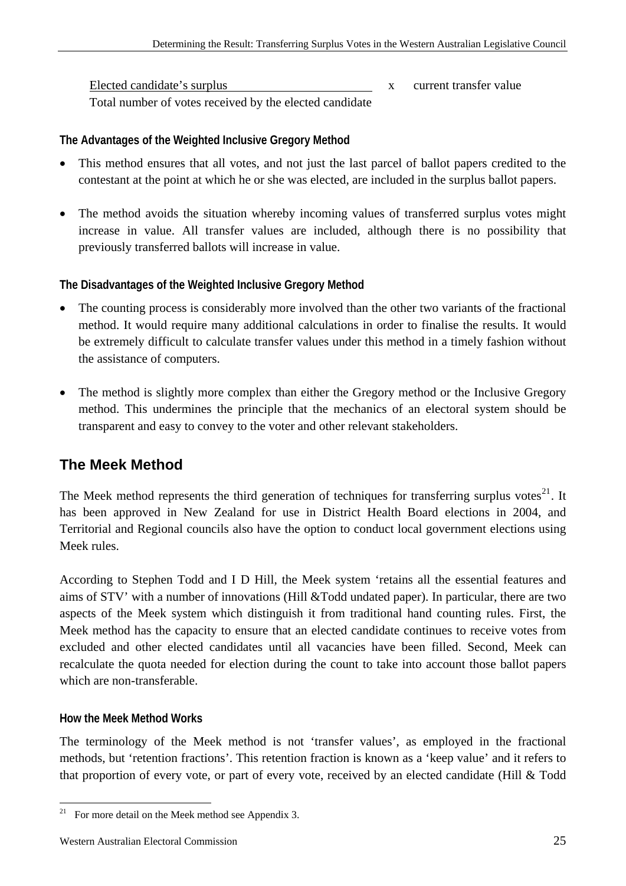$$\frac{\text{Elected candidate's surplus}}{\text{Total number of votes received by the elected candidate}} \times \text{current transfer value}$$

### The Advantages of the Weighted Inclusive Gregory Method

- This method ensures that all votes, and not just the last parcel of ballot papers credited to the contestant at the point at which he or she was elected, are included in the surplus ballot papers.

- The method avoids the situation whereby incoming values of transferred surplus votes might increase in value. All transfer values are included, although there is no possibility that previously transferred ballots will increase in value.

### The Disadvantages of the Weighted Inclusive Gregory Method

- The counting process is considerably more involved than the other two variants of the fractional method. It would require many additional calculations in order to finalise the results. It would be extremely difficult to calculate transfer values under this method in a timely fashion without the assistance of computers.

- The method is slightly more complex than either the Gregory method or the Inclusive Gregory method. This undermines the principle that the mechanics of an electoral system should be transparent and easy to convey to the voter and other relevant stakeholders.

## The Meek Method

The Meek method represents the third generation of techniques for transferring surplus votes[21]. It has been approved in New Zealand for use in District Health Board elections in 2004, and Territorial and Regional councils also have the option to conduct local government elections using Meek rules.

According to Stephen Todd and I D Hill, the Meek system 'retains all the essential features and aims of STV' with a number of innovations (Hill &Todd undated paper). In particular, there are two aspects of the Meek system which distinguish it from traditional hand counting rules. First, the Meek method has the capacity to ensure that an elected candidate continues to receive votes from excluded and other elected candidates until all vacancies have been filled. Second, Meek can recalculate the quota needed for election during the count to take into account those ballot papers which are non-transferable.

### How the Meek Method Works

The terminology of the Meek method is not 'transfer values', as employed in the fractional methods, but 'retention fractions'. This retention fraction is known as a 'keep value' and it refers to that proportion of every vote, or part of every vote, received by an elected candidate (Hill & Todd

[21] For more detail on the Meek method see Appendix 3.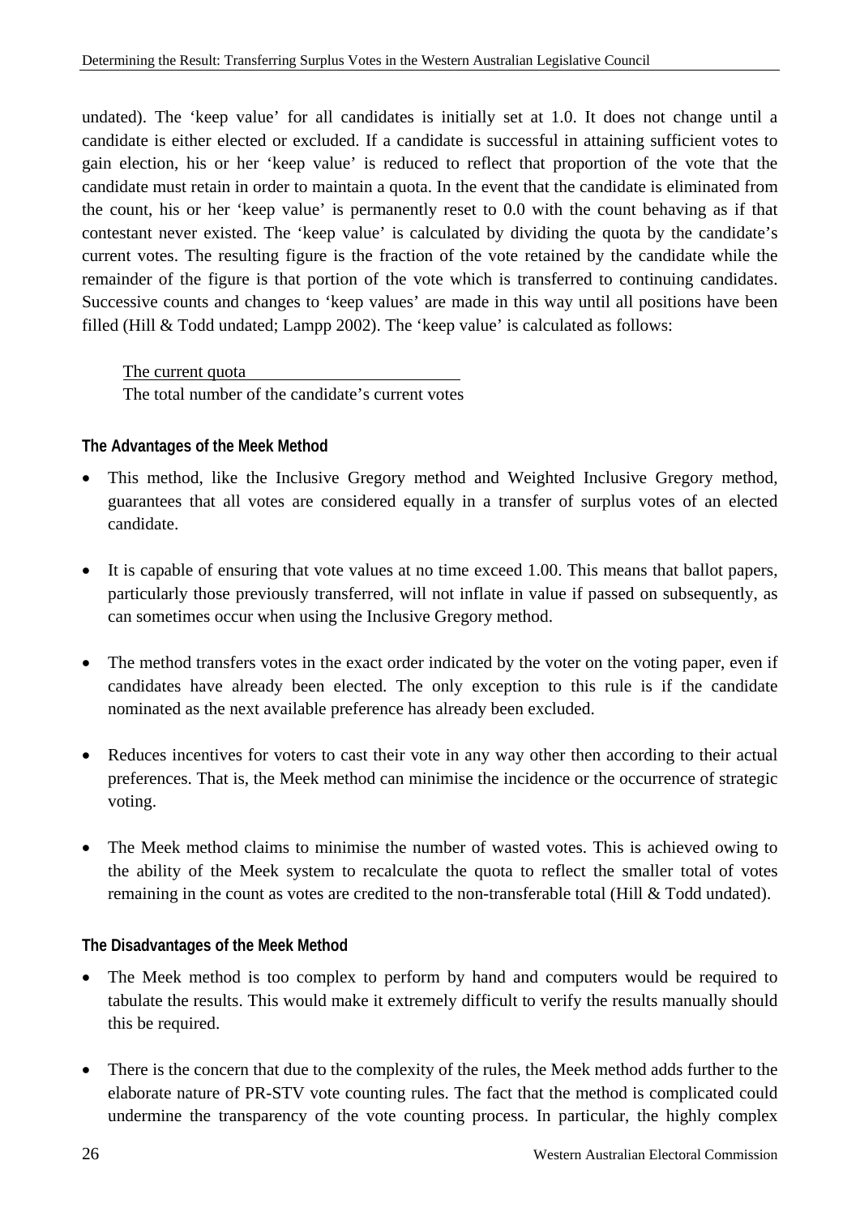undated). The ‘keep value’ for all candidates is initially set at 1.0. It does not change until a candidate is either elected or excluded. If a candidate is successful in attaining sufficient votes to gain election, his or her ‘keep value’ is reduced to reflect that proportion of the vote that the candidate must retain in order to maintain a quota. In the event that the candidate is eliminated from the count, his or her ‘keep value’ is permanently reset to 0.0 with the count behaving as if that contestant never existed. The ‘keep value’ is calculated by dividing the quota by the candidate’s current votes. The resulting figure is the fraction of the vote retained by the candidate while the remainder of the figure is that portion of the vote which is transferred to continuing candidates. Successive counts and changes to ‘keep values’ are made in this way until all positions have been filled (Hill & Todd undated; Lampp 2002). The ‘keep value’ is calculated as follows:

$$\frac{\text{The current quota}}{\text{The total number of the candidate's current votes}}$$

#### The Advantages of the Meek Method

- This method, like the Inclusive Gregory method and Weighted Inclusive Gregory method, guarantees that all votes are considered equally in a transfer of surplus votes of an elected candidate.

- It is capable of ensuring that vote values at no time exceed 1.00. This means that ballot papers, particularly those previously transferred, will not inflate in value if passed on subsequently, as can sometimes occur when using the Inclusive Gregory method.

- The method transfers votes in the exact order indicated by the voter on the voting paper, even if candidates have already been elected. The only exception to this rule is if the candidate nominated as the next available preference has already been excluded.

- Reduces incentives for voters to cast their vote in any way other then according to their actual preferences. That is, the Meek method can minimise the incidence or the occurrence of strategic voting.

- The Meek method claims to minimise the number of wasted votes. This is achieved owing to the ability of the Meek system to recalculate the quota to reflect the smaller total of votes remaining in the count as votes are credited to the non-transferable total (Hill & Todd undated).

#### The Disadvantages of the Meek Method

- The Meek method is too complex to perform by hand and computers would be required to tabulate the results. This would make it extremely difficult to verify the results manually should this be required.

- There is the concern that due to the complexity of the rules, the Meek method adds further to the elaborate nature of PR-STV vote counting rules. The fact that the method is complicated could undermine the transparency of the vote counting process. In particular, the highly complex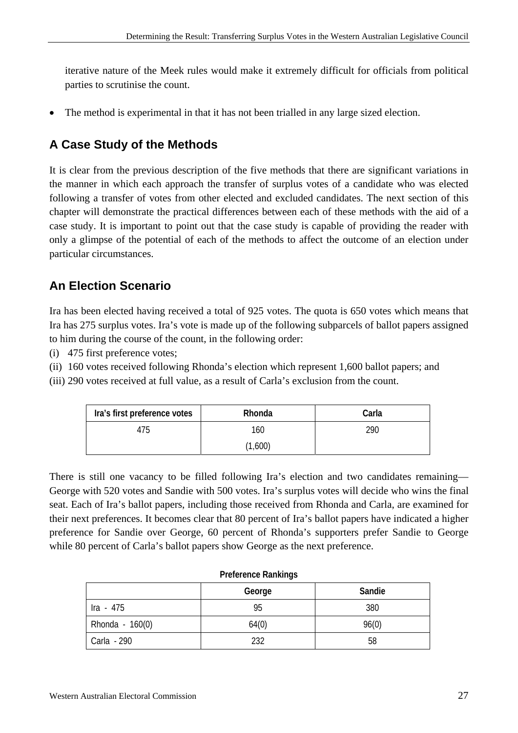iterative nature of the Meek rules would make it extremely difficult for officials from political parties to scrutinise the count.

- The method is experimental in that it has not been trialled in any large sized election.

## A Case Study of the Methods

It is clear from the previous description of the five methods that there are significant variations in the manner in which each approach the transfer of surplus votes of a candidate who was elected following a transfer of votes from other elected and excluded candidates. The next section of this chapter will demonstrate the practical differences between each of these methods with the aid of a case study. It is important to point out that the case study is capable of providing the reader with only a glimpse of the potential of each of the methods to affect the outcome of an election under particular circumstances.

## An Election Scenario

Ira has been elected having received a total of 925 votes. The quota is 650 votes which means that Ira has 275 surplus votes. Ira's vote is made up of the following subparcels of ballot papers assigned to him during the course of the count, in the following order:

(i) 475 first preference votes;
(ii) 160 votes received following Rhonda's election which represent 1,600 ballot papers; and
(iii) 290 votes received at full value, as a result of Carla's exclusion from the count.

| Ira's first preference votes | Rhonda | Carla |
|---|---|---|
| 475 | 160<br>(1,600) | 290 |

There is still one vacancy to be filled following Ira's election and two candidates remaining—George with 520 votes and Sandie with 500 votes. Ira's surplus votes will decide who wins the final seat. Each of Ira's ballot papers, including those received from Rhonda and Carla, are examined for their next preferences. It becomes clear that 80 percent of Ira's ballot papers have indicated a higher preference for Sandie over George, 60 percent of Rhonda's supporters prefer Sandie to George while 80 percent of Carla's ballot papers show George as the next preference.

**Preference Rankings**

| | George | Sandie |
|---|---|---|
| Ira - 475 | 95 | 380 |
| Rhonda - 160(0) | 64(0) | 96(0) |
| Carla - 290 | 232 | 58 |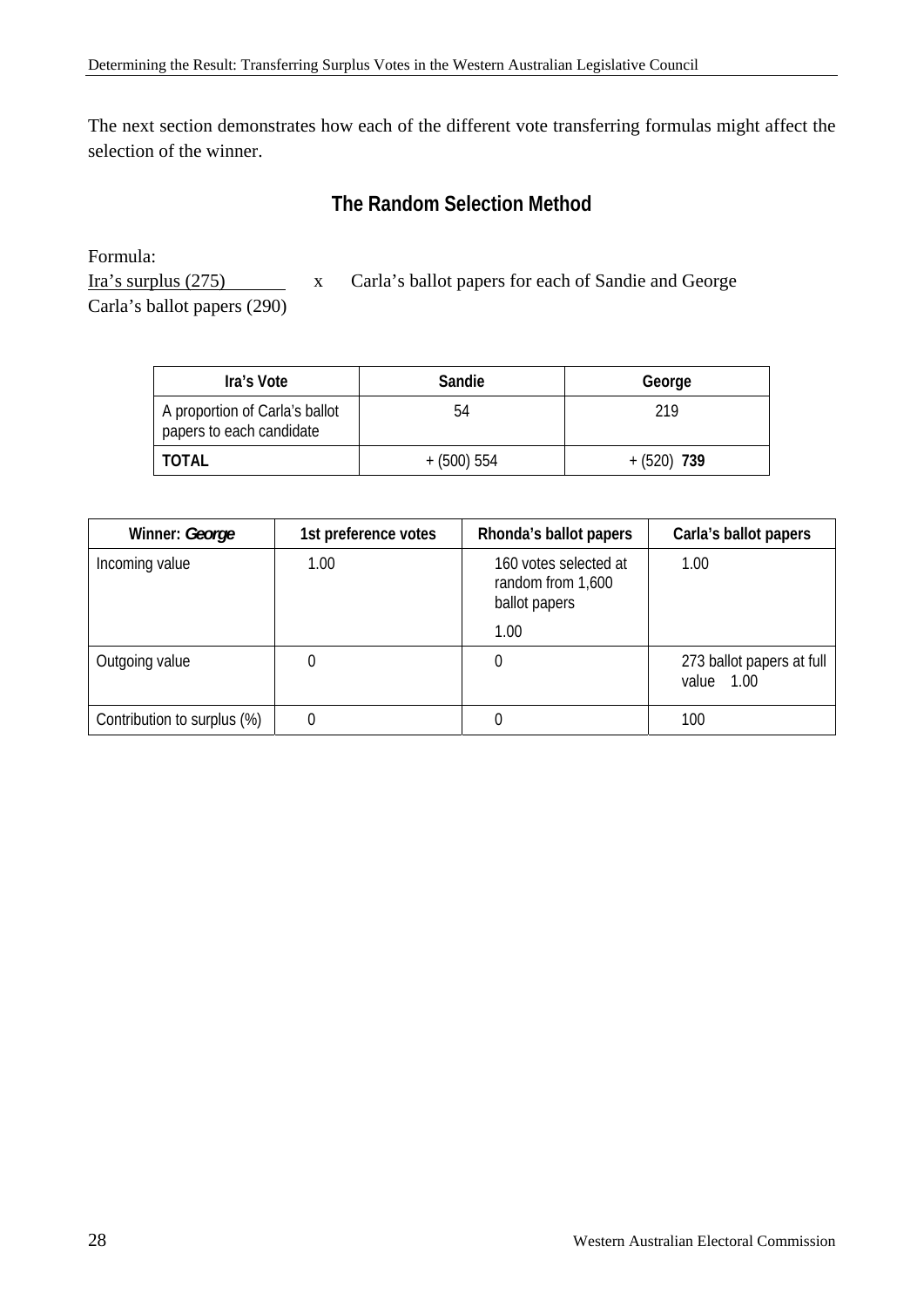The next section demonstrates how each of the different vote transferring formulas might affect the selection of the winner.

## The Random Selection Method

Formula:

$$\frac{\text{Ira's surplus (275)}}{\text{Carla's ballot papers (290)}} \times \text{Carla's ballot papers for each of Sandie and George}$$

| Ira's Vote | Sandie | George |
|---|---|---|
| A proportion of Carla's ballot papers to each candidate | 54 | 219 |
| **TOTAL** | + (500) 554 | + (520) **739** |

| Winner: ***George*** | 1st preference votes | Rhonda's ballot papers | Carla's ballot papers |
|---|---|---|---|
| Incoming value | 1.00 | 160 votes selected at random from 1,600 ballot papers 1.00 | 1.00 |
| Outgoing value | 0 | 0 | 273 ballot papers at full value 1.00 |
| Contribution to surplus (%) | 0 | 0 | 100 |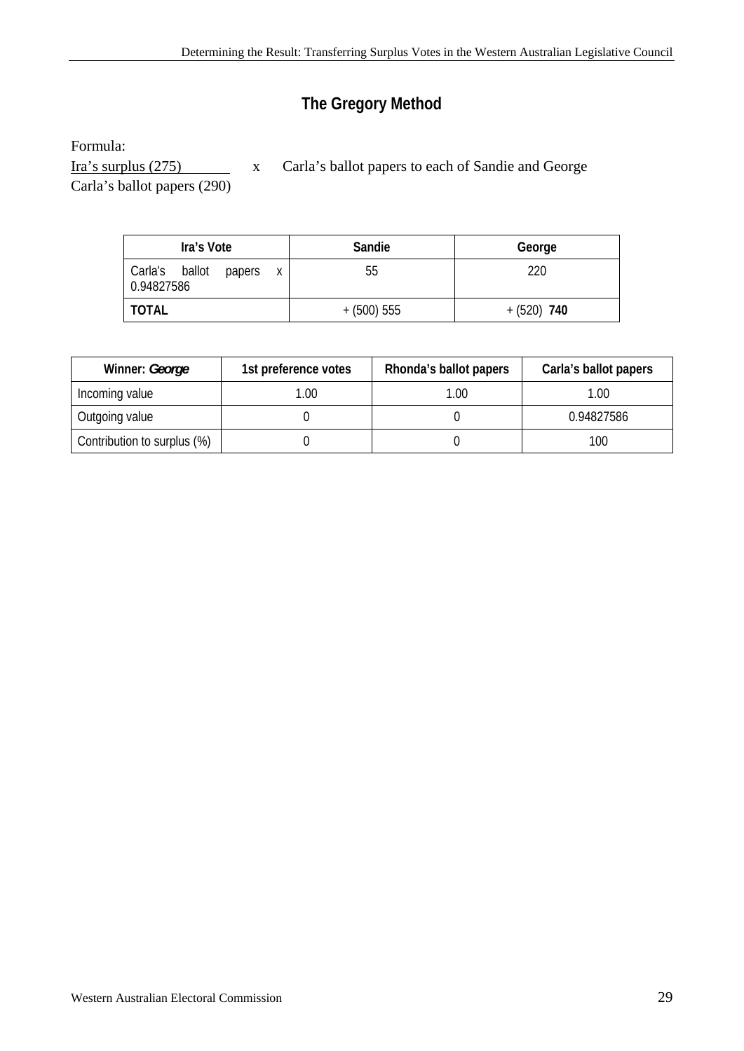## The Gregory Method

Formula:

$$\frac{\text{Ira's surplus (275)}}{\text{Carla's ballot papers (290)}} \quad \text{x} \quad \text{Carla's ballot papers to each of Sandie and George}$$

| Ira's Vote | Sandie | George |
|---|---|---|
| Carla's ballot papers x 0.94827586 | 55 | 220 |
| **TOTAL** | + (500) 555 | + (520) **740** |

| Winner: ***George*** | 1st preference votes | Rhonda's ballot papers | Carla's ballot papers |
|---|---|---|---|
| Incoming value | 1.00 | 1.00 | 1.00 |
| Outgoing value | 0 | 0 | 0.94827586 |
| Contribution to surplus (%) | 0 | 0 | 100 |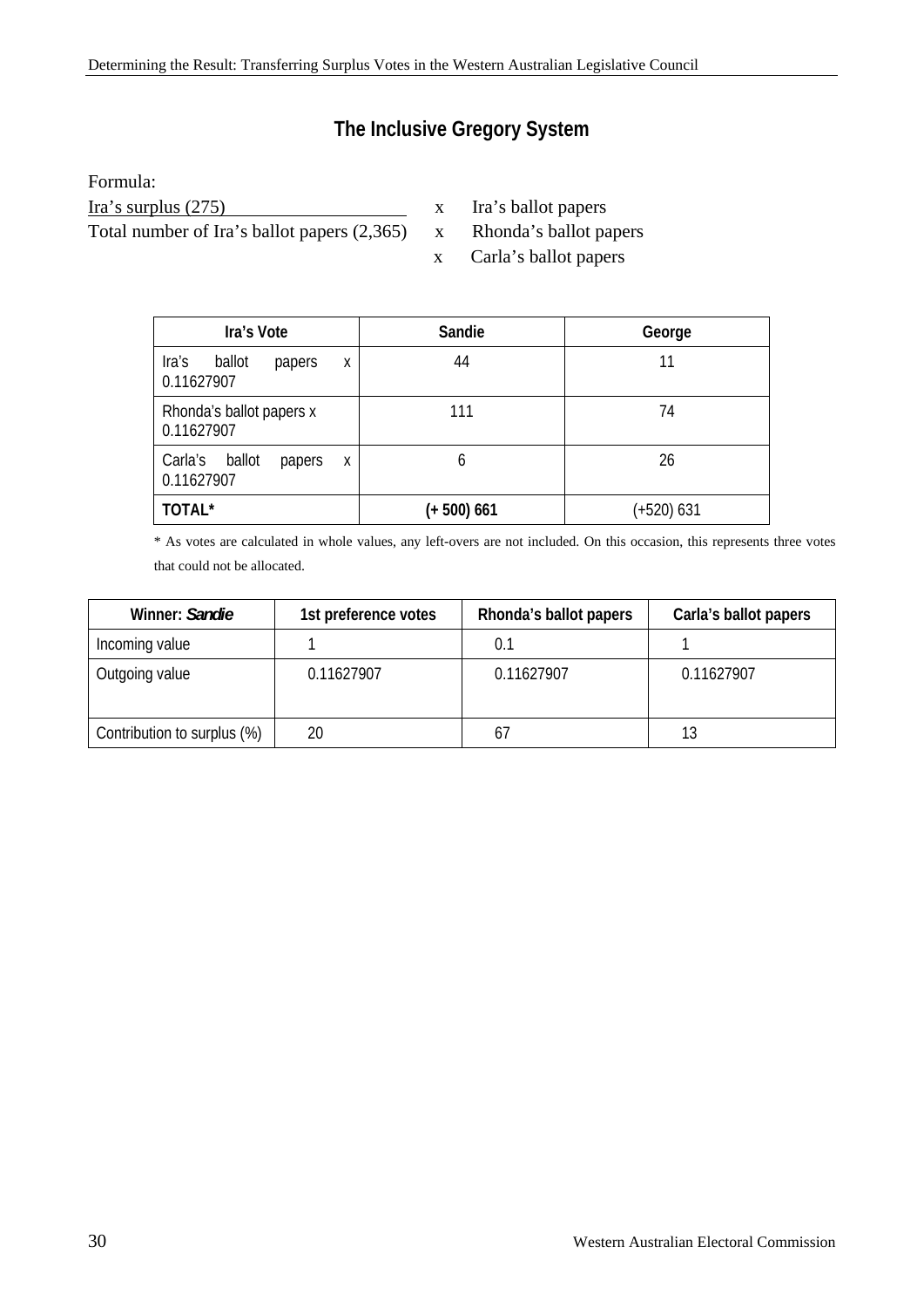## The Inclusive Gregory System

Formula:

$$\frac{\text{Ira's surplus (275)}}{\text{Total number of Ira's ballot papers (2,365)}} \quad \begin{array}{l} \text{x Ira's ballot papers} \\ \text{x Rhonda's ballot papers} \\ \text{x Carla's ballot papers} \end{array}$$

| Ira's Vote | Sandie | George |
|---|---|---|
| Ira's ballot papers x 0.11627907 | 44 | 11 |
| Rhonda's ballot papers x 0.11627907 | 111 | 74 |
| Carla's ballot papers x 0.11627907 | 6 | 26 |
| **TOTAL*** | **(+ 500) 661** | (+520) 631 |

* As votes are calculated in whole values, any left-overs are not included. On this occasion, this represents three votes that could not be allocated.

| Winner: ***Sandie*** | 1st preference votes | Rhonda's ballot papers | Carla's ballot papers |
|---|---|---|---|
| Incoming value | 1 | 0.1 | 1 |
| Outgoing value | 0.11627907 | 0.11627907 | 0.11627907 |
| Contribution to surplus (%) | 20 | 67 | 13 |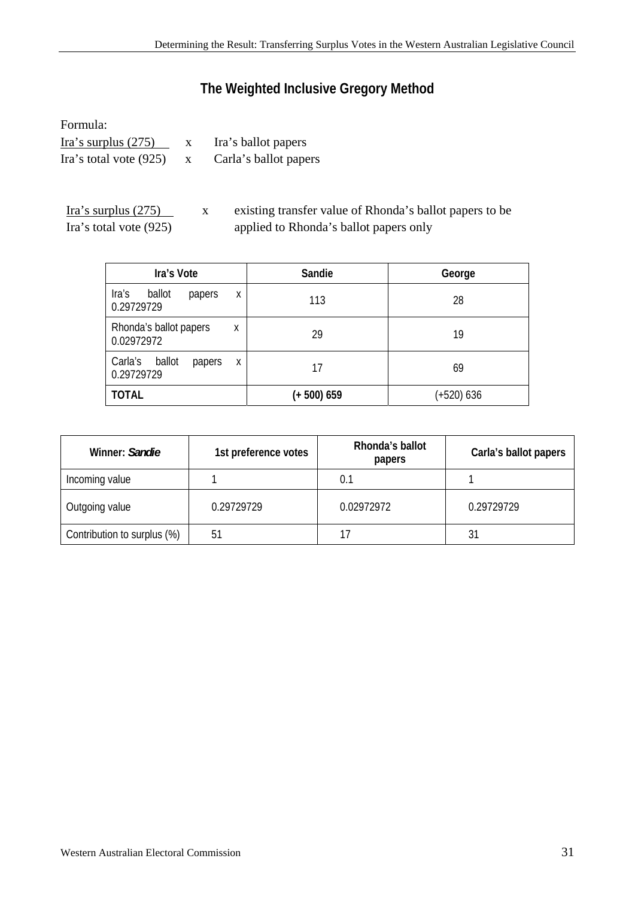## The Weighted Inclusive Gregory Method

Formula:

$$\frac{\text{Ira's surplus (275)}}{\text{Ira's total vote (925)}} \quad \frac{\text{x}}{\text{x}} \quad \frac{\text{Ira's ballot papers}}{\text{Carla's ballot papers}}$$

$$\frac{\text{Ira's surplus (275)}}{\text{Ira's total vote (925)}} \quad \text{x} \quad \text{existing transfer value of Rhonda's ballot papers to be applied to Rhonda's ballot papers only}$$

| Ira's Vote | Sandie | George |
|---|---|---|
| Ira's ballot papers x 0.29729729 | 113 | 28 |
| Rhonda's ballot papers x 0.02972972 | 29 | 19 |
| Carla's ballot papers x 0.29729729 | 17 | 69 |
| **TOTAL** | **(+ 500) 659** | (+520) 636 |

| Winner: ***Sandie*** | 1st preference votes | Rhonda's ballot papers | Carla's ballot papers |
|---|---|---|---|
| Incoming value | 1 | 0.1 | 1 |
| Outgoing value | 0.29729729 | 0.02972972 | 0.29729729 |
| Contribution to surplus (%) | 51 | 17 | 31 |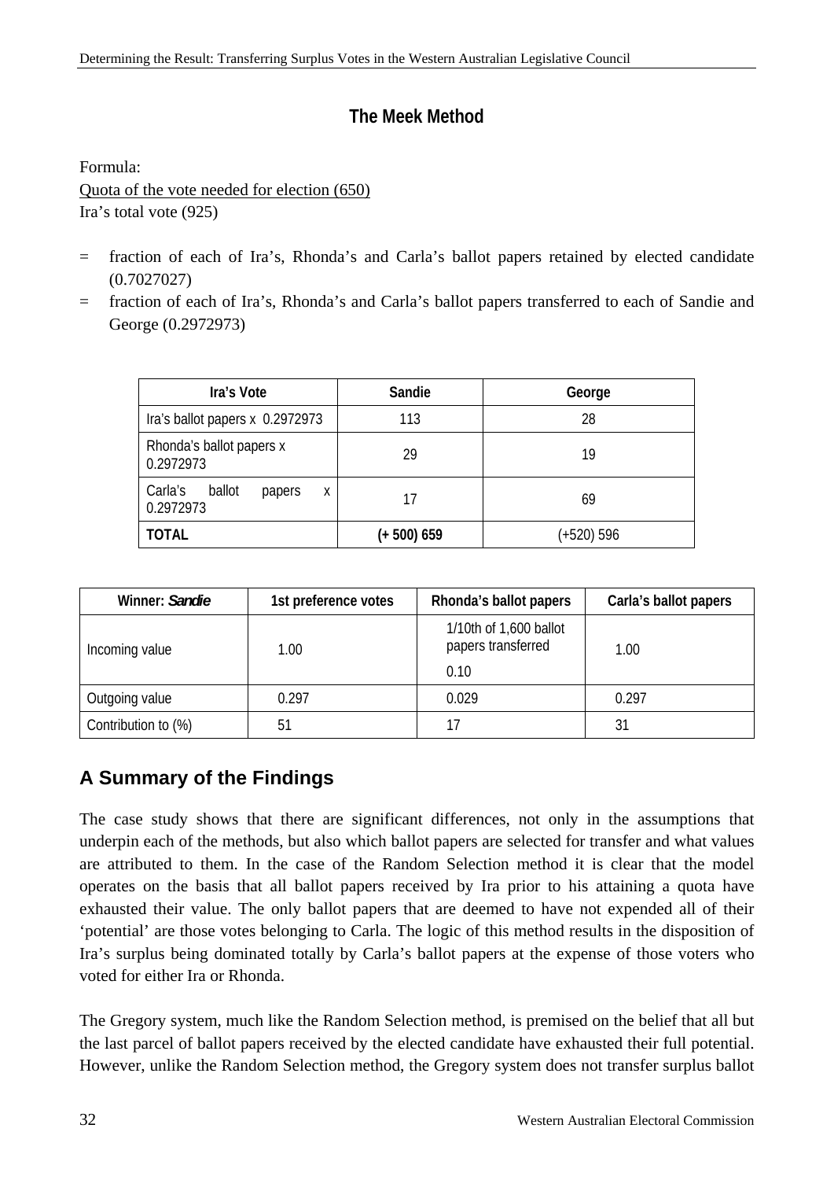## The Meek Method

Formula:
<u>Quota of the vote needed for election (650)</u>
Ira's total vote (925)

= fraction of each of Ira's, Rhonda's and Carla's ballot papers retained by elected candidate (0.7027027)

= fraction of each of Ira's, Rhonda's and Carla's ballot papers transferred to each of Sandie and George (0.2972973)

| Ira's Vote | Sandie | George |
|---|---|---|
| Ira's ballot papers x 0.2972973 | 113 | 28 |
| Rhonda's ballot papers x 0.2972973 | 29 | 19 |
| Carla's ballot papers x 0.2972973 | 17 | 69 |
| **TOTAL** | **(+ 500) 659** | (+520) 596 |

| Winner: *Sandie* | 1st preference votes | Rhonda's ballot papers | Carla's ballot papers |
|---|---|---|---|
| Incoming value | 1.00 | 1/10th of 1,600 ballot papers transferred<br>0.10 | 1.00 |
| Outgoing value | 0.297 | 0.029 | 0.297 |
| Contribution to (%) | 51 | 17 | 31 |

## A Summary of the Findings

The case study shows that there are significant differences, not only in the assumptions that underpin each of the methods, but also which ballot papers are selected for transfer and what values are attributed to them. In the case of the Random Selection method it is clear that the model operates on the basis that all ballot papers received by Ira prior to his attaining a quota have exhausted their value. The only ballot papers that are deemed to have not expended all of their 'potential' are those votes belonging to Carla. The logic of this method results in the disposition of Ira's surplus being dominated totally by Carla's ballot papers at the expense of those voters who voted for either Ira or Rhonda.

The Gregory system, much like the Random Selection method, is premised on the belief that all but the last parcel of ballot papers received by the elected candidate have exhausted their full potential. However, unlike the Random Selection method, the Gregory system does not transfer surplus ballot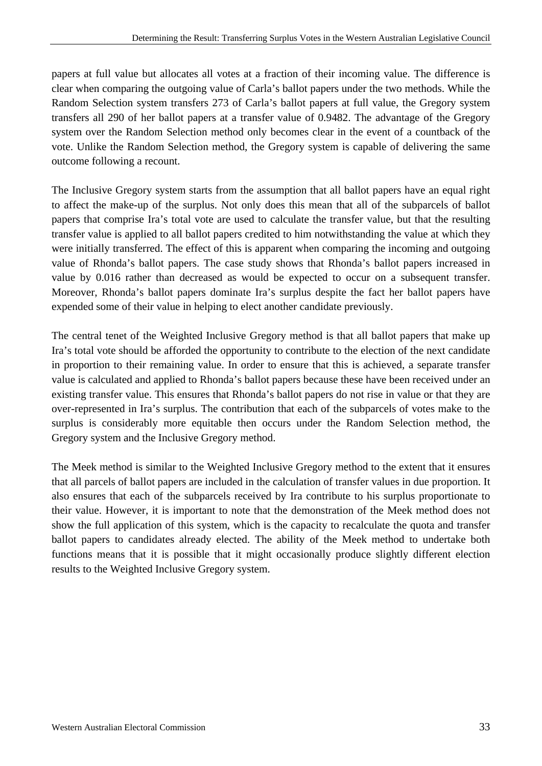papers at full value but allocates all votes at a fraction of their incoming value. The difference is clear when comparing the outgoing value of Carla's ballot papers under the two methods. While the Random Selection system transfers 273 of Carla's ballot papers at full value, the Gregory system transfers all 290 of her ballot papers at a transfer value of 0.9482. The advantage of the Gregory system over the Random Selection method only becomes clear in the event of a countback of the vote. Unlike the Random Selection method, the Gregory system is capable of delivering the same outcome following a recount.

The Inclusive Gregory system starts from the assumption that all ballot papers have an equal right to affect the make-up of the surplus. Not only does this mean that all of the subparcels of ballot papers that comprise Ira's total vote are used to calculate the transfer value, but that the resulting transfer value is applied to all ballot papers credited to him notwithstanding the value at which they were initially transferred. The effect of this is apparent when comparing the incoming and outgoing value of Rhonda's ballot papers. The case study shows that Rhonda's ballot papers increased in value by 0.016 rather than decreased as would be expected to occur on a subsequent transfer. Moreover, Rhonda's ballot papers dominate Ira's surplus despite the fact her ballot papers have expended some of their value in helping to elect another candidate previously.

The central tenet of the Weighted Inclusive Gregory method is that all ballot papers that make up Ira's total vote should be afforded the opportunity to contribute to the election of the next candidate in proportion to their remaining value. In order to ensure that this is achieved, a separate transfer value is calculated and applied to Rhonda's ballot papers because these have been received under an existing transfer value. This ensures that Rhonda's ballot papers do not rise in value or that they are over-represented in Ira's surplus. The contribution that each of the subparcels of votes make to the surplus is considerably more equitable then occurs under the Random Selection method, the Gregory system and the Inclusive Gregory method.

The Meek method is similar to the Weighted Inclusive Gregory method to the extent that it ensures that all parcels of ballot papers are included in the calculation of transfer values in due proportion. It also ensures that each of the subparcels received by Ira contribute to his surplus proportionate to their value. However, it is important to note that the demonstration of the Meek method does not show the full application of this system, which is the capacity to recalculate the quota and transfer ballot papers to candidates already elected. The ability of the Meek method to undertake both functions means that it is possible that it might occasionally produce slightly different election results to the Weighted Inclusive Gregory system.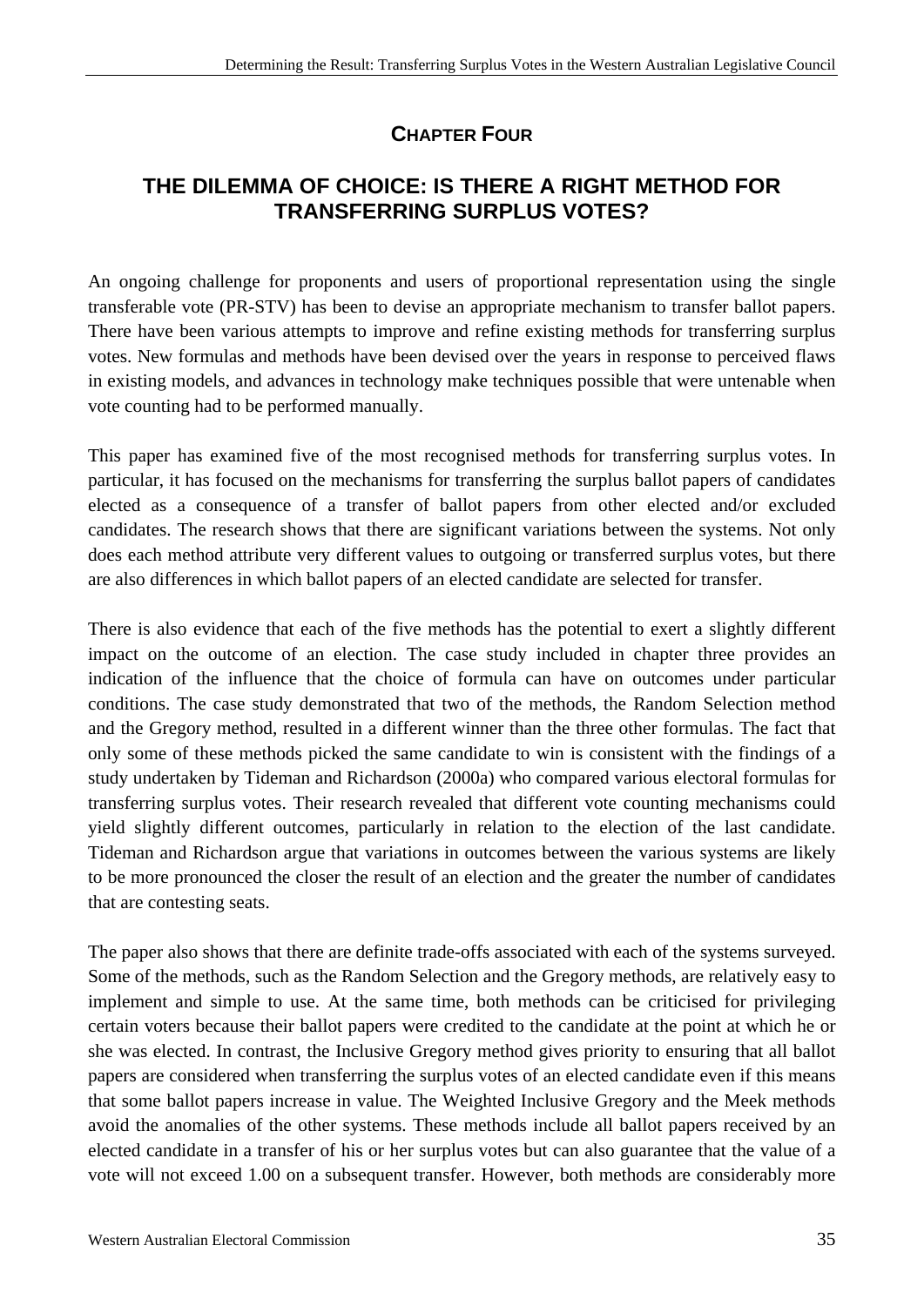# Chapter Four

## THE DILEMMA OF CHOICE: IS THERE A RIGHT METHOD FOR TRANSFERRING SURPLUS VOTES?

An ongoing challenge for proponents and users of proportional representation using the single transferable vote (PR-STV) has been to devise an appropriate mechanism to transfer ballot papers. There have been various attempts to improve and refine existing methods for transferring surplus votes. New formulas and methods have been devised over the years in response to perceived flaws in existing models, and advances in technology make techniques possible that were untenable when vote counting had to be performed manually.

This paper has examined five of the most recognised methods for transferring surplus votes. In particular, it has focused on the mechanisms for transferring the surplus ballot papers of candidates elected as a consequence of a transfer of ballot papers from other elected and/or excluded candidates. The research shows that there are significant variations between the systems. Not only does each method attribute very different values to outgoing or transferred surplus votes, but there are also differences in which ballot papers of an elected candidate are selected for transfer.

There is also evidence that each of the five methods has the potential to exert a slightly different impact on the outcome of an election. The case study included in chapter three provides an indication of the influence that the choice of formula can have on outcomes under particular conditions. The case study demonstrated that two of the methods, the Random Selection method and the Gregory method, resulted in a different winner than the three other formulas. The fact that only some of these methods picked the same candidate to win is consistent with the findings of a study undertaken by Tideman and Richardson (2000a) who compared various electoral formulas for transferring surplus votes. Their research revealed that different vote counting mechanisms could yield slightly different outcomes, particularly in relation to the election of the last candidate. Tideman and Richardson argue that variations in outcomes between the various systems are likely to be more pronounced the closer the result of an election and the greater the number of candidates that are contesting seats.

The paper also shows that there are definite trade-offs associated with each of the systems surveyed. Some of the methods, such as the Random Selection and the Gregory methods, are relatively easy to implement and simple to use. At the same time, both methods can be criticised for privileging certain voters because their ballot papers were credited to the candidate at the point at which he or she was elected. In contrast, the Inclusive Gregory method gives priority to ensuring that all ballot papers are considered when transferring the surplus votes of an elected candidate even if this means that some ballot papers increase in value. The Weighted Inclusive Gregory and the Meek methods avoid the anomalies of the other systems. These methods include all ballot papers received by an elected candidate in a transfer of his or her surplus votes but can also guarantee that the value of a vote will not exceed 1.00 on a subsequent transfer. However, both methods are considerably more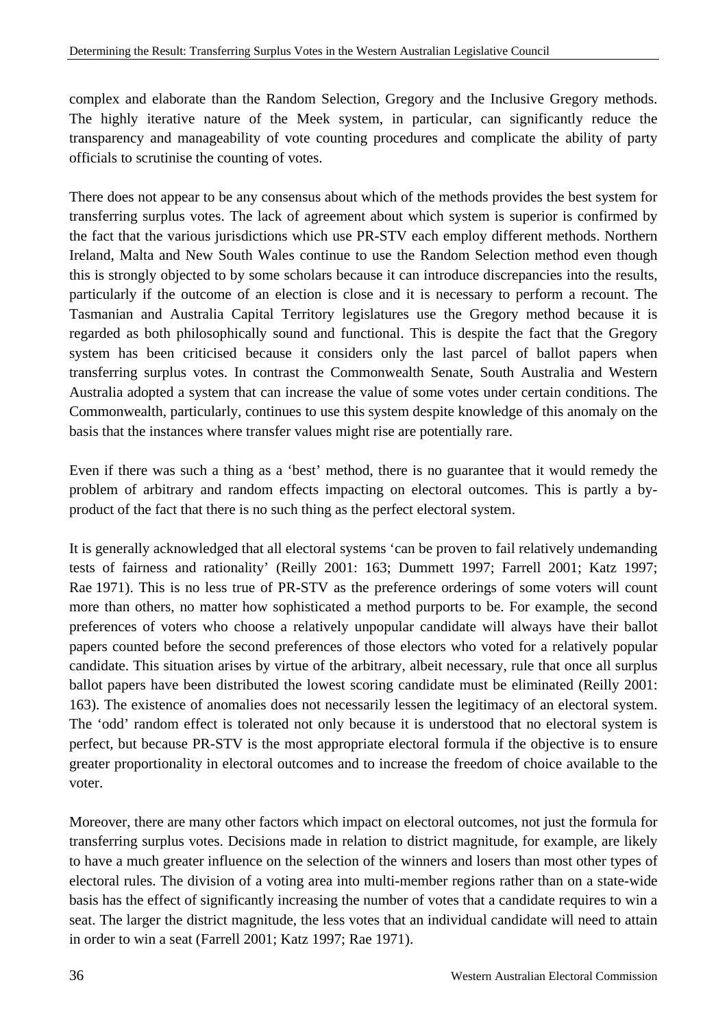complex and elaborate than the Random Selection, Gregory and the Inclusive Gregory methods. The highly iterative nature of the Meek system, in particular, can significantly reduce the transparency and manageability of vote counting procedures and complicate the ability of party officials to scrutinise the counting of votes.

There does not appear to be any consensus about which of the methods provides the best system for transferring surplus votes. The lack of agreement about which system is superior is confirmed by the fact that the various jurisdictions which use PR-STV each employ different methods. Northern Ireland, Malta and New South Wales continue to use the Random Selection method even though this is strongly objected to by some scholars because it can introduce discrepancies into the results, particularly if the outcome of an election is close and it is necessary to perform a recount. The Tasmanian and Australia Capital Territory legislatures use the Gregory method because it is regarded as both philosophically sound and functional. This is despite the fact that the Gregory system has been criticised because it considers only the last parcel of ballot papers when transferring surplus votes. In contrast the Commonwealth Senate, South Australia and Western Australia adopted a system that can increase the value of some votes under certain conditions. The Commonwealth, particularly, continues to use this system despite knowledge of this anomaly on the basis that the instances where transfer values might rise are potentially rare.

Even if there was such a thing as a 'best' method, there is no guarantee that it would remedy the problem of arbitrary and random effects impacting on electoral outcomes. This is partly a by-product of the fact that there is no such thing as the perfect electoral system.

It is generally acknowledged that all electoral systems 'can be proven to fail relatively undemanding tests of fairness and rationality' (Reilly 2001: 163; Dummett 1997; Farrell 2001; Katz 1997; Rae 1971). This is no less true of PR-STV as the preference orderings of some voters will count more than others, no matter how sophisticated a method purports to be. For example, the second preferences of voters who choose a relatively unpopular candidate will always have their ballot papers counted before the second preferences of those electors who voted for a relatively popular candidate. This situation arises by virtue of the arbitrary, albeit necessary, rule that once all surplus ballot papers have been distributed the lowest scoring candidate must be eliminated (Reilly 2001: 163). The existence of anomalies does not necessarily lessen the legitimacy of an electoral system. The 'odd' random effect is tolerated not only because it is understood that no electoral system is perfect, but because PR-STV is the most appropriate electoral formula if the objective is to ensure greater proportionality in electoral outcomes and to increase the freedom of choice available to the voter.

Moreover, there are many other factors which impact on electoral outcomes, not just the formula for transferring surplus votes. Decisions made in relation to district magnitude, for example, are likely to have a much greater influence on the selection of the winners and losers than most other types of electoral rules. The division of a voting area into multi-member regions rather than on a state-wide basis has the effect of significantly increasing the number of votes that a candidate requires to win a seat. The larger the district magnitude, the less votes that an individual candidate will need to attain in order to win a seat (Farrell 2001; Katz 1997; Rae 1971).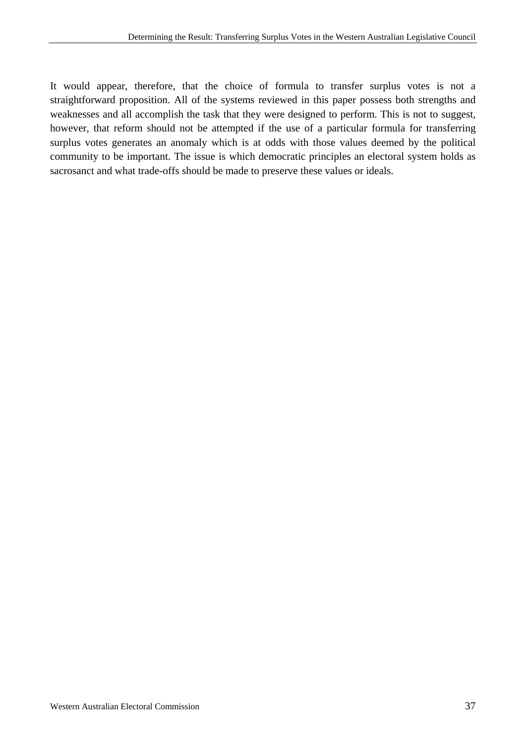It would appear, therefore, that the choice of formula to transfer surplus votes is not a straightforward proposition. All of the systems reviewed in this paper possess both strengths and weaknesses and all accomplish the task that they were designed to perform. This is not to suggest, however, that reform should not be attempted if the use of a particular formula for transferring surplus votes generates an anomaly which is at odds with those values deemed by the political community to be important. The issue is which democratic principles an electoral system holds as sacrosanct and what trade-offs should be made to preserve these values or ideals.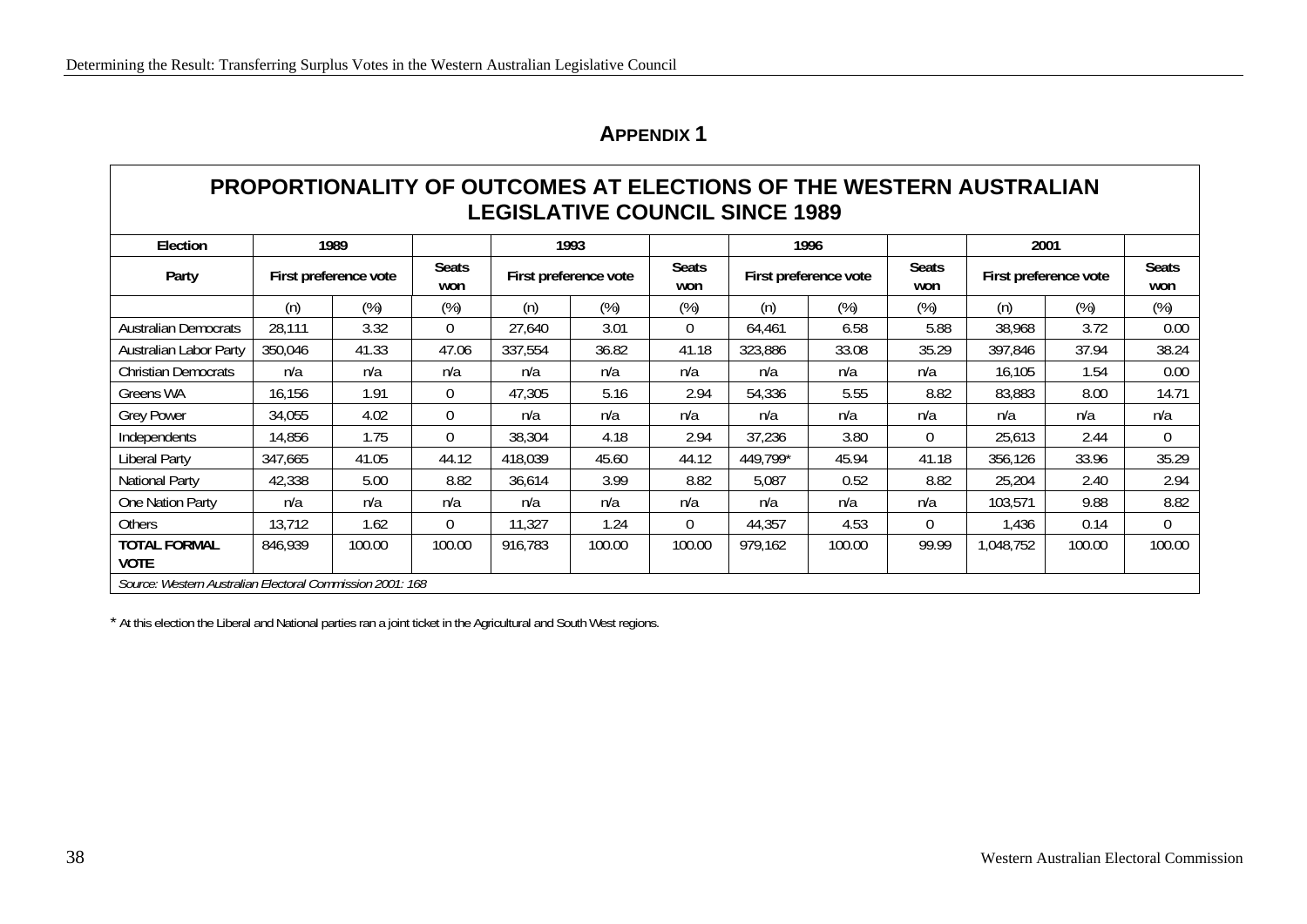## APPENDIX 1

| PROPORTIONALITY OF OUTCOMES AT ELECTIONS OF THE WESTERN AUSTRALIAN LEGISLATIVE COUNCIL SINCE 1989 | | | | | | | | | | | | |
|---|---|---|---|---|---|---|---|---|---|---|---|---|
| **Election** | **1989** | | | **1993** | | | **1996** | | | **2001** | | |
| **Party** | **First preference vote** | | **Seats won** | **First preference vote** | | **Seats won** | **First preference vote** | | **Seats won** | **First preference vote** | | **Seats won** |
| | (n) | (%) | (%) | (n) | (%) | (%) | (n) | (%) | (%) | (n) | (%) | (%) |
| Australian Democrats | 28,111 | 3.32 | 0 | 27,640 | 3.01 | 0 | 64,461 | 6.58 | 5.88 | 38,968 | 3.72 | 0.00 |
| Australian Labor Party | 350,046 | 41.33 | 47.06 | 337,554 | 36.82 | 41.18 | 323,886 | 33.08 | 35.29 | 397,846 | 37.94 | 38.24 |
| Christian Democrats | n/a | n/a | n/a | n/a | n/a | n/a | n/a | n/a | n/a | 16,105 | 1.54 | 0.00 |
| Greens WA | 16,156 | 1.91 | 0 | 47,305 | 5.16 | 2.94 | 54,336 | 5.55 | 8.82 | 83,883 | 8.00 | 14.71 |
| Grey Power | 34,055 | 4.02 | 0 | n/a | n/a | n/a | n/a | n/a | n/a | n/a | n/a | n/a |
| Independents | 14,856 | 1.75 | 0 | 38,304 | 4.18 | 2.94 | 37,236 | 3.80 | 0 | 25,613 | 2.44 | 0 |
| Liberal Party | 347,665 | 41.05 | 44.12 | 418,039 | 45.60 | 44.12 | 449,799* | 45.94 | 41.18 | 356,126 | 33.96 | 35.29 |
| National Party | 42,338 | 5.00 | 8.82 | 36,614 | 3.99 | 8.82 | 5,087 | 0.52 | 8.82 | 25,204 | 2.40 | 2.94 |
| One Nation Party | n/a | n/a | n/a | n/a | n/a | n/a | n/a | n/a | n/a | 103,571 | 9.88 | 8.82 |
| Others | 13,712 | 1.62 | 0 | 11,327 | 1.24 | 0 | 44,357 | 4.53 | 0 | 1,436 | 0.14 | 0 |
| **TOTAL FORMAL VOTE** | 846,939 | 100.00 | 100.00 | 916,783 | 100.00 | 100.00 | 979,162 | 100.00 | 99.99 | 1,048,752 | 100.00 | 100.00 |

*Source: Western Australian Electoral Commission 2001: 168*

* At this election the Liberal and National parties ran a joint ticket in the Agricultural and South West regions.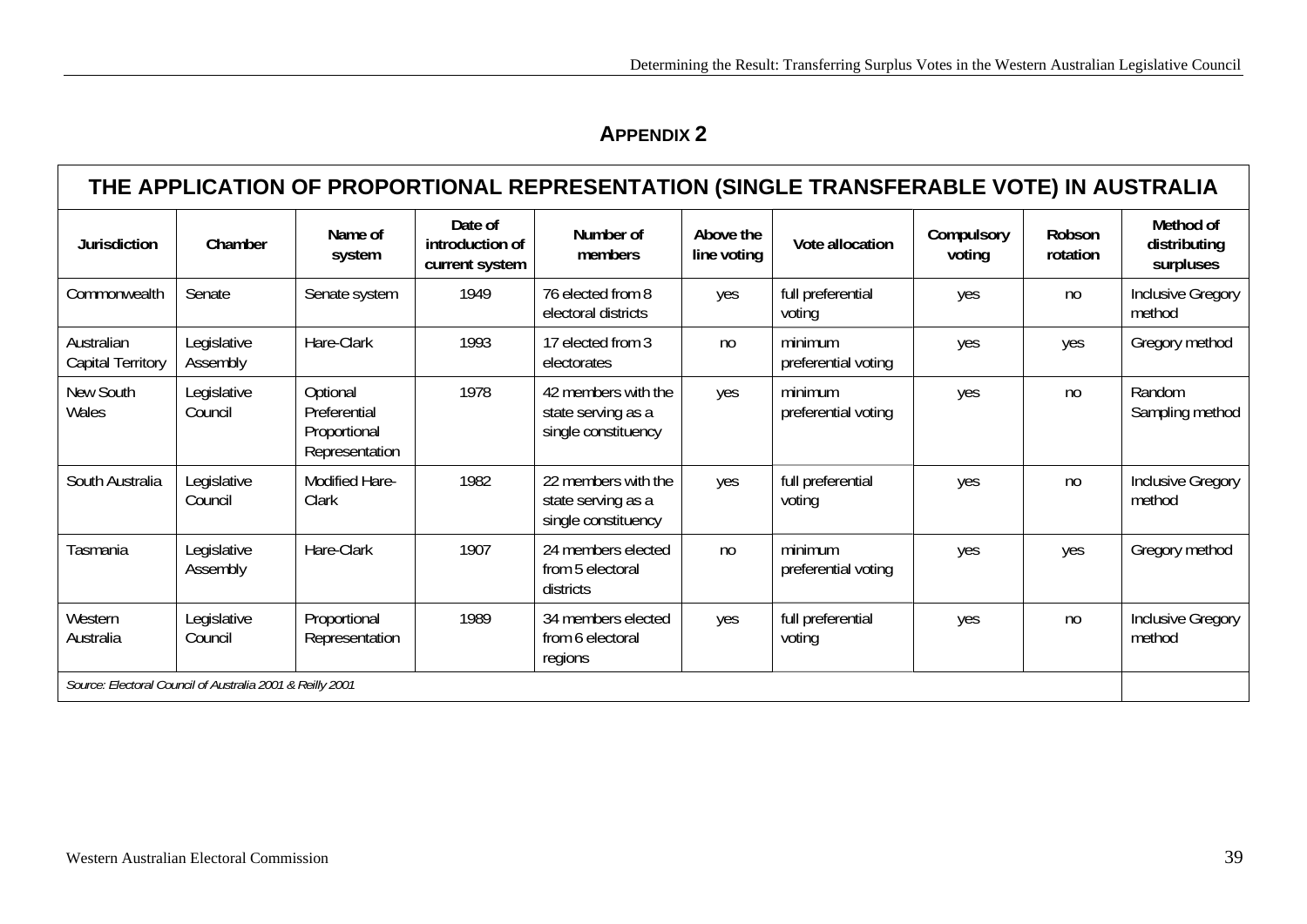## APPENDIX 2

**THE APPLICATION OF PROPORTIONAL REPRESENTATION (SINGLE TRANSFERABLE VOTE) IN AUSTRALIA**

| Jurisdiction | Chamber | Name of system | Date of introduction of current system | Number of members | Above the line voting | Vote allocation | Compulsory voting | Robson rotation | Method of distributing surpluses |
|---|---|---|---|---|---|---|---|---|---|
| Commonwealth | Senate | Senate system | 1949 | 76 elected from 8 electoral districts | yes | full preferential voting | yes | no | Inclusive Gregory method |
| Australian Capital Territory | Legislative Assembly | Hare-Clark | 1993 | 17 elected from 3 electorates | no | minimum preferential voting | yes | yes | Gregory method |
| New South Wales | Legislative Council | Optional Preferential Proportional Representation | 1978 | 42 members with the state serving as a single constituency | yes | minimum preferential voting | yes | no | Random Sampling method |
| South Australia | Legislative Council | Modified Hare-Clark | 1982 | 22 members with the state serving as a single constituency | yes | full preferential voting | yes | no | Inclusive Gregory method |
| Tasmania | Legislative Assembly | Hare-Clark | 1907 | 24 members elected from 5 electoral districts | no | minimum preferential voting | yes | yes | Gregory method |
| Western Australia | Legislative Council | Proportional Representation | 1989 | 34 members elected from 6 electoral regions | yes | full preferential voting | yes | no | Inclusive Gregory method |

*Source: Electoral Council of Australia 2001 & Reilly 2001*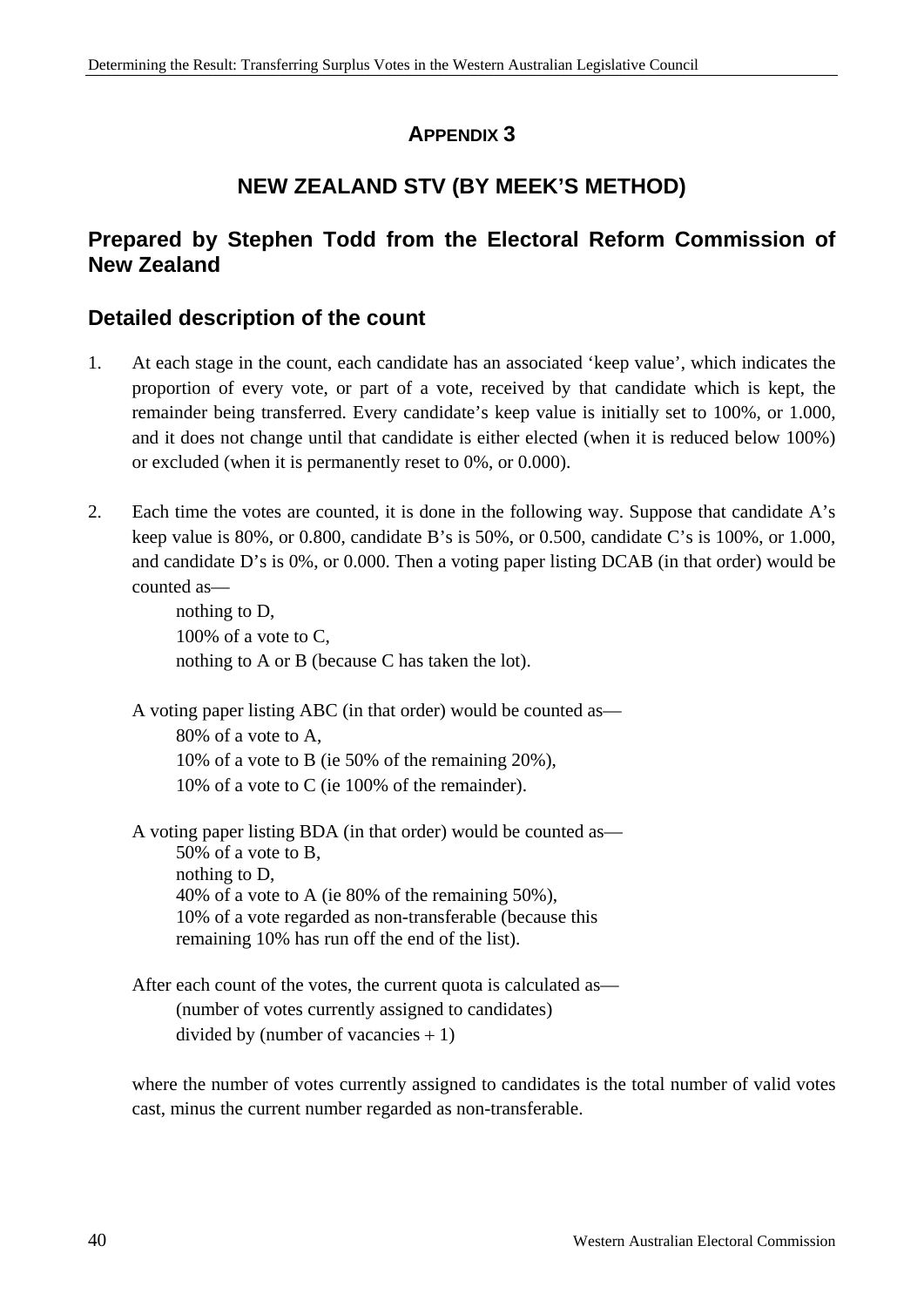# APPENDIX 3

## NEW ZEALAND STV (BY MEEK'S METHOD)

## Prepared by Stephen Todd from the Electoral Reform Commission of New Zealand

## Detailed description of the count

1. At each stage in the count, each candidate has an associated 'keep value', which indicates the proportion of every vote, or part of a vote, received by that candidate which is kept, the remainder being transferred. Every candidate's keep value is initially set to 100%, or 1.000, and it does not change until that candidate is either elected (when it is reduced below 100%) or excluded (when it is permanently reset to 0%, or 0.000).

2. Each time the votes are counted, it is done in the following way. Suppose that candidate A's keep value is 80%, or 0.800, candidate B's is 50%, or 0.500, candidate C's is 100%, or 1.000, and candidate D's is 0%, or 0.000. Then a voting paper listing DCAB (in that order) would be counted as—

   nothing to D,
   100% of a vote to C,
   nothing to A or B (because C has taken the lot).

   A voting paper listing ABC (in that order) would be counted as—

   80% of a vote to A,
   10% of a vote to B (ie 50% of the remaining 20%),
   10% of a vote to C (ie 100% of the remainder).

   A voting paper listing BDA (in that order) would be counted as—

   50% of a vote to B,
   nothing to D,
   40% of a vote to A (ie 80% of the remaining 50%),
   10% of a vote regarded as non-transferable (because this remaining 10% has run off the end of the list).

   After each count of the votes, the current quota is calculated as—

   (number of votes currently assigned to candidates)
   divided by (number of vacancies + 1)

   where the number of votes currently assigned to candidates is the total number of valid votes cast, minus the current number regarded as non-transferable.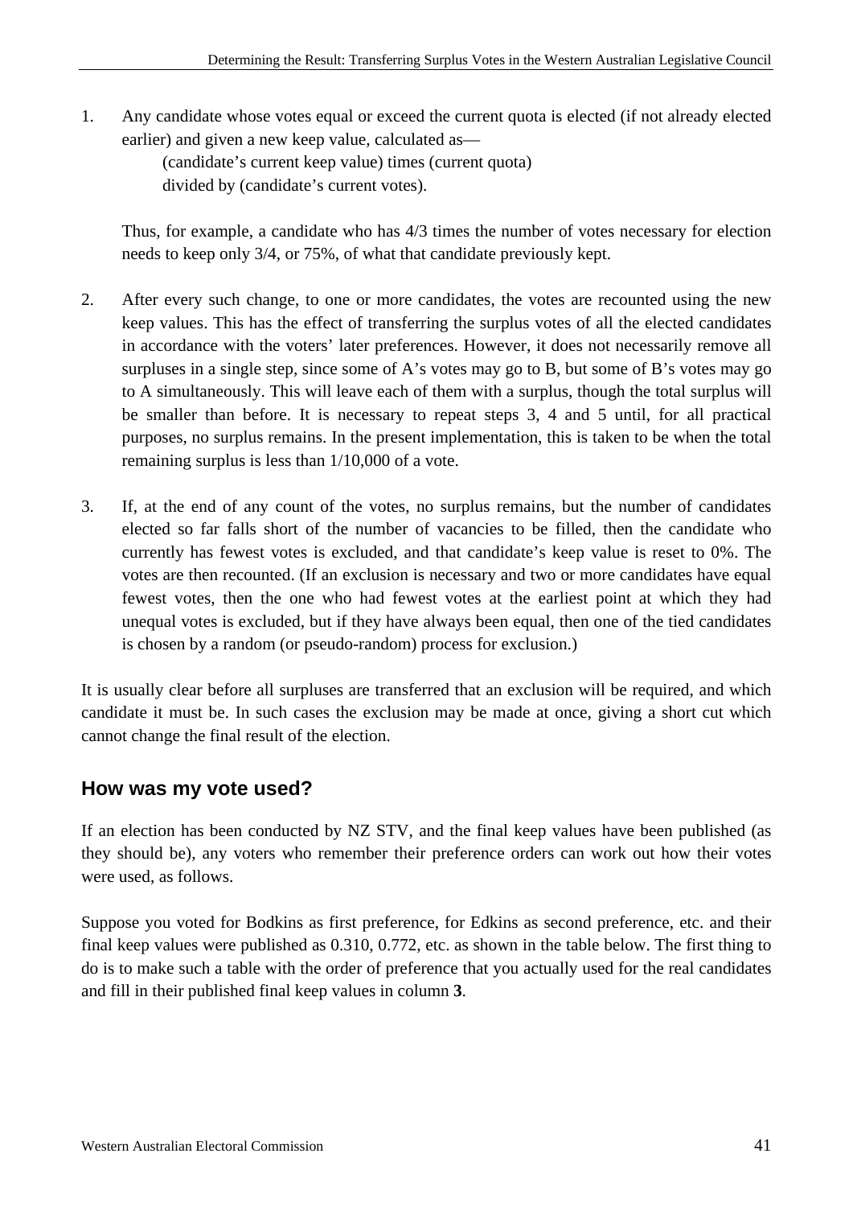1. Any candidate whose votes equal or exceed the current quota is elected (if not already elected earlier) and given a new keep value, calculated as—

    (candidate's current keep value) times (current quota)
    divided by (candidate's current votes).

    Thus, for example, a candidate who has 4/3 times the number of votes necessary for election needs to keep only 3/4, or 75%, of what that candidate previously kept.

2. After every such change, to one or more candidates, the votes are recounted using the new keep values. This has the effect of transferring the surplus votes of all the elected candidates in accordance with the voters' later preferences. However, it does not necessarily remove all surpluses in a single step, since some of A's votes may go to B, but some of B's votes may go to A simultaneously. This will leave each of them with a surplus, though the total surplus will be smaller than before. It is necessary to repeat steps 3, 4 and 5 until, for all practical purposes, no surplus remains. In the present implementation, this is taken to be when the total remaining surplus is less than 1/10,000 of a vote.

3. If, at the end of any count of the votes, no surplus remains, but the number of candidates elected so far falls short of the number of vacancies to be filled, then the candidate who currently has fewest votes is excluded, and that candidate's keep value is reset to 0%. The votes are then recounted. (If an exclusion is necessary and two or more candidates have equal fewest votes, then the one who had fewest votes at the earliest point at which they had unequal votes is excluded, but if they have always been equal, then one of the tied candidates is chosen by a random (or pseudo-random) process for exclusion.)

It is usually clear before all surpluses are transferred that an exclusion will be required, and which candidate it must be. In such cases the exclusion may be made at once, giving a short cut which cannot change the final result of the election.

## How was my vote used?

If an election has been conducted by NZ STV, and the final keep values have been published (as they should be), any voters who remember their preference orders can work out how their votes were used, as follows.

Suppose you voted for Bodkins as first preference, for Edkins as second preference, etc. and their final keep values were published as 0.310, 0.772, etc. as shown in the table below. The first thing to do is to make such a table with the order of preference that you actually used for the real candidates and fill in their published final keep values in column **3**.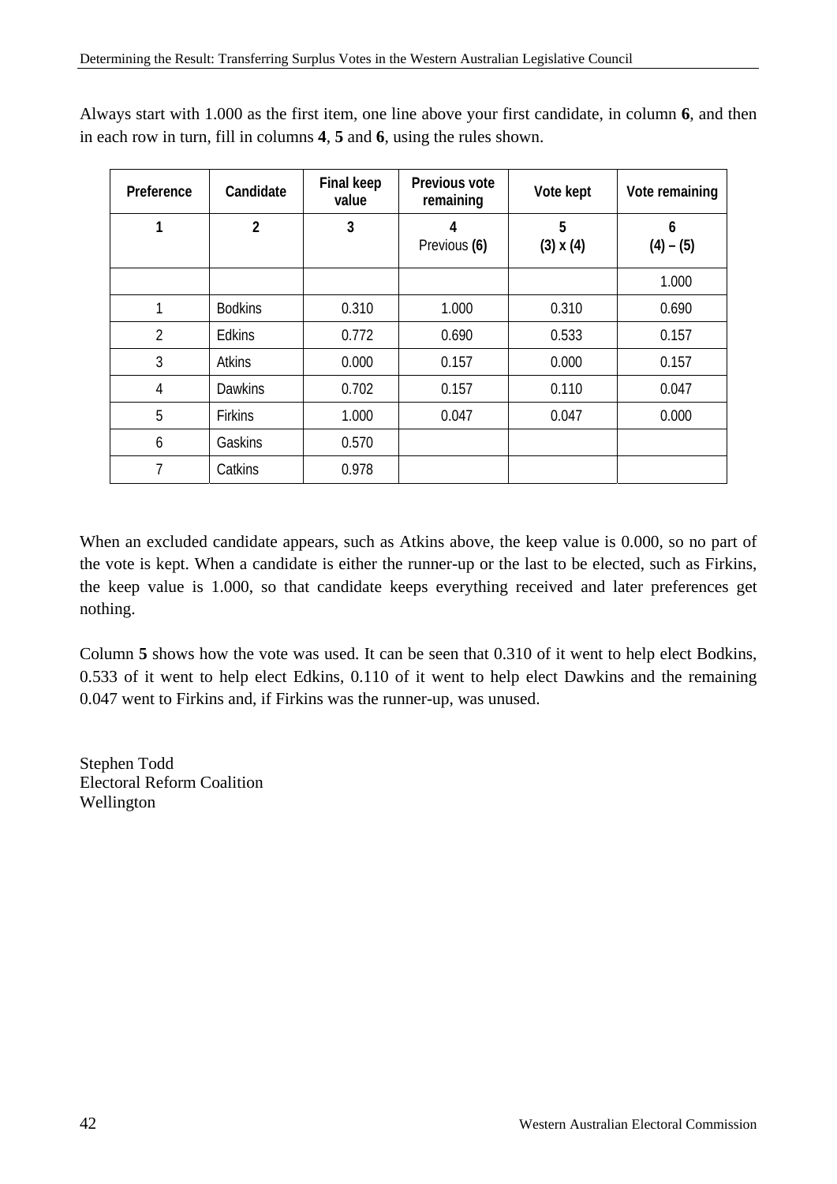Always start with 1.000 as the first item, one line above your first candidate, in column **6**, and then in each row in turn, fill in columns **4**, **5** and **6**, using the rules shown.

| Preference | Candidate | Final keep value | Previous vote remaining | Vote kept | Vote remaining |
|---|---|---|---|---|---|
| **1** | **2** | **3** | **4** Previous **(6)** | **5** **(3) x (4)** | **6** **(4) – (5)** |
| | | | | | 1.000 |
| 1 | Bodkins | 0.310 | 1.000 | 0.310 | 0.690 |
| 2 | Edkins | 0.772 | 0.690 | 0.533 | 0.157 |
| 3 | Atkins | 0.000 | 0.157 | 0.000 | 0.157 |
| 4 | Dawkins | 0.702 | 0.157 | 0.110 | 0.047 |
| 5 | Firkins | 1.000 | 0.047 | 0.047 | 0.000 |
| 6 | Gaskins | 0.570 | | | |
| 7 | Catkins | 0.978 | | | |

When an excluded candidate appears, such as Atkins above, the keep value is 0.000, so no part of the vote is kept. When a candidate is either the runner-up or the last to be elected, such as Firkins, the keep value is 1.000, so that candidate keeps everything received and later preferences get nothing.

Column **5** shows how the vote was used. It can be seen that 0.310 of it went to help elect Bodkins, 0.533 of it went to help elect Edkins, 0.110 of it went to help elect Dawkins and the remaining 0.047 went to Firkins and, if Firkins was the runner-up, was unused.

Stephen Todd
Electoral Reform Coalition
Wellington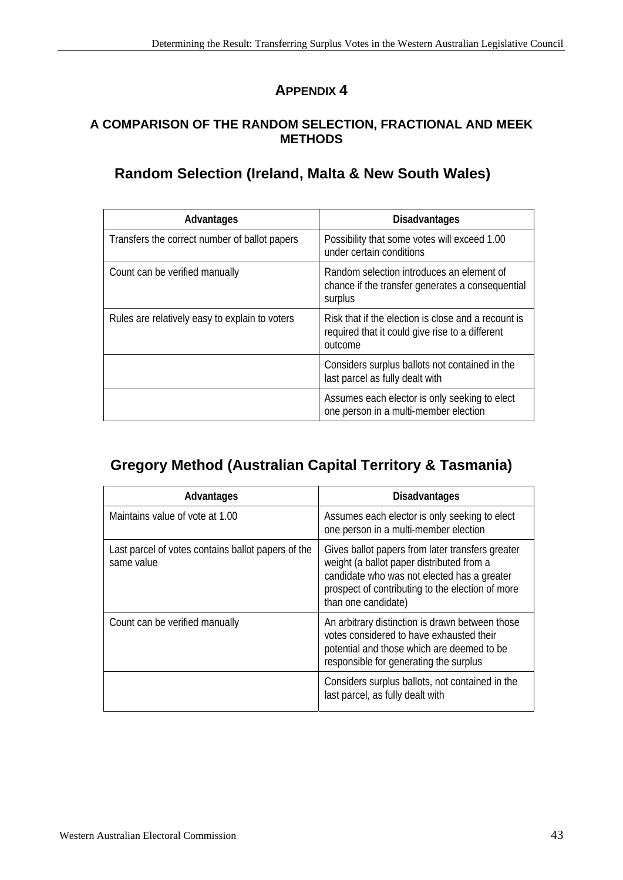# APPENDIX 4

## A COMPARISON OF THE RANDOM SELECTION, FRACTIONAL AND MEEK METHODS

### Random Selection (Ireland, Malta & New South Wales)

| Advantages | Disadvantages |
|---|---|
| Transfers the correct number of ballot papers | Possibility that some votes will exceed 1.00 under certain conditions |
| Count can be verified manually | Random selection introduces an element of chance if the transfer generates a consequential surplus |
| Rules are relatively easy to explain to voters | Risk that if the election is close and a recount is required that it could give rise to a different outcome |
| | Considers surplus ballots not contained in the last parcel as fully dealt with |
| | Assumes each elector is only seeking to elect one person in a multi-member election |

### Gregory Method (Australian Capital Territory & Tasmania)

| Advantages | Disadvantages |
|---|---|
| Maintains value of vote at 1.00 | Assumes each elector is only seeking to elect one person in a multi-member election |
| Last parcel of votes contains ballot papers of the same value | Gives ballot papers from later transfers greater weight (a ballot paper distributed from a candidate who was not elected has a greater prospect of contributing to the election of more than one candidate) |
| Count can be verified manually | An arbitrary distinction is drawn between those votes considered to have exhausted their potential and those which are deemed to be responsible for generating the surplus |
| | Considers surplus ballots, not contained in the last parcel, as fully dealt with |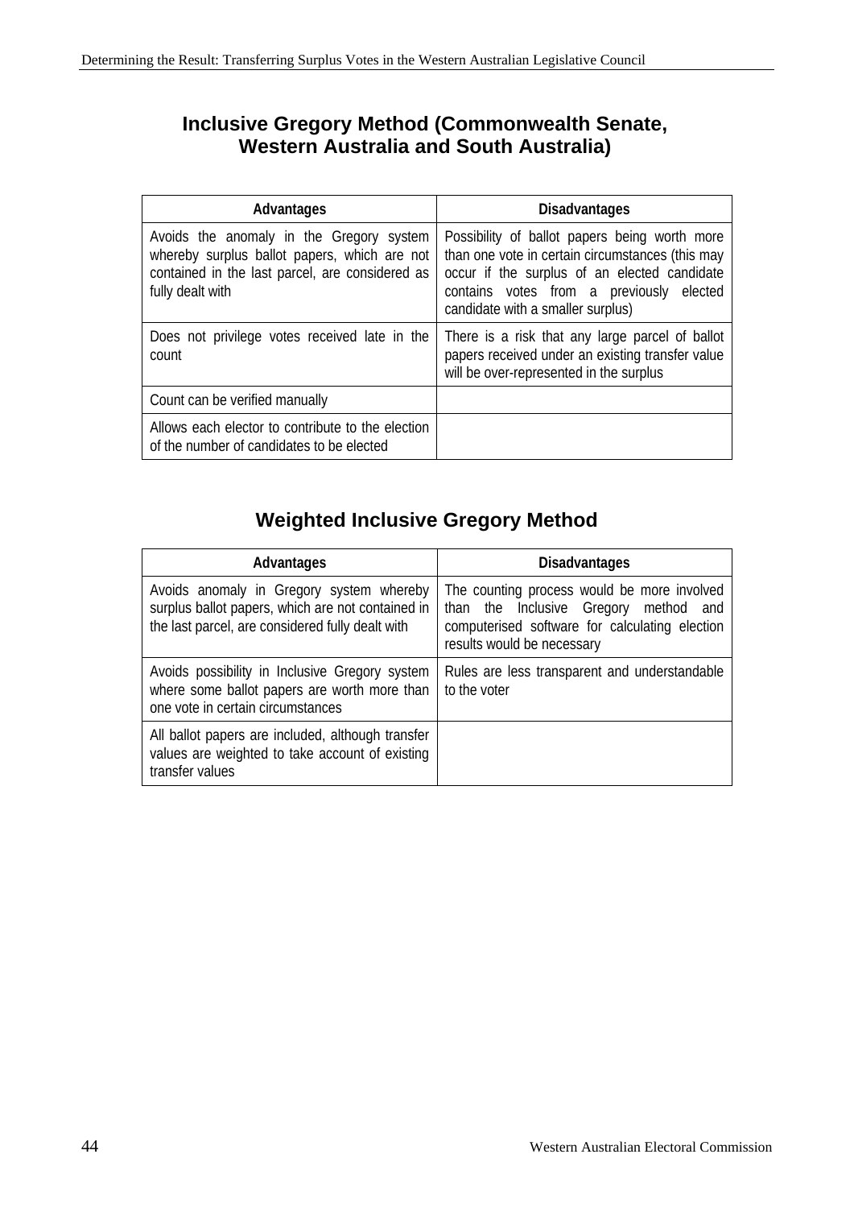## Inclusive Gregory Method (Commonwealth Senate, Western Australia and South Australia)

| Advantages | Disadvantages |
|---|---|
| Avoids the anomaly in the Gregory system whereby surplus ballot papers, which are not contained in the last parcel, are considered as fully dealt with | Possibility of ballot papers being worth more than one vote in certain circumstances (this may occur if the surplus of an elected candidate contains votes from a previously elected candidate with a smaller surplus) |
| Does not privilege votes received late in the count | There is a risk that any large parcel of ballot papers received under an existing transfer value will be over-represented in the surplus |
| Count can be verified manually | |
| Allows each elector to contribute to the election of the number of candidates to be elected | |

## Weighted Inclusive Gregory Method

| Advantages | Disadvantages |
|---|---|
| Avoids anomaly in Gregory system whereby surplus ballot papers, which are not contained in the last parcel, are considered fully dealt with | The counting process would be more involved than the Inclusive Gregory method and computerised software for calculating election results would be necessary |
| Avoids possibility in Inclusive Gregory system where some ballot papers are worth more than one vote in certain circumstances | Rules are less transparent and understandable to the voter |
| All ballot papers are included, although transfer values are weighted to take account of existing transfer values | |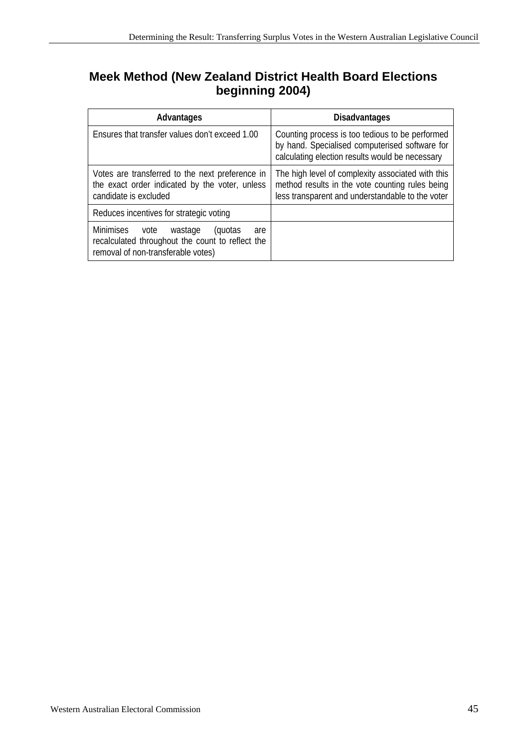## Meek Method (New Zealand District Health Board Elections beginning 2004)

| Advantages | Disadvantages |
| --- | --- |
| Ensures that transfer values don't exceed 1.00 | Counting process is too tedious to be performed by hand. Specialised computerised software for calculating election results would be necessary |
| Votes are transferred to the next preference in the exact order indicated by the voter, unless candidate is excluded | The high level of complexity associated with this method results in the vote counting rules being less transparent and understandable to the voter |
| Reduces incentives for strategic voting | |
| Minimises vote wastage (quotas are recalculated throughout the count to reflect the removal of non-transferable votes) | |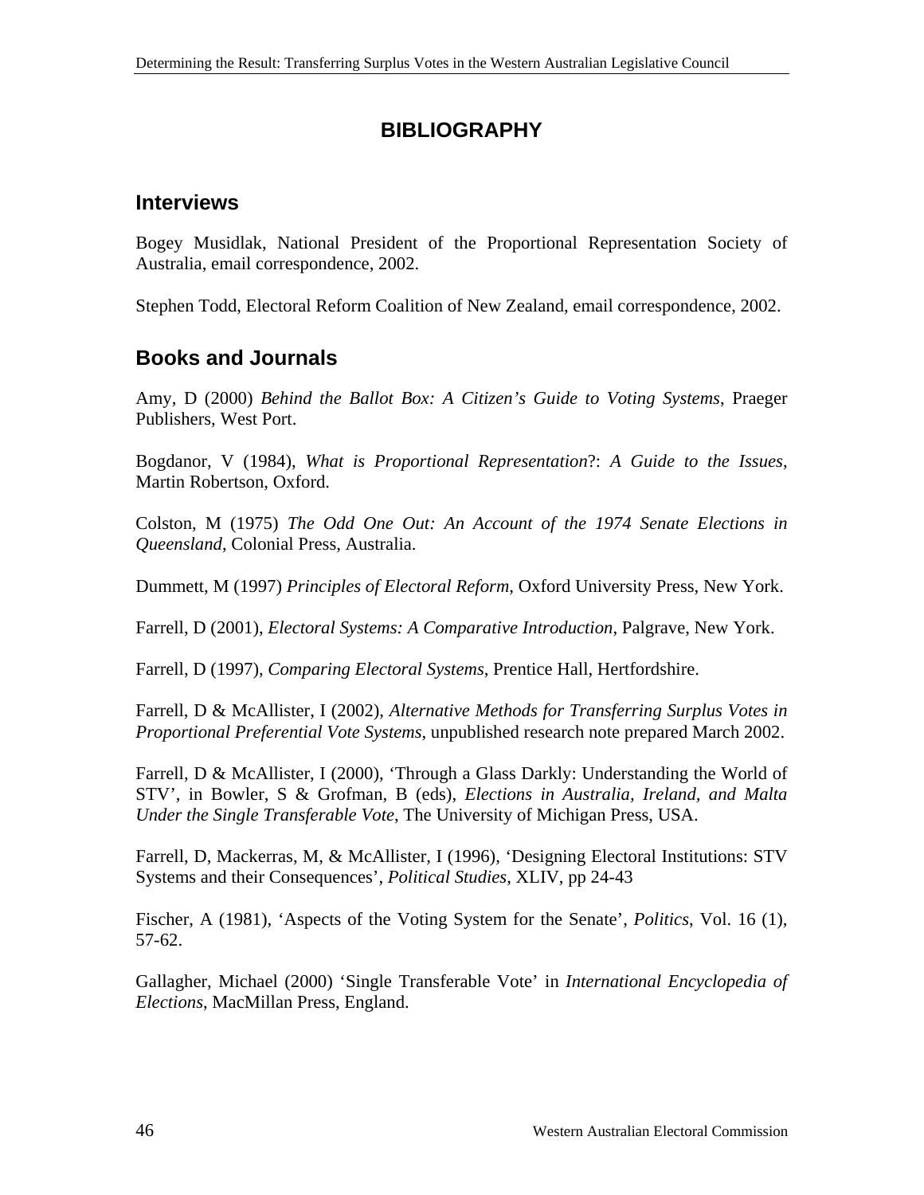# BIBLIOGRAPHY

## Interviews

Bogey Musidlak, National President of the Proportional Representation Society of Australia, email correspondence, 2002.

Stephen Todd, Electoral Reform Coalition of New Zealand, email correspondence, 2002.

## Books and Journals

Amy, D (2000) *Behind the Ballot Box: A Citizen's Guide to Voting Systems*, Praeger Publishers, West Port.

Bogdanor, V (1984), *What is Proportional Representation*?: *A Guide to the Issues*, Martin Robertson, Oxford.

Colston, M (1975) *The Odd One Out: An Account of the 1974 Senate Elections in Queensland*, Colonial Press, Australia.

Dummett, M (1997) *Principles of Electoral Reform*, Oxford University Press, New York.

Farrell, D (2001), *Electoral Systems: A Comparative Introduction*, Palgrave, New York.

Farrell, D (1997), *Comparing Electoral Systems*, Prentice Hall, Hertfordshire.

Farrell, D & McAllister, I (2002), *Alternative Methods for Transferring Surplus Votes in Proportional Preferential Vote Systems*, unpublished research note prepared March 2002.

Farrell, D & McAllister, I (2000), 'Through a Glass Darkly: Understanding the World of STV', in Bowler, S & Grofman, B (eds), *Elections in Australia, Ireland, and Malta Under the Single Transferable Vote*, The University of Michigan Press, USA.

Farrell, D, Mackerras, M, & McAllister, I (1996), 'Designing Electoral Institutions: STV Systems and their Consequences', *Political Studies*, XLIV, pp 24-43

Fischer, A (1981), 'Aspects of the Voting System for the Senate', *Politics*, Vol. 16 (1), 57-62.

Gallagher, Michael (2000) 'Single Transferable Vote' in *International Encyclopedia of Elections*, MacMillan Press, England.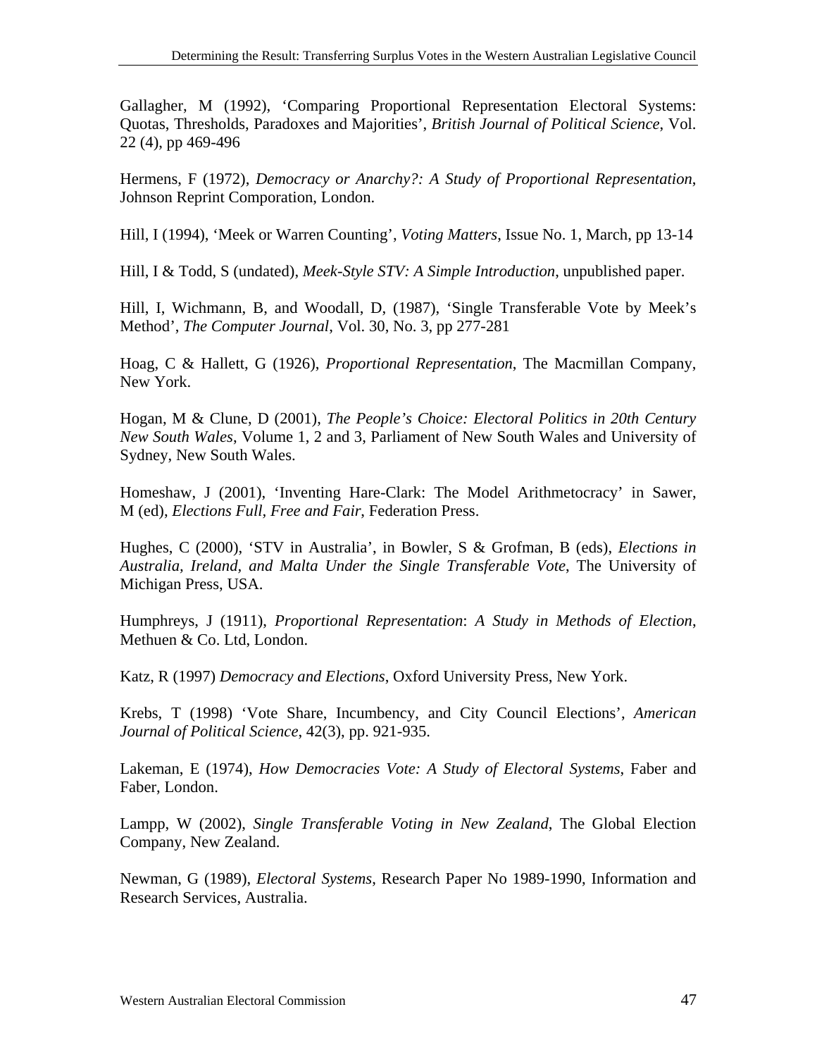Gallagher, M (1992), 'Comparing Proportional Representation Electoral Systems: Quotas, Thresholds, Paradoxes and Majorities', *British Journal of Political Science*, Vol. 22 (4), pp 469-496

Hermens, F (1972), *Democracy or Anarchy?: A Study of Proportional Representation*, Johnson Reprint Comporation, London.

Hill, I (1994), 'Meek or Warren Counting', *Voting Matters*, Issue No. 1, March, pp 13-14

Hill, I & Todd, S (undated), *Meek-Style STV: A Simple Introduction*, unpublished paper.

Hill, I, Wichmann, B, and Woodall, D, (1987), 'Single Transferable Vote by Meek's Method', *The Computer Journal*, Vol. 30, No. 3, pp 277-281

Hoag, C & Hallett, G (1926), *Proportional Representation*, The Macmillan Company, New York.

Hogan, M & Clune, D (2001), *The People's Choice: Electoral Politics in 20th Century New South Wales*, Volume 1, 2 and 3, Parliament of New South Wales and University of Sydney, New South Wales.

Homeshaw, J (2001), 'Inventing Hare-Clark: The Model Arithmetocracy' in Sawer, M (ed), *Elections Full, Free and Fair*, Federation Press.

Hughes, C (2000), 'STV in Australia', in Bowler, S & Grofman, B (eds), *Elections in Australia, Ireland, and Malta Under the Single Transferable Vote*, The University of Michigan Press, USA.

Humphreys, J (1911), *Proportional Representation*: *A Study in Methods of Election*, Methuen & Co. Ltd, London.

Katz, R (1997) *Democracy and Elections*, Oxford University Press, New York.

Krebs, T (1998) 'Vote Share, Incumbency, and City Council Elections', *American Journal of Political Science*, 42(3), pp. 921-935.

Lakeman, E (1974), *How Democracies Vote: A Study of Electoral Systems*, Faber and Faber, London.

Lampp, W (2002), *Single Transferable Voting in New Zealand*, The Global Election Company, New Zealand.

Newman, G (1989), *Electoral Systems*, Research Paper No 1989-1990, Information and Research Services, Australia.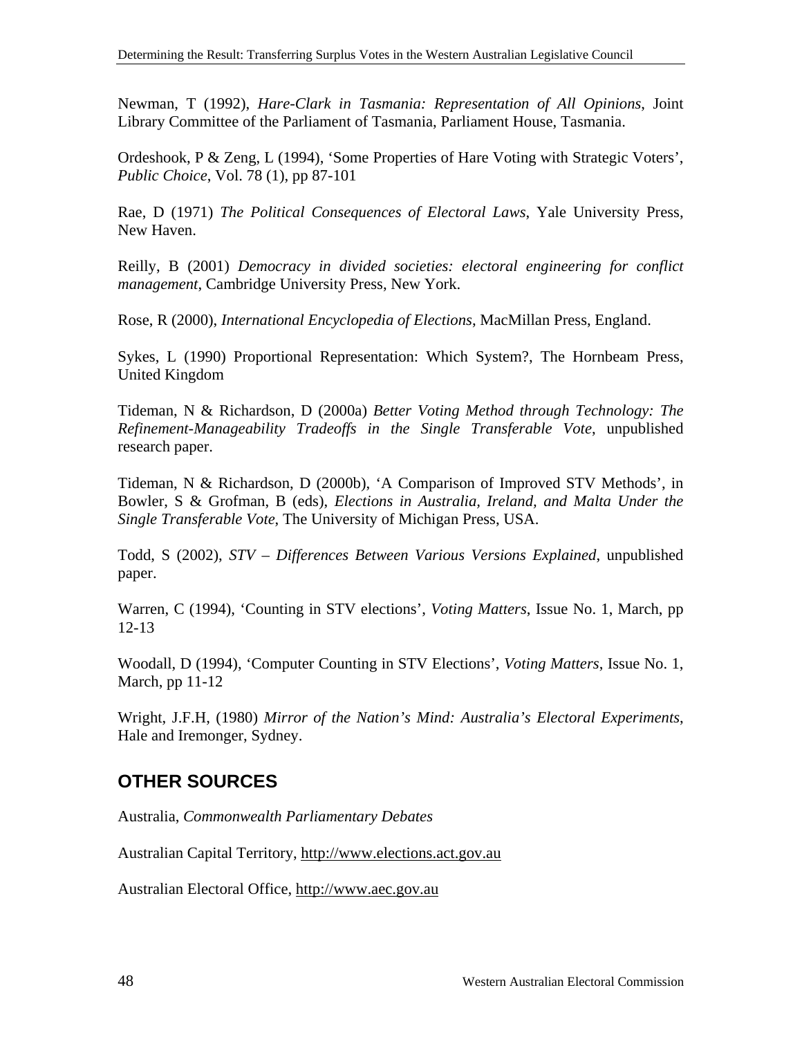Newman, T (1992), *Hare-Clark in Tasmania: Representation of All Opinions*, Joint Library Committee of the Parliament of Tasmania, Parliament House, Tasmania.

Ordeshook, P & Zeng, L (1994), 'Some Properties of Hare Voting with Strategic Voters', *Public Choice*, Vol. 78 (1), pp 87-101

Rae, D (1971) *The Political Consequences of Electoral Laws*, Yale University Press, New Haven.

Reilly, B (2001) *Democracy in divided societies: electoral engineering for conflict management*, Cambridge University Press, New York.

Rose, R (2000), *International Encyclopedia of Elections*, MacMillan Press, England.

Sykes, L (1990) Proportional Representation: Which System?, The Hornbeam Press, United Kingdom

Tideman, N & Richardson, D (2000a) *Better Voting Method through Technology: The Refinement-Manageability Tradeoffs in the Single Transferable Vote*, unpublished research paper.

Tideman, N & Richardson, D (2000b), 'A Comparison of Improved STV Methods', in Bowler, S & Grofman, B (eds), *Elections in Australia, Ireland, and Malta Under the Single Transferable Vote*, The University of Michigan Press, USA.

Todd, S (2002), *STV – Differences Between Various Versions Explained*, unpublished paper.

Warren, C (1994), 'Counting in STV elections', *Voting Matters*, Issue No. 1, March, pp 12-13

Woodall, D (1994), 'Computer Counting in STV Elections', *Voting Matters*, Issue No. 1, March, pp 11-12

Wright, J.F.H, (1980) *Mirror of the Nation's Mind: Australia's Electoral Experiments*, Hale and Iremonger, Sydney.

## OTHER SOURCES

Australia, *Commonwealth Parliamentary Debates*

Australian Capital Territory, http://www.elections.act.gov.au

Australian Electoral Office, http://www.aec.gov.au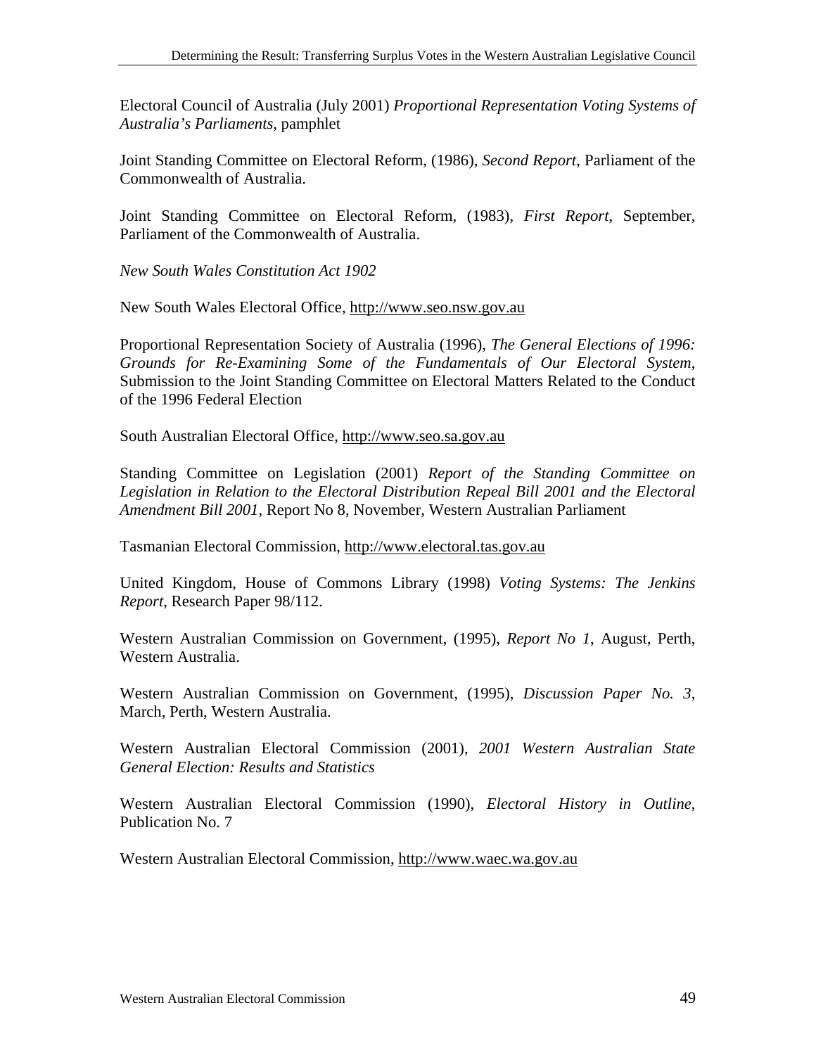Electoral Council of Australia (July 2001) *Proportional Representation Voting Systems of Australia's Parliaments*, pamphlet

Joint Standing Committee on Electoral Reform, (1986), *Second Report*, Parliament of the Commonwealth of Australia.

Joint Standing Committee on Electoral Reform, (1983), *First Report*, September, Parliament of the Commonwealth of Australia.

*New South Wales Constitution Act 1902*

New South Wales Electoral Office, http://www.seo.nsw.gov.au

Proportional Representation Society of Australia (1996), *The General Elections of 1996: Grounds for Re-Examining Some of the Fundamentals of Our Electoral System*, Submission to the Joint Standing Committee on Electoral Matters Related to the Conduct of the 1996 Federal Election

South Australian Electoral Office, http://www.seo.sa.gov.au

Standing Committee on Legislation (2001) *Report of the Standing Committee on Legislation in Relation to the Electoral Distribution Repeal Bill 2001 and the Electoral Amendment Bill 2001*, Report No 8, November, Western Australian Parliament

Tasmanian Electoral Commission, http://www.electoral.tas.gov.au

United Kingdom, House of Commons Library (1998) *Voting Systems: The Jenkins Report*, Research Paper 98/112.

Western Australian Commission on Government, (1995), *Report No 1*, August, Perth, Western Australia.

Western Australian Commission on Government, (1995), *Discussion Paper No. 3*, March, Perth, Western Australia.

Western Australian Electoral Commission (2001), *2001 Western Australian State General Election: Results and Statistics*

Western Australian Electoral Commission (1990), *Electoral History in Outline*, Publication No. 7

Western Australian Electoral Commission, http://www.waec.wa.gov.au